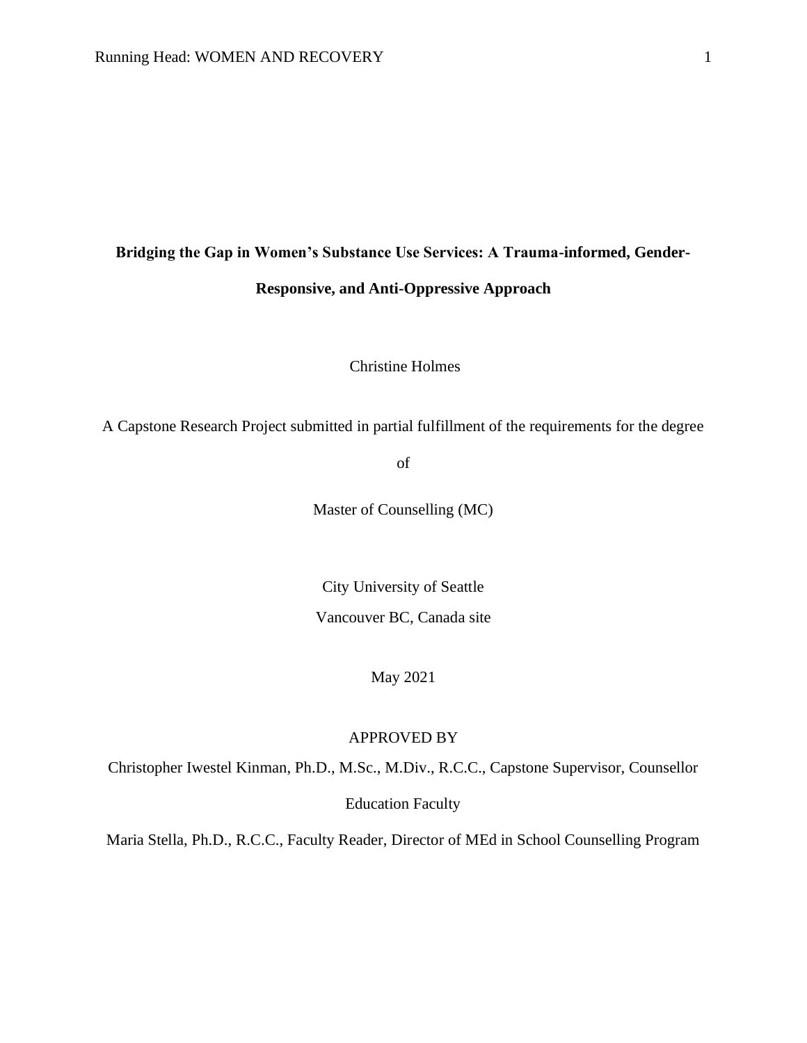# Bridging the Gap in Women's Substance Use Services: A Trauma-informed, Gender-Responsive, and Anti-Oppressive Approach

Christine Holmes

A Capstone Research Project submitted in partial fulfillment of the requirements for the degree

of

Master of Counselling (MC)

City University of Seattle

Vancouver BC, Canada site

May 2021

APPROVED BY

Christopher Iwestel Kinman, Ph.D., M.Sc., M.Div., R.C.C., Capstone Supervisor, Counsellor Education Faculty

Maria Stella, Ph.D., R.C.C., Faculty Reader, Director of MEd in School Counselling Program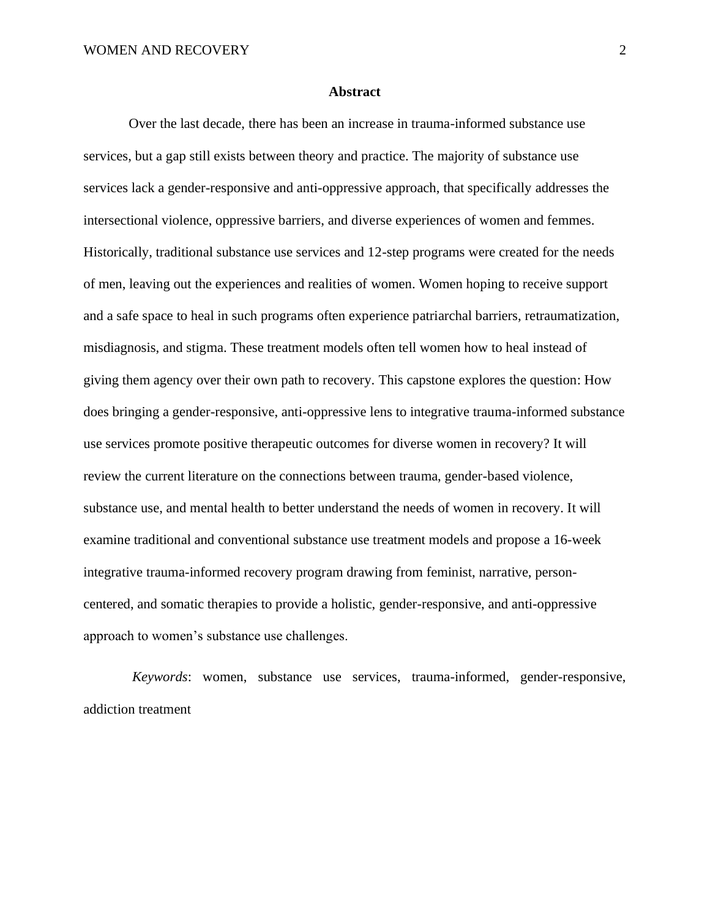# Abstract

Over the last decade, there has been an increase in trauma-informed substance use services, but a gap still exists between theory and practice. The majority of substance use services lack a gender-responsive and anti-oppressive approach, that specifically addresses the intersectional violence, oppressive barriers, and diverse experiences of women and femmes. Historically, traditional substance use services and 12-step programs were created for the needs of men, leaving out the experiences and realities of women. Women hoping to receive support and a safe space to heal in such programs often experience patriarchal barriers, retraumatization, misdiagnosis, and stigma. These treatment models often tell women how to heal instead of giving them agency over their own path to recovery. This capstone explores the question: How does bringing a gender-responsive, anti-oppressive lens to integrative trauma-informed substance use services promote positive therapeutic outcomes for diverse women in recovery? It will review the current literature on the connections between trauma, gender-based violence, substance use, and mental health to better understand the needs of women in recovery. It will examine traditional and conventional substance use treatment models and propose a 16-week integrative trauma-informed recovery program drawing from feminist, narrative, person-centered, and somatic therapies to provide a holistic, gender-responsive, and anti-oppressive approach to women's substance use challenges.

*Keywords*: women, substance use services, trauma-informed, gender-responsive, addiction treatment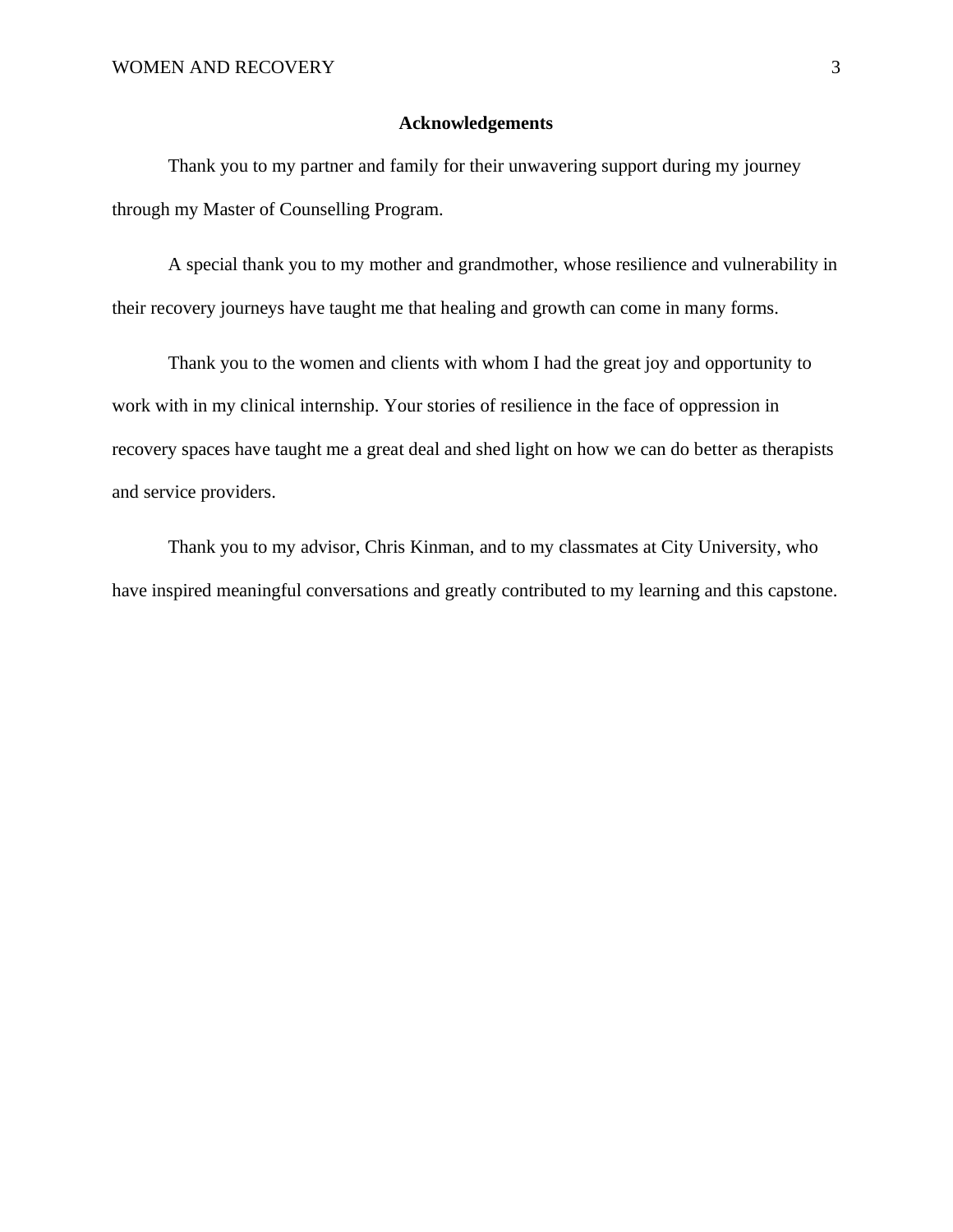## Acknowledgements

Thank you to my partner and family for their unwavering support during my journey through my Master of Counselling Program.

A special thank you to my mother and grandmother, whose resilience and vulnerability in their recovery journeys have taught me that healing and growth can come in many forms.

Thank you to the women and clients with whom I had the great joy and opportunity to work with in my clinical internship. Your stories of resilience in the face of oppression in recovery spaces have taught me a great deal and shed light on how we can do better as therapists and service providers.

Thank you to my advisor, Chris Kinman, and to my classmates at City University, who have inspired meaningful conversations and greatly contributed to my learning and this capstone.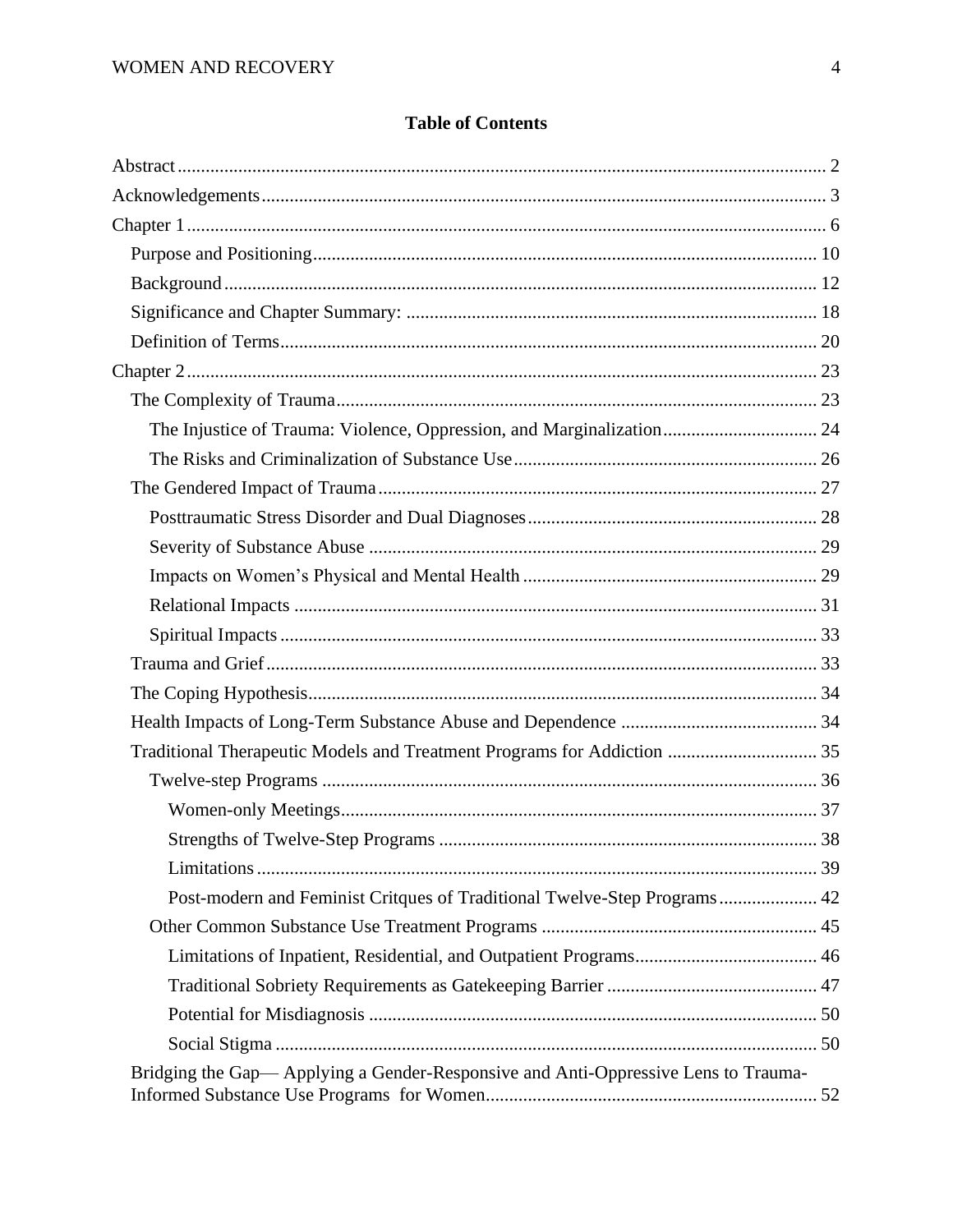## Table of Contents

Abstract .......... 2

Acknowledgements .......... 3

Chapter 1 .......... 6

- Purpose and Positioning .......... 10
- Background .......... 12
- Significance and Chapter Summary: .......... 18
- Definition of Terms .......... 20

Chapter 2 .......... 23

- The Complexity of Trauma .......... 23
  - The Injustice of Trauma: Violence, Oppression, and Marginalization .......... 24
  - The Risks and Criminalization of Substance Use .......... 26
- The Gendered Impact of Trauma .......... 27
  - Posttraumatic Stress Disorder and Dual Diagnoses .......... 28
  - Severity of Substance Abuse .......... 29
  - Impacts on Women's Physical and Mental Health .......... 29
  - Relational Impacts .......... 31
  - Spiritual Impacts .......... 33
- Trauma and Grief .......... 33
- The Coping Hypothesis .......... 34
- Health Impacts of Long-Term Substance Abuse and Dependence .......... 34
- Traditional Therapeutic Models and Treatment Programs for Addiction .......... 35
  - Twelve-step Programs .......... 36
    - Women-only Meetings .......... 37
    - Strengths of Twelve-Step Programs .......... 38
    - Limitations .......... 39
    - Post-modern and Feminist Critques of Traditional Twelve-Step Programs .......... 42
  - Other Common Substance Use Treatment Programs .......... 45
    - Limitations of Inpatient, Residential, and Outpatient Programs .......... 46
    - Traditional Sobriety Requirements as Gatekeeping Barrier .......... 47
    - Potential for Misdiagnosis .......... 50
    - Social Stigma .......... 50
- Bridging the Gap— Applying a Gender-Responsive and Anti-Oppressive Lens to Trauma-Informed Substance Use Programs for Women .......... 52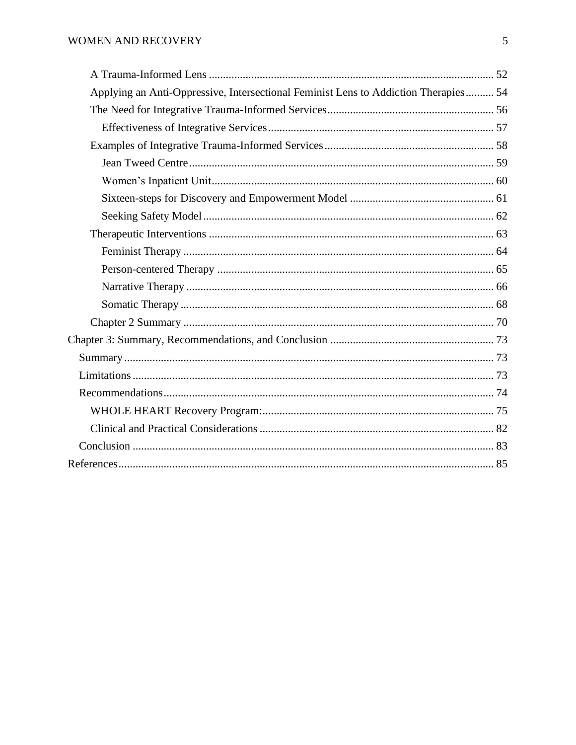- A Trauma-Informed Lens ........ 52
- Applying an Anti-Oppressive, Intersectional Feminist Lens to Addiction Therapies ........ 54
- The Need for Integrative Trauma-Informed Services ........ 56
  - Effectiveness of Integrative Services ........ 57
- Examples of Integrative Trauma-Informed Services ........ 58
  - Jean Tweed Centre ........ 59
  - Women's Inpatient Unit ........ 60
  - Sixteen-steps for Discovery and Empowerment Model ........ 61
  - Seeking Safety Model ........ 62
- Therapeutic Interventions ........ 63
  - Feminist Therapy ........ 64
  - Person-centered Therapy ........ 65
  - Narrative Therapy ........ 66
  - Somatic Therapy ........ 68
- Chapter 2 Summary ........ 70

Chapter 3: Summary, Recommendations, and Conclusion ........ 73

- Summary ........ 73
- Limitations ........ 73
- Recommendations ........ 74
  - WHOLE HEART Recovery Program: ........ 75
  - Clinical and Practical Considerations ........ 82
- Conclusion ........ 83

References ........ 85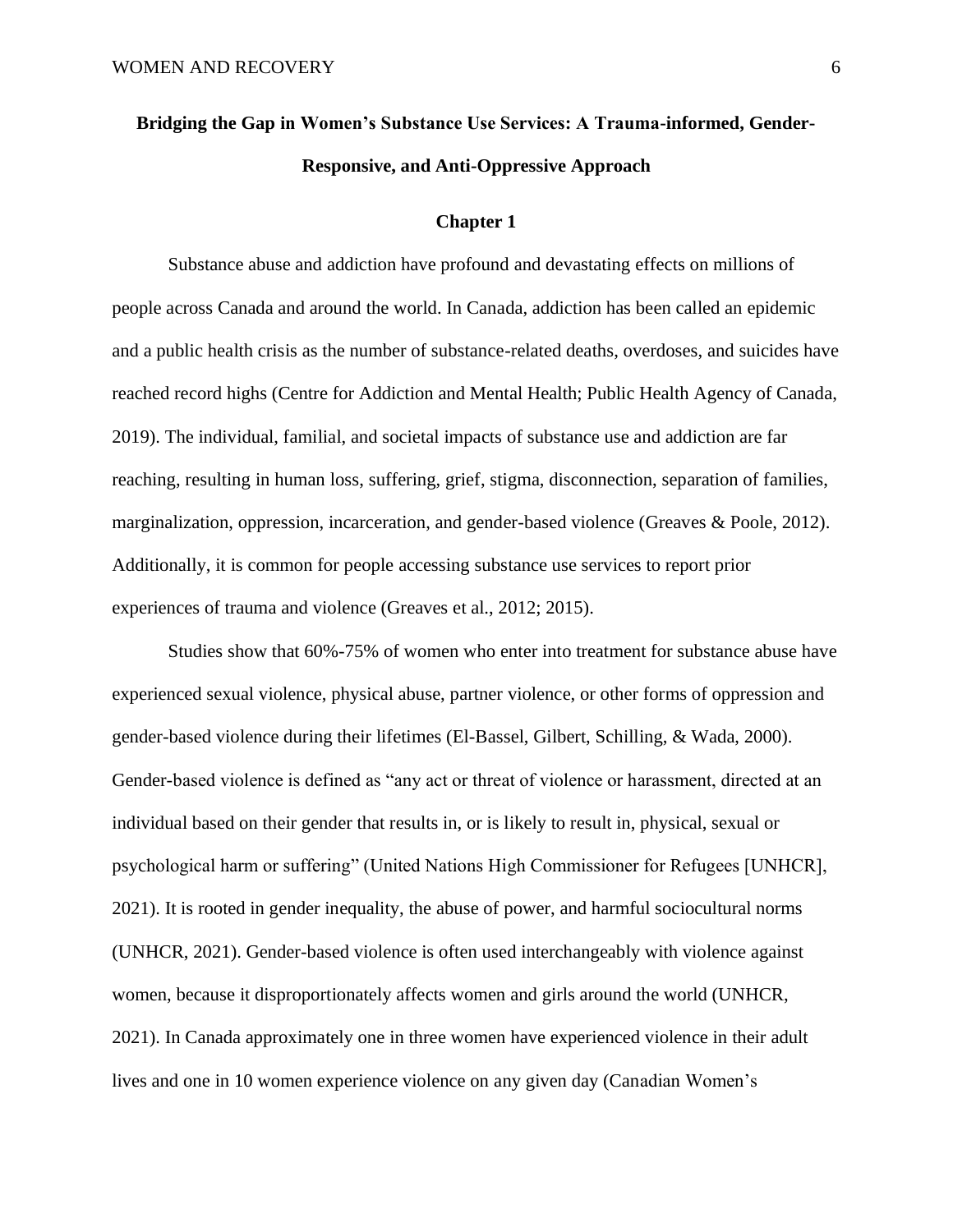# Bridging the Gap in Women's Substance Use Services: A Trauma-informed, Gender-Responsive, and Anti-Oppressive Approach

## Chapter 1

Substance abuse and addiction have profound and devastating effects on millions of people across Canada and around the world. In Canada, addiction has been called an epidemic and a public health crisis as the number of substance-related deaths, overdoses, and suicides have reached record highs (Centre for Addiction and Mental Health; Public Health Agency of Canada, 2019). The individual, familial, and societal impacts of substance use and addiction are far reaching, resulting in human loss, suffering, grief, stigma, disconnection, separation of families, marginalization, oppression, incarceration, and gender-based violence (Greaves & Poole, 2012). Additionally, it is common for people accessing substance use services to report prior experiences of trauma and violence (Greaves et al., 2012; 2015).

Studies show that 60%-75% of women who enter into treatment for substance abuse have experienced sexual violence, physical abuse, partner violence, or other forms of oppression and gender-based violence during their lifetimes (El-Bassel, Gilbert, Schilling, & Wada, 2000). Gender-based violence is defined as "any act or threat of violence or harassment, directed at an individual based on their gender that results in, or is likely to result in, physical, sexual or psychological harm or suffering" (United Nations High Commissioner for Refugees [UNHCR], 2021). It is rooted in gender inequality, the abuse of power, and harmful sociocultural norms (UNHCR, 2021). Gender-based violence is often used interchangeably with violence against women, because it disproportionately affects women and girls around the world (UNHCR, 2021). In Canada approximately one in three women have experienced violence in their adult lives and one in 10 women experience violence on any given day (Canadian Women's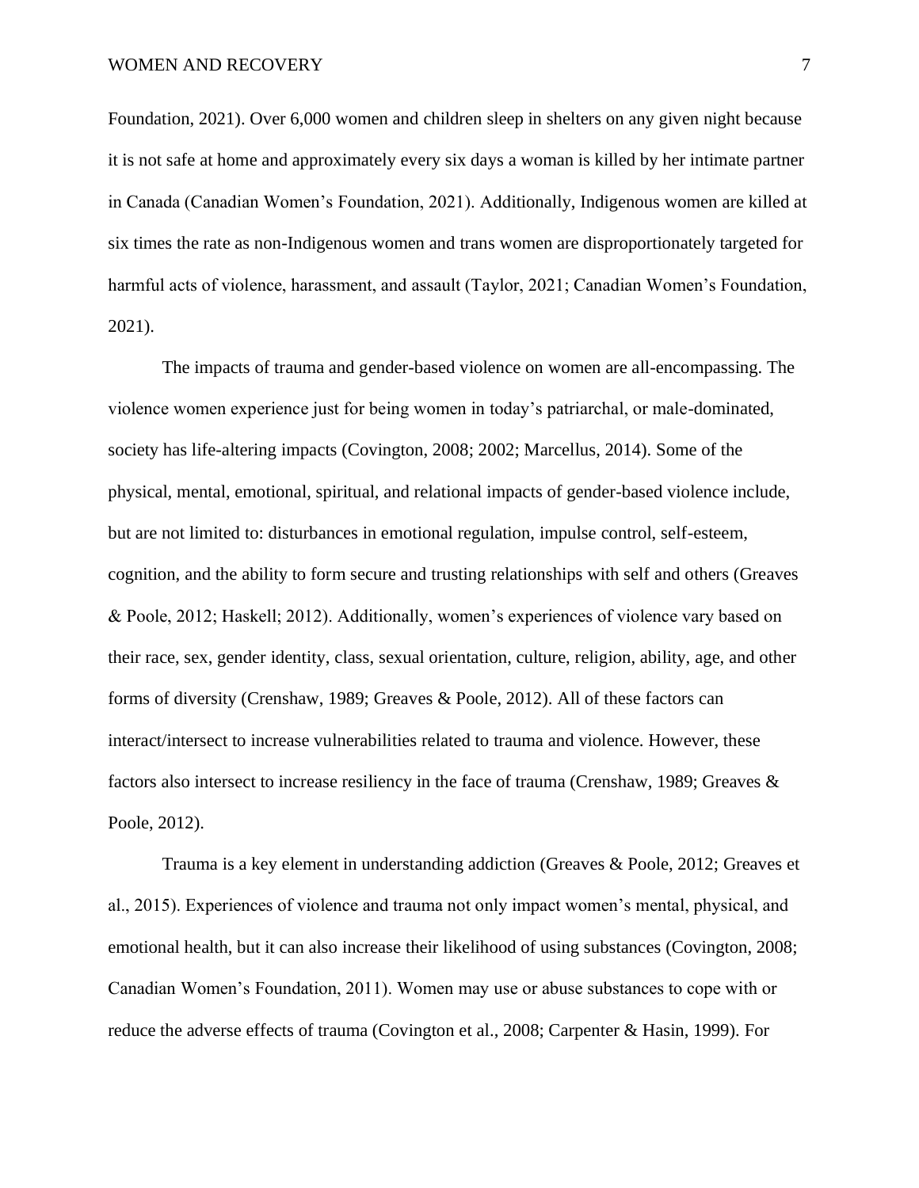Foundation, 2021). Over 6,000 women and children sleep in shelters on any given night because it is not safe at home and approximately every six days a woman is killed by her intimate partner in Canada (Canadian Women's Foundation, 2021). Additionally, Indigenous women are killed at six times the rate as non-Indigenous women and trans women are disproportionately targeted for harmful acts of violence, harassment, and assault (Taylor, 2021; Canadian Women's Foundation, 2021).

The impacts of trauma and gender-based violence on women are all-encompassing. The violence women experience just for being women in today's patriarchal, or male-dominated, society has life-altering impacts (Covington, 2008; 2002; Marcellus, 2014). Some of the physical, mental, emotional, spiritual, and relational impacts of gender-based violence include, but are not limited to: disturbances in emotional regulation, impulse control, self-esteem, cognition, and the ability to form secure and trusting relationships with self and others (Greaves & Poole, 2012; Haskell; 2012). Additionally, women's experiences of violence vary based on their race, sex, gender identity, class, sexual orientation, culture, religion, ability, age, and other forms of diversity (Crenshaw, 1989; Greaves & Poole, 2012). All of these factors can interact/intersect to increase vulnerabilities related to trauma and violence. However, these factors also intersect to increase resiliency in the face of trauma (Crenshaw, 1989; Greaves & Poole, 2012).

Trauma is a key element in understanding addiction (Greaves & Poole, 2012; Greaves et al., 2015). Experiences of violence and trauma not only impact women's mental, physical, and emotional health, but it can also increase their likelihood of using substances (Covington, 2008; Canadian Women's Foundation, 2011). Women may use or abuse substances to cope with or reduce the adverse effects of trauma (Covington et al., 2008; Carpenter & Hasin, 1999). For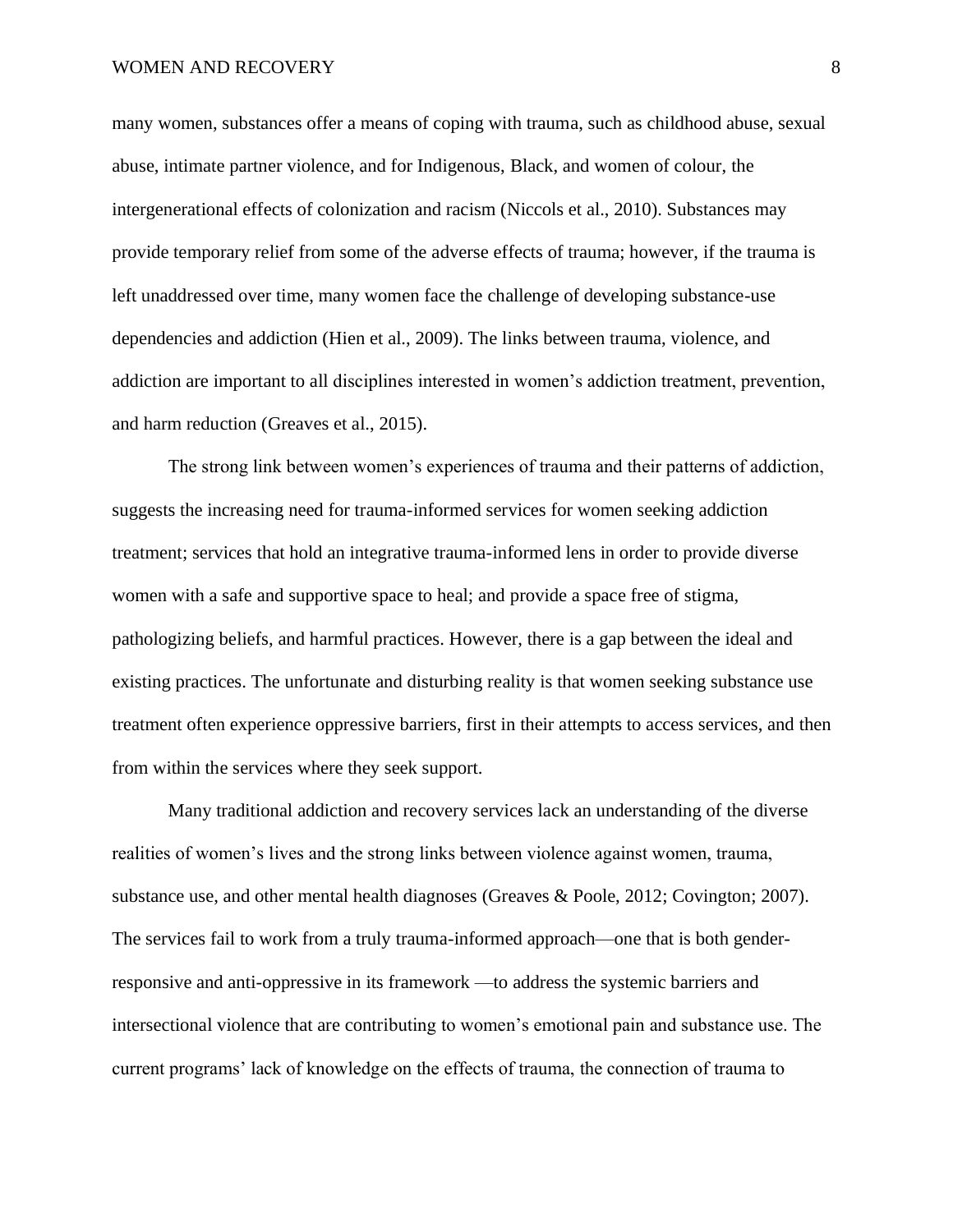many women, substances offer a means of coping with trauma, such as childhood abuse, sexual abuse, intimate partner violence, and for Indigenous, Black, and women of colour, the intergenerational effects of colonization and racism (Niccols et al., 2010). Substances may provide temporary relief from some of the adverse effects of trauma; however, if the trauma is left unaddressed over time, many women face the challenge of developing substance-use dependencies and addiction (Hien et al., 2009). The links between trauma, violence, and addiction are important to all disciplines interested in women's addiction treatment, prevention, and harm reduction (Greaves et al., 2015).

The strong link between women's experiences of trauma and their patterns of addiction, suggests the increasing need for trauma-informed services for women seeking addiction treatment; services that hold an integrative trauma-informed lens in order to provide diverse women with a safe and supportive space to heal; and provide a space free of stigma, pathologizing beliefs, and harmful practices. However, there is a gap between the ideal and existing practices. The unfortunate and disturbing reality is that women seeking substance use treatment often experience oppressive barriers, first in their attempts to access services, and then from within the services where they seek support.

Many traditional addiction and recovery services lack an understanding of the diverse realities of women's lives and the strong links between violence against women, trauma, substance use, and other mental health diagnoses (Greaves & Poole, 2012; Covington; 2007). The services fail to work from a truly trauma-informed approach—one that is both gender-responsive and anti-oppressive in its framework —to address the systemic barriers and intersectional violence that are contributing to women's emotional pain and substance use. The current programs' lack of knowledge on the effects of trauma, the connection of trauma to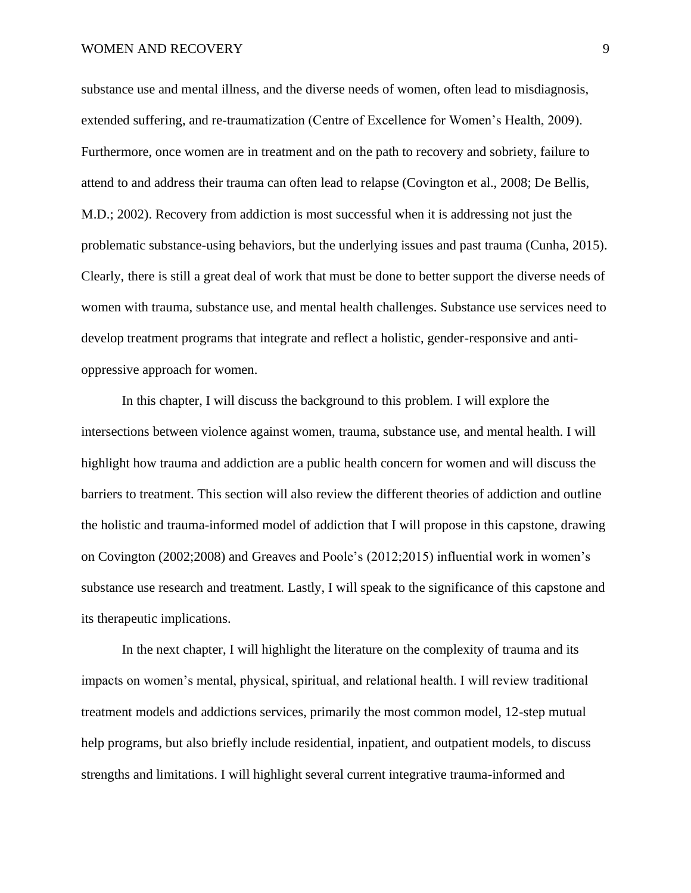substance use and mental illness, and the diverse needs of women, often lead to misdiagnosis, extended suffering, and re-traumatization (Centre of Excellence for Women's Health, 2009). Furthermore, once women are in treatment and on the path to recovery and sobriety, failure to attend to and address their trauma can often lead to relapse (Covington et al., 2008; De Bellis, M.D.; 2002). Recovery from addiction is most successful when it is addressing not just the problematic substance-using behaviors, but the underlying issues and past trauma (Cunha, 2015). Clearly, there is still a great deal of work that must be done to better support the diverse needs of women with trauma, substance use, and mental health challenges. Substance use services need to develop treatment programs that integrate and reflect a holistic, gender-responsive and anti-oppressive approach for women.

In this chapter, I will discuss the background to this problem. I will explore the intersections between violence against women, trauma, substance use, and mental health. I will highlight how trauma and addiction are a public health concern for women and will discuss the barriers to treatment. This section will also review the different theories of addiction and outline the holistic and trauma-informed model of addiction that I will propose in this capstone, drawing on Covington (2002;2008) and Greaves and Poole's (2012;2015) influential work in women's substance use research and treatment. Lastly, I will speak to the significance of this capstone and its therapeutic implications.

In the next chapter, I will highlight the literature on the complexity of trauma and its impacts on women's mental, physical, spiritual, and relational health. I will review traditional treatment models and addictions services, primarily the most common model, 12-step mutual help programs, but also briefly include residential, inpatient, and outpatient models, to discuss strengths and limitations. I will highlight several current integrative trauma-informed and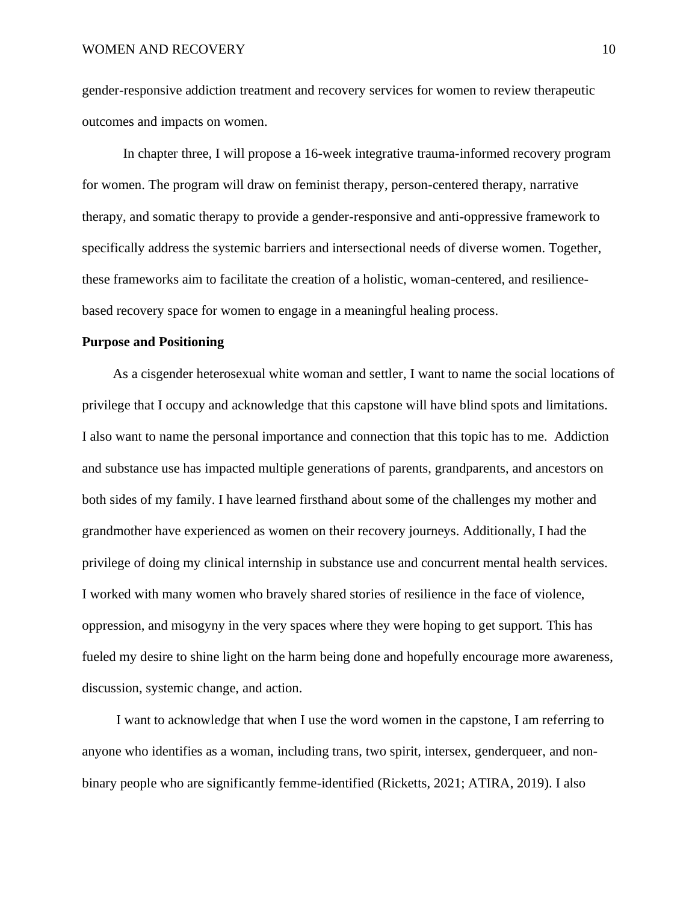gender-responsive addiction treatment and recovery services for women to review therapeutic outcomes and impacts on women.

In chapter three, I will propose a 16-week integrative trauma-informed recovery program for women. The program will draw on feminist therapy, person-centered therapy, narrative therapy, and somatic therapy to provide a gender-responsive and anti-oppressive framework to specifically address the systemic barriers and intersectional needs of diverse women. Together, these frameworks aim to facilitate the creation of a holistic, woman-centered, and resilience-based recovery space for women to engage in a meaningful healing process.

**Purpose and Positioning**

As a cisgender heterosexual white woman and settler, I want to name the social locations of privilege that I occupy and acknowledge that this capstone will have blind spots and limitations. I also want to name the personal importance and connection that this topic has to me. Addiction and substance use has impacted multiple generations of parents, grandparents, and ancestors on both sides of my family. I have learned firsthand about some of the challenges my mother and grandmother have experienced as women on their recovery journeys. Additionally, I had the privilege of doing my clinical internship in substance use and concurrent mental health services. I worked with many women who bravely shared stories of resilience in the face of violence, oppression, and misogyny in the very spaces where they were hoping to get support. This has fueled my desire to shine light on the harm being done and hopefully encourage more awareness, discussion, systemic change, and action.

I want to acknowledge that when I use the word women in the capstone, I am referring to anyone who identifies as a woman, including trans, two spirit, intersex, genderqueer, and non-binary people who are significantly femme-identified (Ricketts, 2021; ATIRA, 2019). I also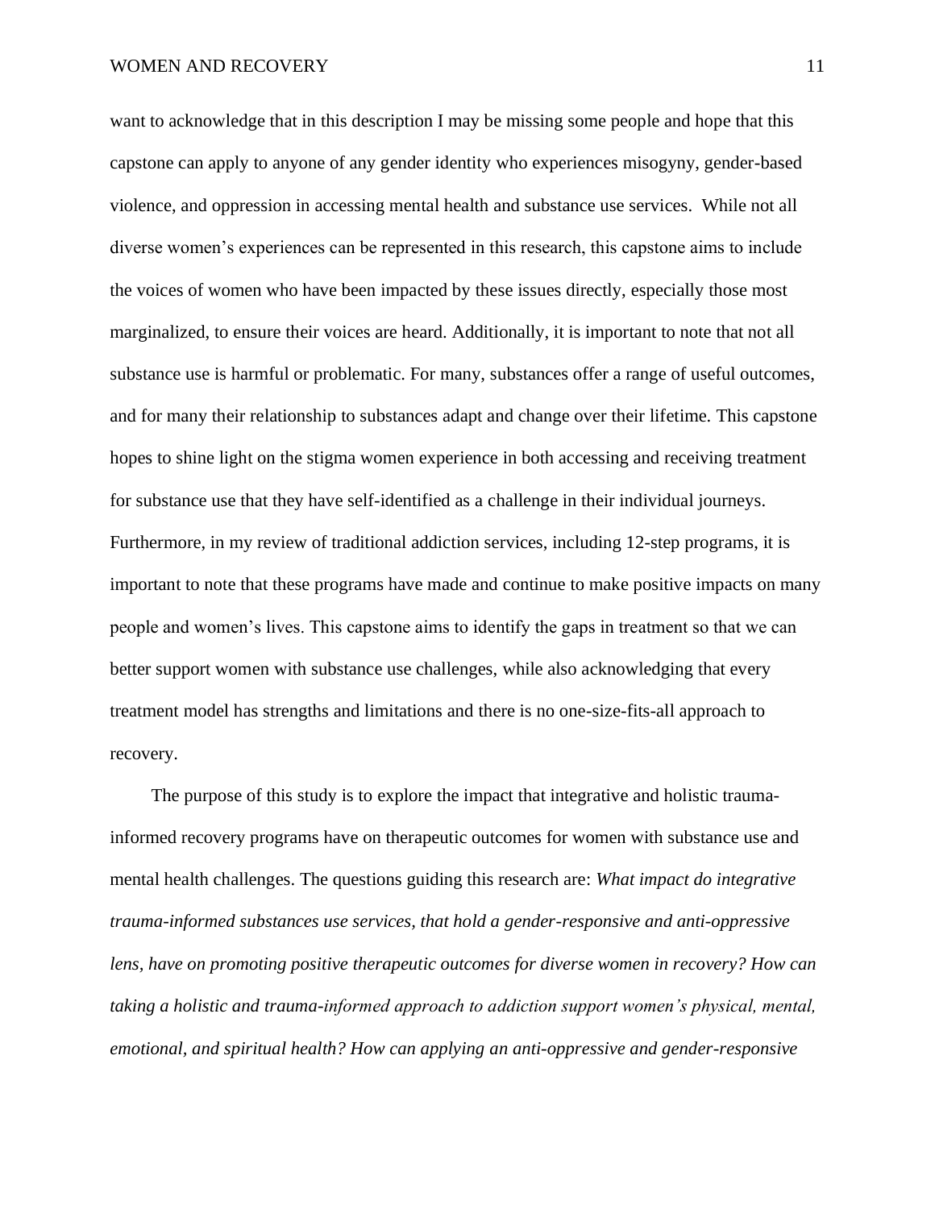want to acknowledge that in this description I may be missing some people and hope that this capstone can apply to anyone of any gender identity who experiences misogyny, gender-based violence, and oppression in accessing mental health and substance use services. While not all diverse women's experiences can be represented in this research, this capstone aims to include the voices of women who have been impacted by these issues directly, especially those most marginalized, to ensure their voices are heard. Additionally, it is important to note that not all substance use is harmful or problematic. For many, substances offer a range of useful outcomes, and for many their relationship to substances adapt and change over their lifetime. This capstone hopes to shine light on the stigma women experience in both accessing and receiving treatment for substance use that they have self-identified as a challenge in their individual journeys. Furthermore, in my review of traditional addiction services, including 12-step programs, it is important to note that these programs have made and continue to make positive impacts on many people and women's lives. This capstone aims to identify the gaps in treatment so that we can better support women with substance use challenges, while also acknowledging that every treatment model has strengths and limitations and there is no one-size-fits-all approach to recovery.

The purpose of this study is to explore the impact that integrative and holistic trauma-informed recovery programs have on therapeutic outcomes for women with substance use and mental health challenges. The questions guiding this research are: *What impact do integrative trauma-informed substances use services, that hold a gender-responsive and anti-oppressive lens, have on promoting positive therapeutic outcomes for diverse women in recovery? How can taking a holistic and trauma-informed approach to addiction support women's physical, mental, emotional, and spiritual health? How can applying an anti-oppressive and gender-responsive*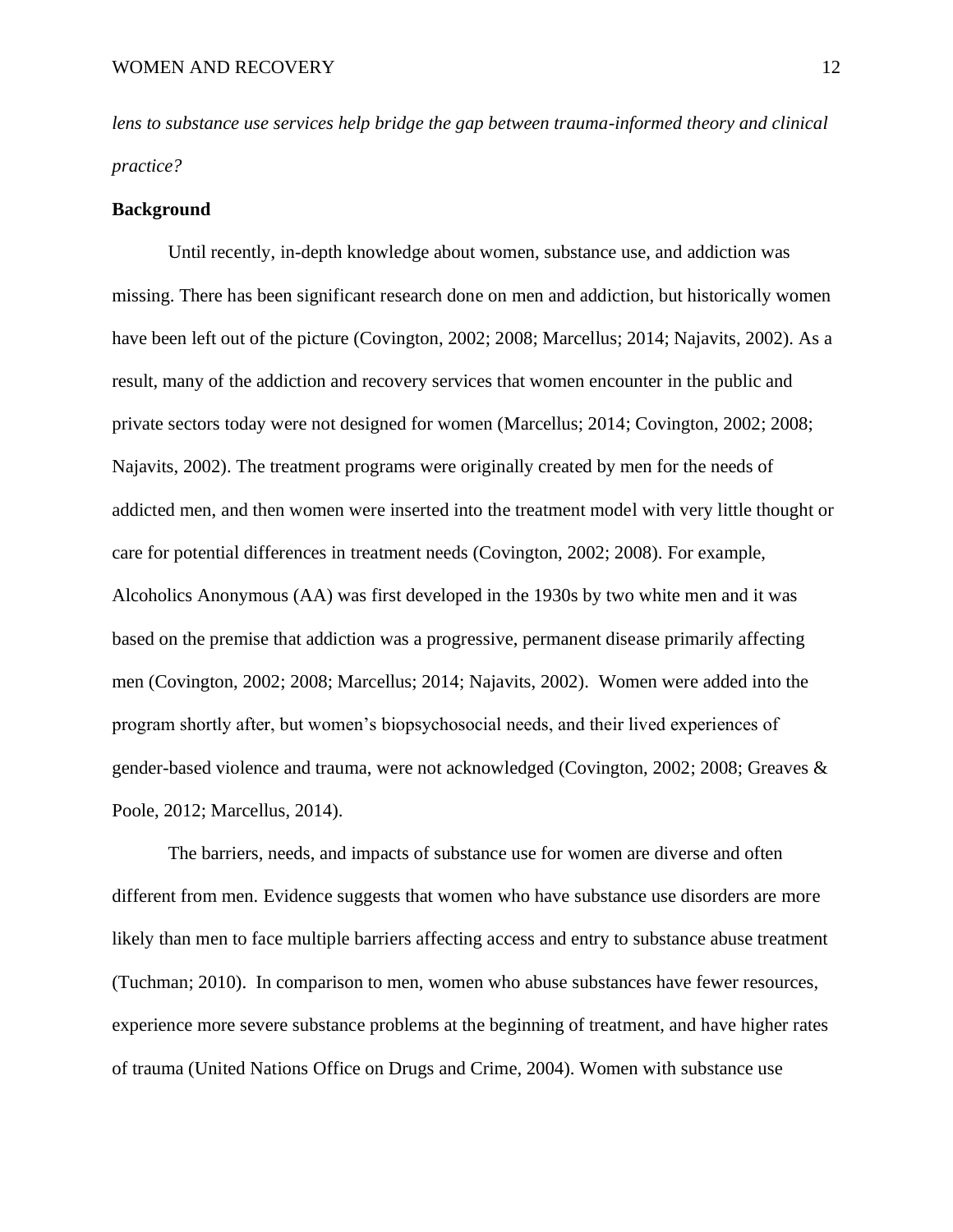*lens to substance use services help bridge the gap between trauma-informed theory and clinical practice?*

**Background**

Until recently, in-depth knowledge about women, substance use, and addiction was missing. There has been significant research done on men and addiction, but historically women have been left out of the picture (Covington, 2002; 2008; Marcellus; 2014; Najavits, 2002). As a result, many of the addiction and recovery services that women encounter in the public and private sectors today were not designed for women (Marcellus; 2014; Covington, 2002; 2008; Najavits, 2002). The treatment programs were originally created by men for the needs of addicted men, and then women were inserted into the treatment model with very little thought or care for potential differences in treatment needs (Covington, 2002; 2008). For example, Alcoholics Anonymous (AA) was first developed in the 1930s by two white men and it was based on the premise that addiction was a progressive, permanent disease primarily affecting men (Covington, 2002; 2008; Marcellus; 2014; Najavits, 2002). Women were added into the program shortly after, but women's biopsychosocial needs, and their lived experiences of gender-based violence and trauma, were not acknowledged (Covington, 2002; 2008; Greaves & Poole, 2012; Marcellus, 2014).

The barriers, needs, and impacts of substance use for women are diverse and often different from men. Evidence suggests that women who have substance use disorders are more likely than men to face multiple barriers affecting access and entry to substance abuse treatment (Tuchman; 2010). In comparison to men, women who abuse substances have fewer resources, experience more severe substance problems at the beginning of treatment, and have higher rates of trauma (United Nations Office on Drugs and Crime, 2004). Women with substance use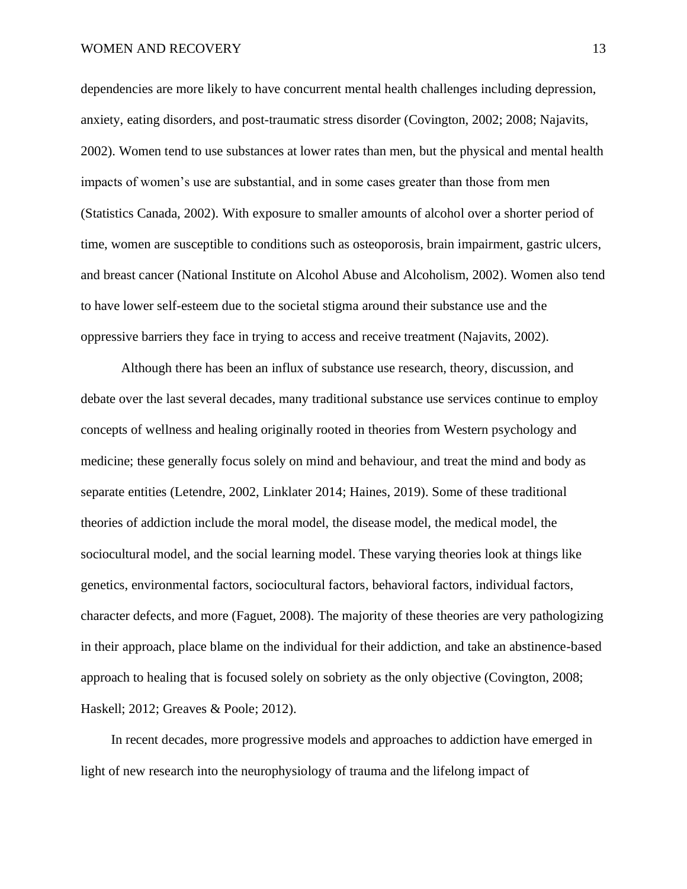dependencies are more likely to have concurrent mental health challenges including depression, anxiety, eating disorders, and post-traumatic stress disorder (Covington, 2002; 2008; Najavits, 2002). Women tend to use substances at lower rates than men, but the physical and mental health impacts of women's use are substantial, and in some cases greater than those from men (Statistics Canada, 2002). With exposure to smaller amounts of alcohol over a shorter period of time, women are susceptible to conditions such as osteoporosis, brain impairment, gastric ulcers, and breast cancer (National Institute on Alcohol Abuse and Alcoholism, 2002). Women also tend to have lower self-esteem due to the societal stigma around their substance use and the oppressive barriers they face in trying to access and receive treatment (Najavits, 2002).

Although there has been an influx of substance use research, theory, discussion, and debate over the last several decades, many traditional substance use services continue to employ concepts of wellness and healing originally rooted in theories from Western psychology and medicine; these generally focus solely on mind and behaviour, and treat the mind and body as separate entities (Letendre, 2002, Linklater 2014; Haines, 2019). Some of these traditional theories of addiction include the moral model, the disease model, the medical model, the sociocultural model, and the social learning model. These varying theories look at things like genetics, environmental factors, sociocultural factors, behavioral factors, individual factors, character defects, and more (Faguet, 2008). The majority of these theories are very pathologizing in their approach, place blame on the individual for their addiction, and take an abstinence-based approach to healing that is focused solely on sobriety as the only objective (Covington, 2008; Haskell; 2012; Greaves & Poole; 2012).

In recent decades, more progressive models and approaches to addiction have emerged in light of new research into the neurophysiology of trauma and the lifelong impact of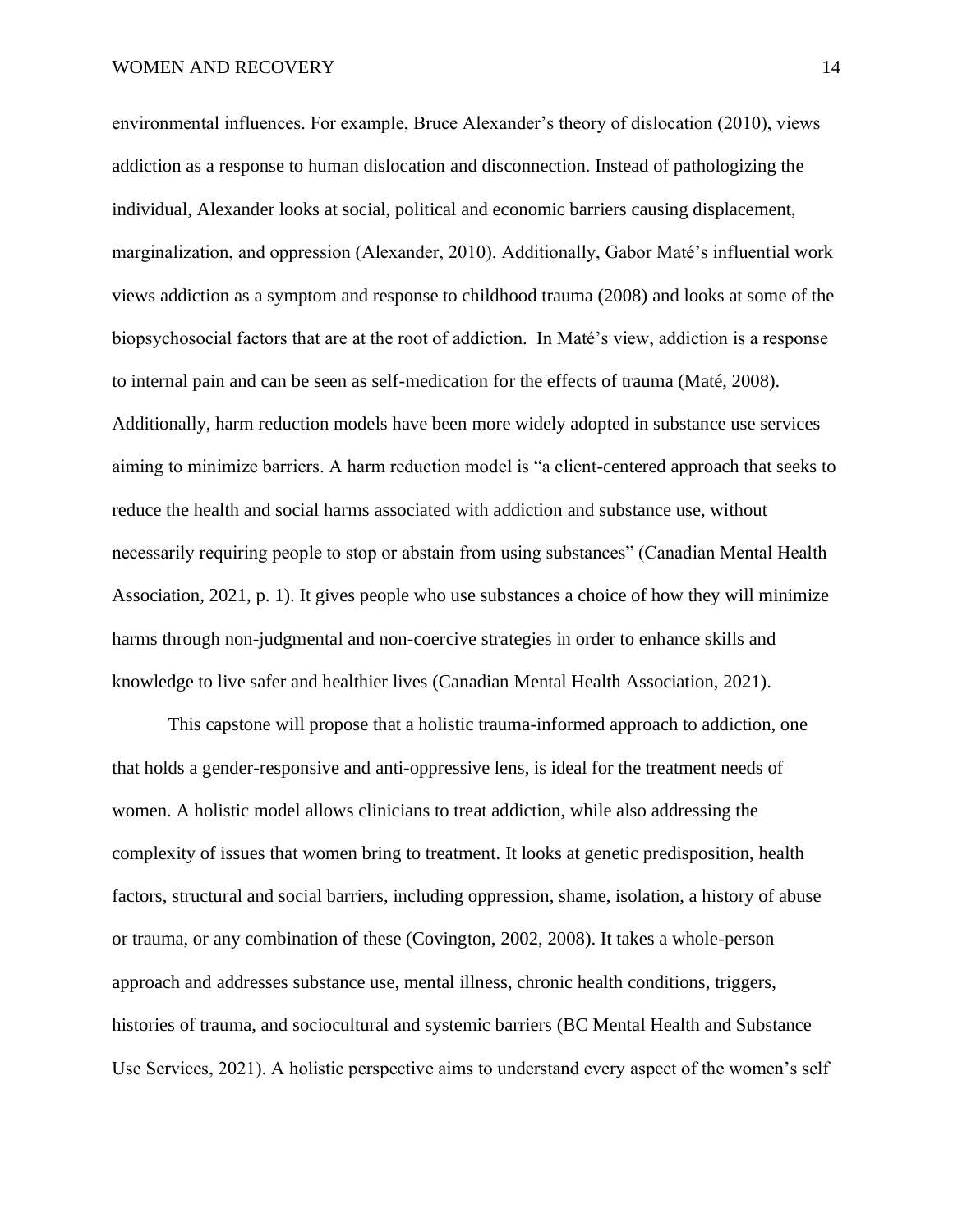environmental influences. For example, Bruce Alexander's theory of dislocation (2010), views addiction as a response to human dislocation and disconnection. Instead of pathologizing the individual, Alexander looks at social, political and economic barriers causing displacement, marginalization, and oppression (Alexander, 2010). Additionally, Gabor Maté's influential work views addiction as a symptom and response to childhood trauma (2008) and looks at some of the biopsychosocial factors that are at the root of addiction. In Maté's view, addiction is a response to internal pain and can be seen as self-medication for the effects of trauma (Maté, 2008). Additionally, harm reduction models have been more widely adopted in substance use services aiming to minimize barriers. A harm reduction model is "a client-centered approach that seeks to reduce the health and social harms associated with addiction and substance use, without necessarily requiring people to stop or abstain from using substances" (Canadian Mental Health Association, 2021, p. 1). It gives people who use substances a choice of how they will minimize harms through non-judgmental and non-coercive strategies in order to enhance skills and knowledge to live safer and healthier lives (Canadian Mental Health Association, 2021).

This capstone will propose that a holistic trauma-informed approach to addiction, one that holds a gender-responsive and anti-oppressive lens, is ideal for the treatment needs of women. A holistic model allows clinicians to treat addiction, while also addressing the complexity of issues that women bring to treatment. It looks at genetic predisposition, health factors, structural and social barriers, including oppression, shame, isolation, a history of abuse or trauma, or any combination of these (Covington, 2002, 2008). It takes a whole-person approach and addresses substance use, mental illness, chronic health conditions, triggers, histories of trauma, and sociocultural and systemic barriers (BC Mental Health and Substance Use Services, 2021). A holistic perspective aims to understand every aspect of the women's self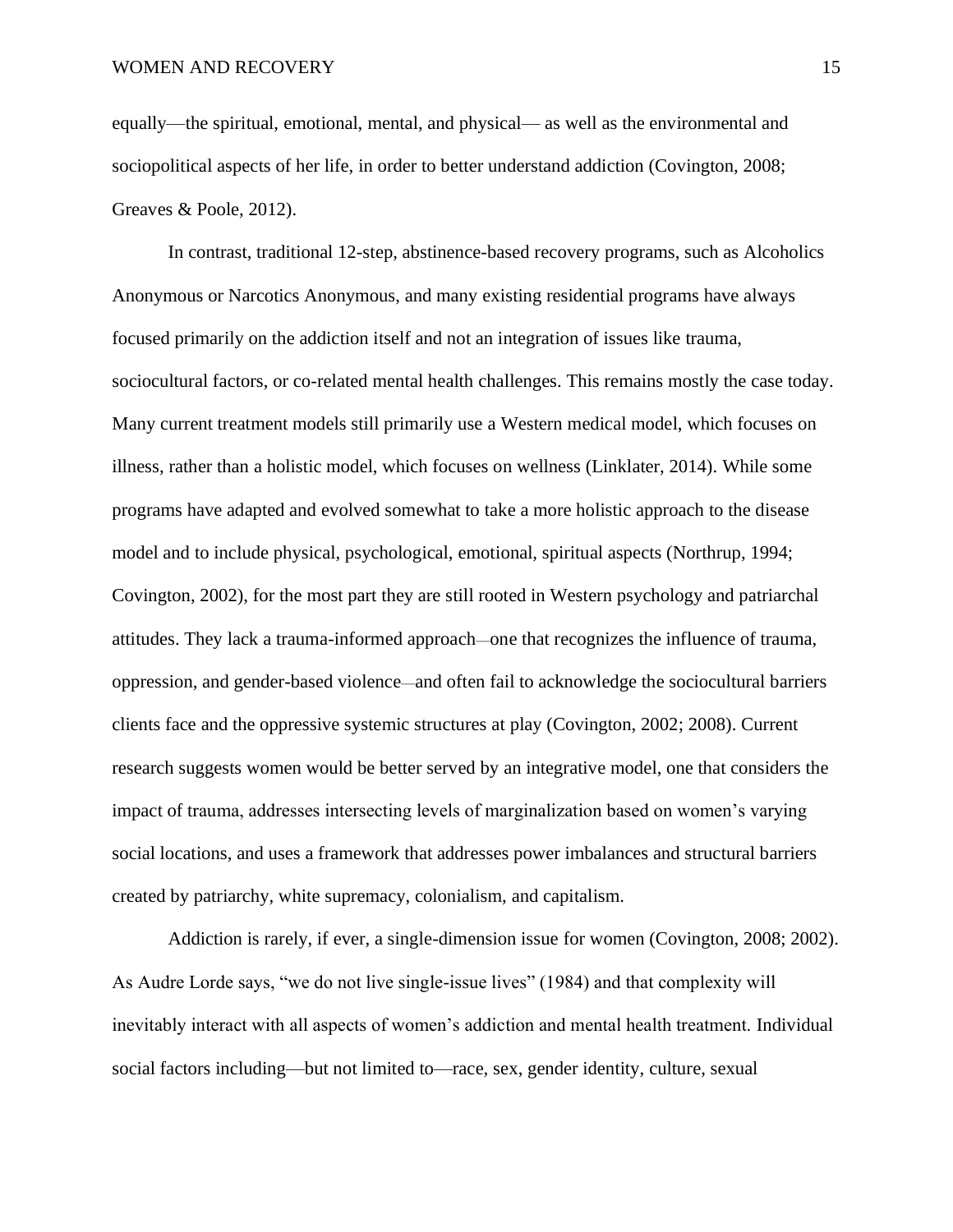equally—the spiritual, emotional, mental, and physical— as well as the environmental and sociopolitical aspects of her life, in order to better understand addiction (Covington, 2008; Greaves & Poole, 2012).

In contrast, traditional 12-step, abstinence-based recovery programs, such as Alcoholics Anonymous or Narcotics Anonymous, and many existing residential programs have always focused primarily on the addiction itself and not an integration of issues like trauma, sociocultural factors, or co-related mental health challenges. This remains mostly the case today. Many current treatment models still primarily use a Western medical model, which focuses on illness, rather than a holistic model, which focuses on wellness (Linklater, 2014). While some programs have adapted and evolved somewhat to take a more holistic approach to the disease model and to include physical, psychological, emotional, spiritual aspects (Northrup, 1994; Covington, 2002), for the most part they are still rooted in Western psychology and patriarchal attitudes. They lack a trauma-informed approach—one that recognizes the influence of trauma, oppression, and gender-based violence—and often fail to acknowledge the sociocultural barriers clients face and the oppressive systemic structures at play (Covington, 2002; 2008). Current research suggests women would be better served by an integrative model, one that considers the impact of trauma, addresses intersecting levels of marginalization based on women's varying social locations, and uses a framework that addresses power imbalances and structural barriers created by patriarchy, white supremacy, colonialism, and capitalism.

Addiction is rarely, if ever, a single-dimension issue for women (Covington, 2008; 2002). As Audre Lorde says, "we do not live single-issue lives" (1984) and that complexity will inevitably interact with all aspects of women's addiction and mental health treatment. Individual social factors including—but not limited to—race, sex, gender identity, culture, sexual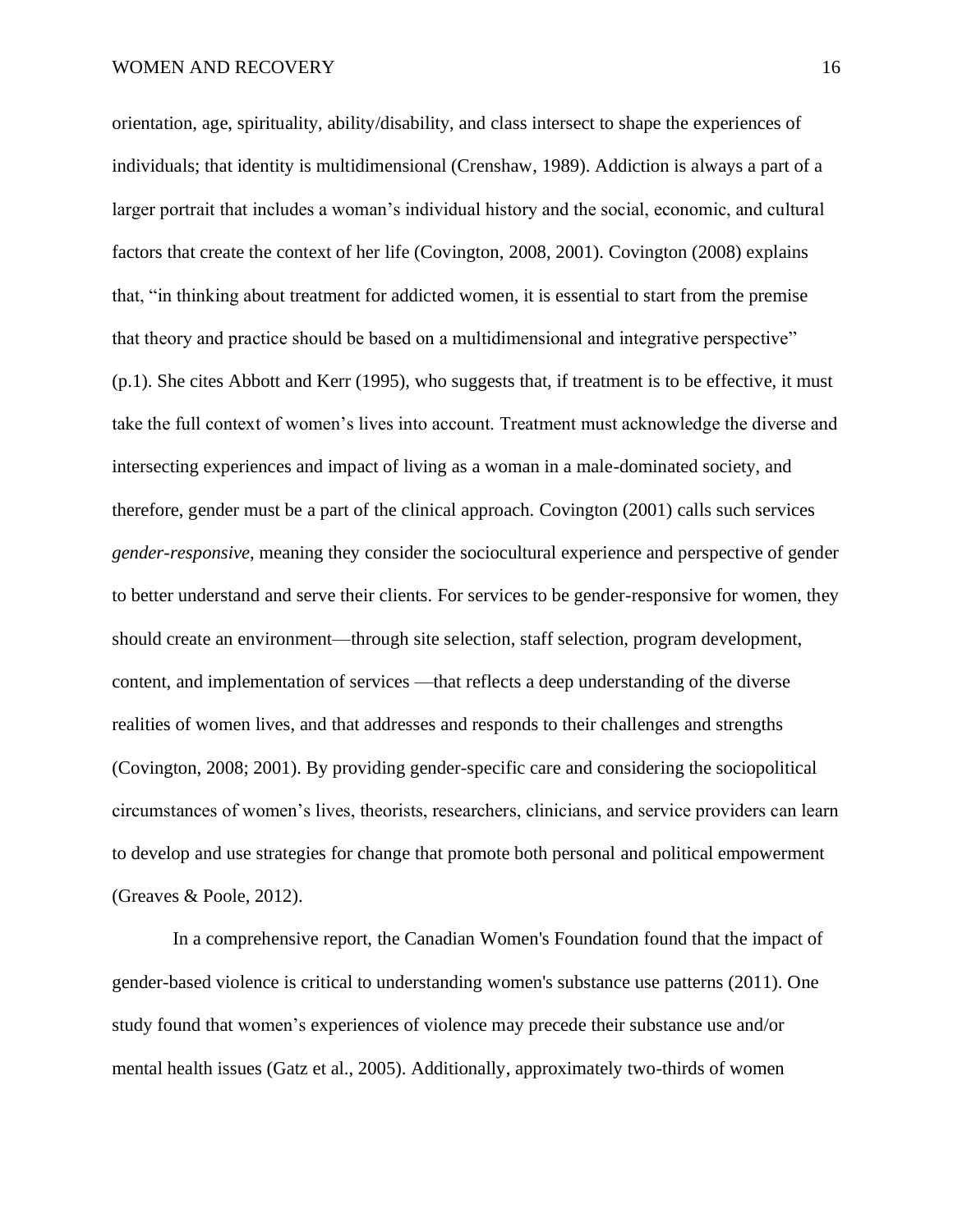orientation, age, spirituality, ability/disability, and class intersect to shape the experiences of individuals; that identity is multidimensional (Crenshaw, 1989). Addiction is always a part of a larger portrait that includes a woman's individual history and the social, economic, and cultural factors that create the context of her life (Covington, 2008, 2001). Covington (2008) explains that, "in thinking about treatment for addicted women, it is essential to start from the premise that theory and practice should be based on a multidimensional and integrative perspective" (p.1). She cites Abbott and Kerr (1995), who suggests that, if treatment is to be effective, it must take the full context of women's lives into account. Treatment must acknowledge the diverse and intersecting experiences and impact of living as a woman in a male-dominated society, and therefore, gender must be a part of the clinical approach. Covington (2001) calls such services *gender-responsive*, meaning they consider the sociocultural experience and perspective of gender to better understand and serve their clients. For services to be gender-responsive for women, they should create an environment—through site selection, staff selection, program development, content, and implementation of services —that reflects a deep understanding of the diverse realities of women lives, and that addresses and responds to their challenges and strengths (Covington, 2008; 2001). By providing gender-specific care and considering the sociopolitical circumstances of women's lives, theorists, researchers, clinicians, and service providers can learn to develop and use strategies for change that promote both personal and political empowerment (Greaves & Poole, 2012).

In a comprehensive report, the Canadian Women's Foundation found that the impact of gender-based violence is critical to understanding women's substance use patterns (2011). One study found that women's experiences of violence may precede their substance use and/or mental health issues (Gatz et al., 2005). Additionally, approximately two-thirds of women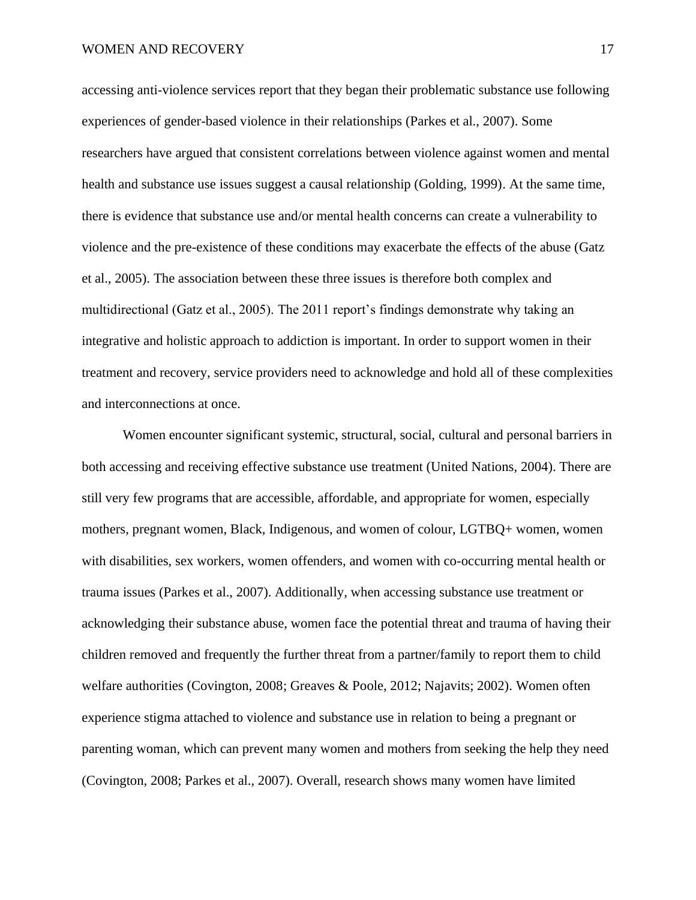accessing anti-violence services report that they began their problematic substance use following experiences of gender-based violence in their relationships (Parkes et al., 2007). Some researchers have argued that consistent correlations between violence against women and mental health and substance use issues suggest a causal relationship (Golding, 1999). At the same time, there is evidence that substance use and/or mental health concerns can create a vulnerability to violence and the pre-existence of these conditions may exacerbate the effects of the abuse (Gatz et al., 2005). The association between these three issues is therefore both complex and multidirectional (Gatz et al., 2005). The 2011 report's findings demonstrate why taking an integrative and holistic approach to addiction is important. In order to support women in their treatment and recovery, service providers need to acknowledge and hold all of these complexities and interconnections at once.

Women encounter significant systemic, structural, social, cultural and personal barriers in both accessing and receiving effective substance use treatment (United Nations, 2004). There are still very few programs that are accessible, affordable, and appropriate for women, especially mothers, pregnant women, Black, Indigenous, and women of colour, LGTBQ+ women, women with disabilities, sex workers, women offenders, and women with co-occurring mental health or trauma issues (Parkes et al., 2007). Additionally, when accessing substance use treatment or acknowledging their substance abuse, women face the potential threat and trauma of having their children removed and frequently the further threat from a partner/family to report them to child welfare authorities (Covington, 2008; Greaves & Poole, 2012; Najavits; 2002). Women often experience stigma attached to violence and substance use in relation to being a pregnant or parenting woman, which can prevent many women and mothers from seeking the help they need (Covington, 2008; Parkes et al., 2007). Overall, research shows many women have limited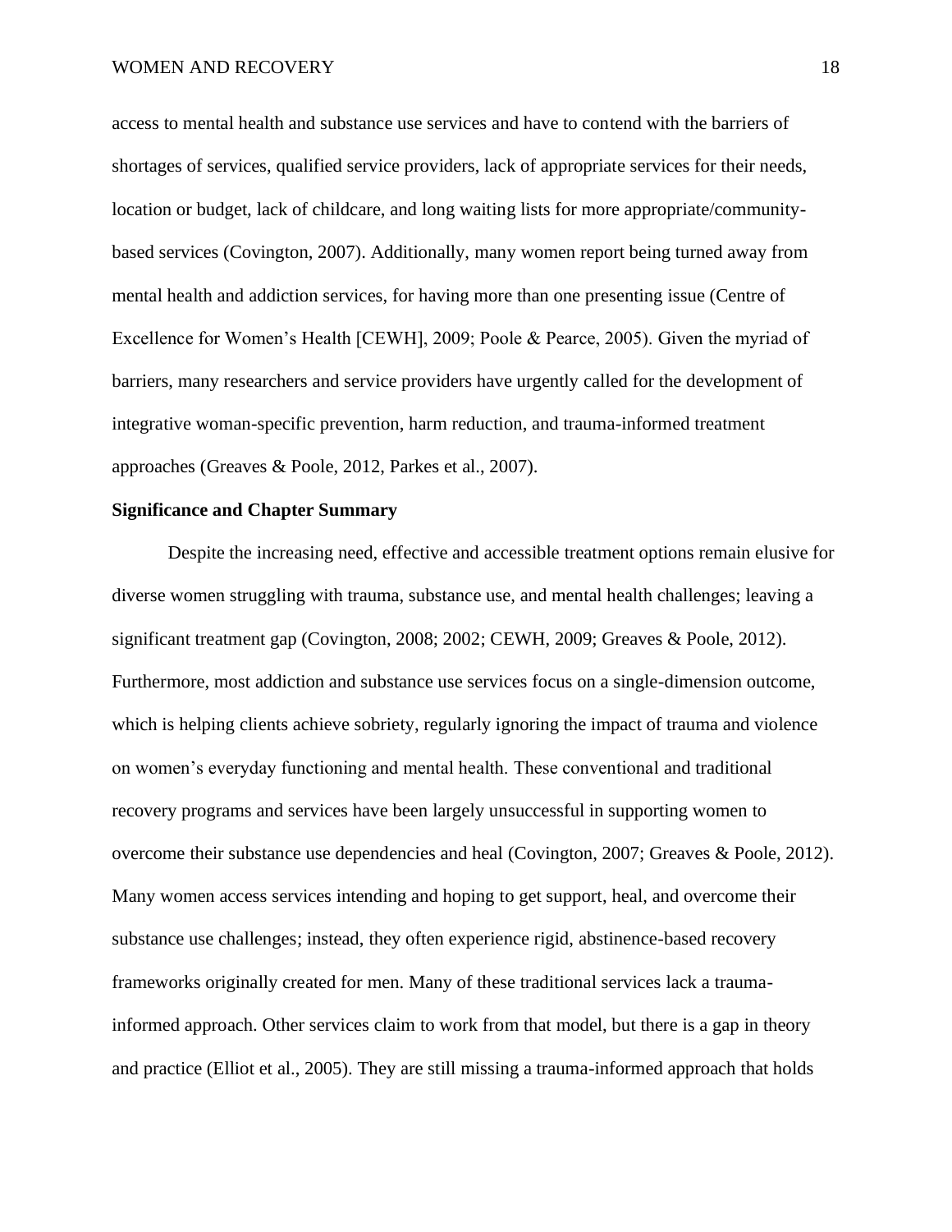access to mental health and substance use services and have to contend with the barriers of shortages of services, qualified service providers, lack of appropriate services for their needs, location or budget, lack of childcare, and long waiting lists for more appropriate/community-based services (Covington, 2007). Additionally, many women report being turned away from mental health and addiction services, for having more than one presenting issue (Centre of Excellence for Women's Health [CEWH], 2009; Poole & Pearce, 2005). Given the myriad of barriers, many researchers and service providers have urgently called for the development of integrative woman-specific prevention, harm reduction, and trauma-informed treatment approaches (Greaves & Poole, 2012, Parkes et al., 2007).

## Significance and Chapter Summary

Despite the increasing need, effective and accessible treatment options remain elusive for diverse women struggling with trauma, substance use, and mental health challenges; leaving a significant treatment gap (Covington, 2008; 2002; CEWH, 2009; Greaves & Poole, 2012). Furthermore, most addiction and substance use services focus on a single-dimension outcome, which is helping clients achieve sobriety, regularly ignoring the impact of trauma and violence on women's everyday functioning and mental health. These conventional and traditional recovery programs and services have been largely unsuccessful in supporting women to overcome their substance use dependencies and heal (Covington, 2007; Greaves & Poole, 2012). Many women access services intending and hoping to get support, heal, and overcome their substance use challenges; instead, they often experience rigid, abstinence-based recovery frameworks originally created for men. Many of these traditional services lack a trauma-informed approach. Other services claim to work from that model, but there is a gap in theory and practice (Elliot et al., 2005). They are still missing a trauma-informed approach that holds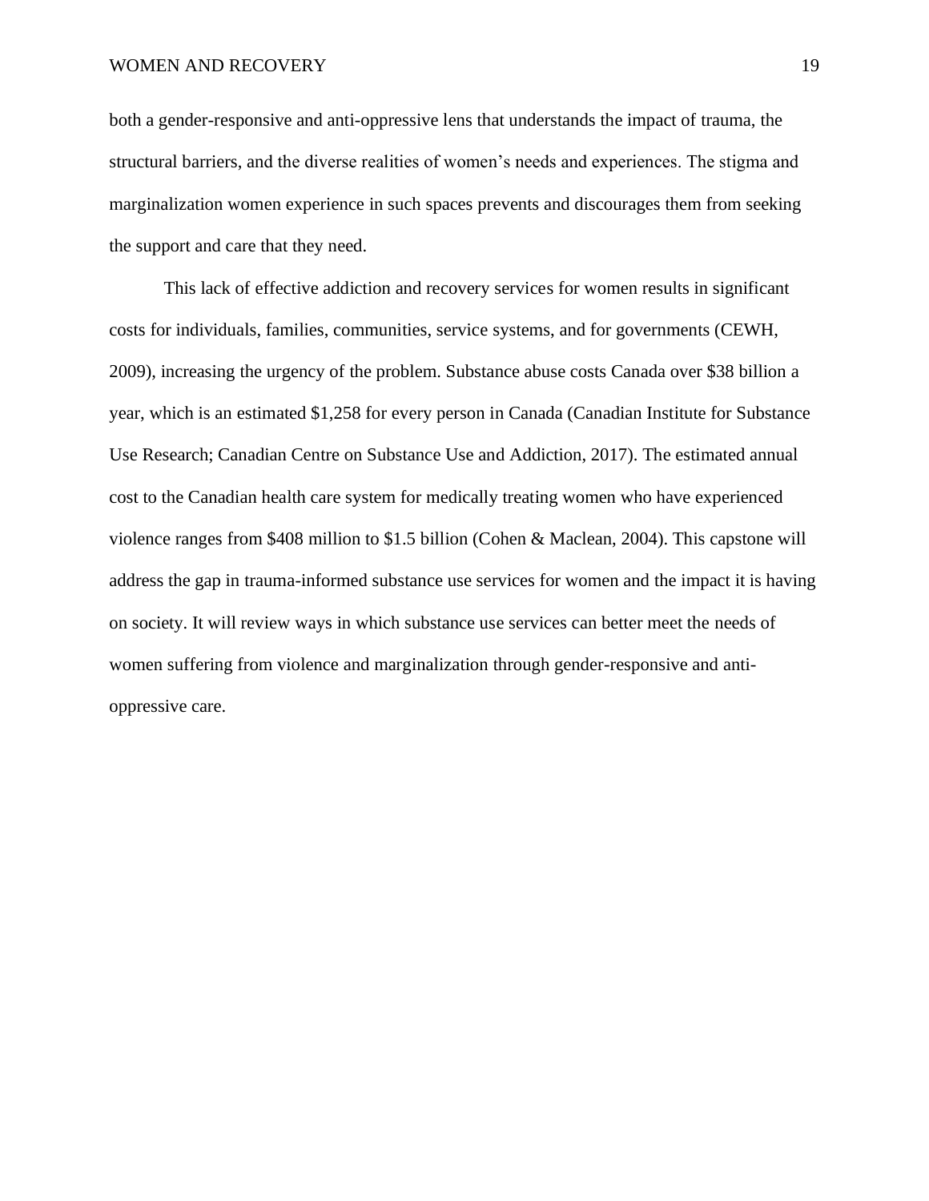both a gender-responsive and anti-oppressive lens that understands the impact of trauma, the structural barriers, and the diverse realities of women's needs and experiences. The stigma and marginalization women experience in such spaces prevents and discourages them from seeking the support and care that they need.

This lack of effective addiction and recovery services for women results in significant costs for individuals, families, communities, service systems, and for governments (CEWH, 2009), increasing the urgency of the problem. Substance abuse costs Canada over $38 billion a year, which is an estimated $1,258 for every person in Canada (Canadian Institute for Substance Use Research; Canadian Centre on Substance Use and Addiction, 2017). The estimated annual cost to the Canadian health care system for medically treating women who have experienced violence ranges from $408 million to $1.5 billion (Cohen & Maclean, 2004). This capstone will address the gap in trauma-informed substance use services for women and the impact it is having on society. It will review ways in which substance use services can better meet the needs of women suffering from violence and marginalization through gender-responsive and anti-oppressive care.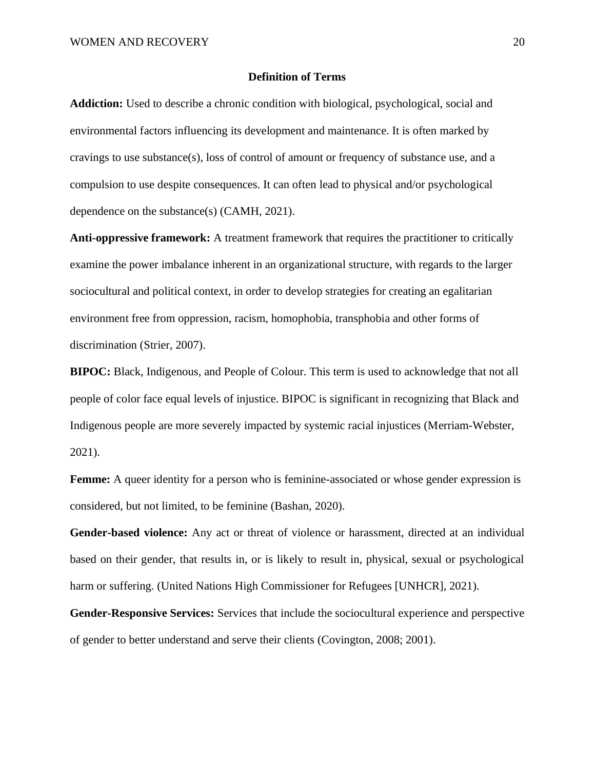## Definition of Terms

**Addiction:** Used to describe a chronic condition with biological, psychological, social and environmental factors influencing its development and maintenance. It is often marked by cravings to use substance(s), loss of control of amount or frequency of substance use, and a compulsion to use despite consequences. It can often lead to physical and/or psychological dependence on the substance(s) (CAMH, 2021).

**Anti-oppressive framework:** A treatment framework that requires the practitioner to critically examine the power imbalance inherent in an organizational structure, with regards to the larger sociocultural and political context, in order to develop strategies for creating an egalitarian environment free from oppression, racism, homophobia, transphobia and other forms of discrimination (Strier, 2007).

**BIPOC:** Black, Indigenous, and People of Colour. This term is used to acknowledge that not all people of color face equal levels of injustice. BIPOC is significant in recognizing that Black and Indigenous people are more severely impacted by systemic racial injustices (Merriam-Webster, 2021).

**Femme:** A queer identity for a person who is feminine-associated or whose gender expression is considered, but not limited, to be feminine (Bashan, 2020).

**Gender-based violence:** Any act or threat of violence or harassment, directed at an individual based on their gender, that results in, or is likely to result in, physical, sexual or psychological harm or suffering. (United Nations High Commissioner for Refugees [UNHCR], 2021).

**Gender-Responsive Services:** Services that include the sociocultural experience and perspective of gender to better understand and serve their clients (Covington, 2008; 2001).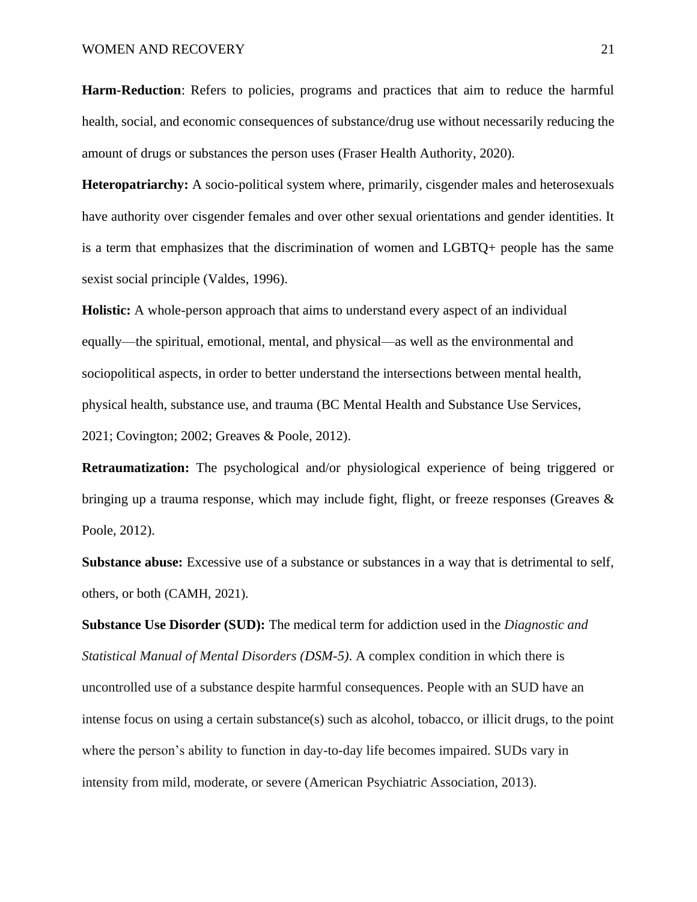**Harm-Reduction**: Refers to policies, programs and practices that aim to reduce the harmful health, social, and economic consequences of substance/drug use without necessarily reducing the amount of drugs or substances the person uses (Fraser Health Authority, 2020).

**Heteropatriarchy:** A socio-political system where, primarily, cisgender males and heterosexuals have authority over cisgender females and over other sexual orientations and gender identities. It is a term that emphasizes that the discrimination of women and LGBTQ+ people has the same sexist social principle (Valdes, 1996).

**Holistic:** A whole-person approach that aims to understand every aspect of an individual equally—the spiritual, emotional, mental, and physical—as well as the environmental and sociopolitical aspects, in order to better understand the intersections between mental health, physical health, substance use, and trauma (BC Mental Health and Substance Use Services, 2021; Covington; 2002; Greaves & Poole, 2012).

**Retraumatization:** The psychological and/or physiological experience of being triggered or bringing up a trauma response, which may include fight, flight, or freeze responses (Greaves & Poole, 2012).

**Substance abuse:** Excessive use of a substance or substances in a way that is detrimental to self, others, or both (CAMH, 2021).

**Substance Use Disorder (SUD):** The medical term for addiction used in the *Diagnostic and Statistical Manual of Mental Disorders (DSM-5)*. A complex condition in which there is uncontrolled use of a substance despite harmful consequences. People with an SUD have an intense focus on using a certain substance(s) such as alcohol, tobacco, or illicit drugs, to the point where the person's ability to function in day-to-day life becomes impaired. SUDs vary in intensity from mild, moderate, or severe (American Psychiatric Association, 2013).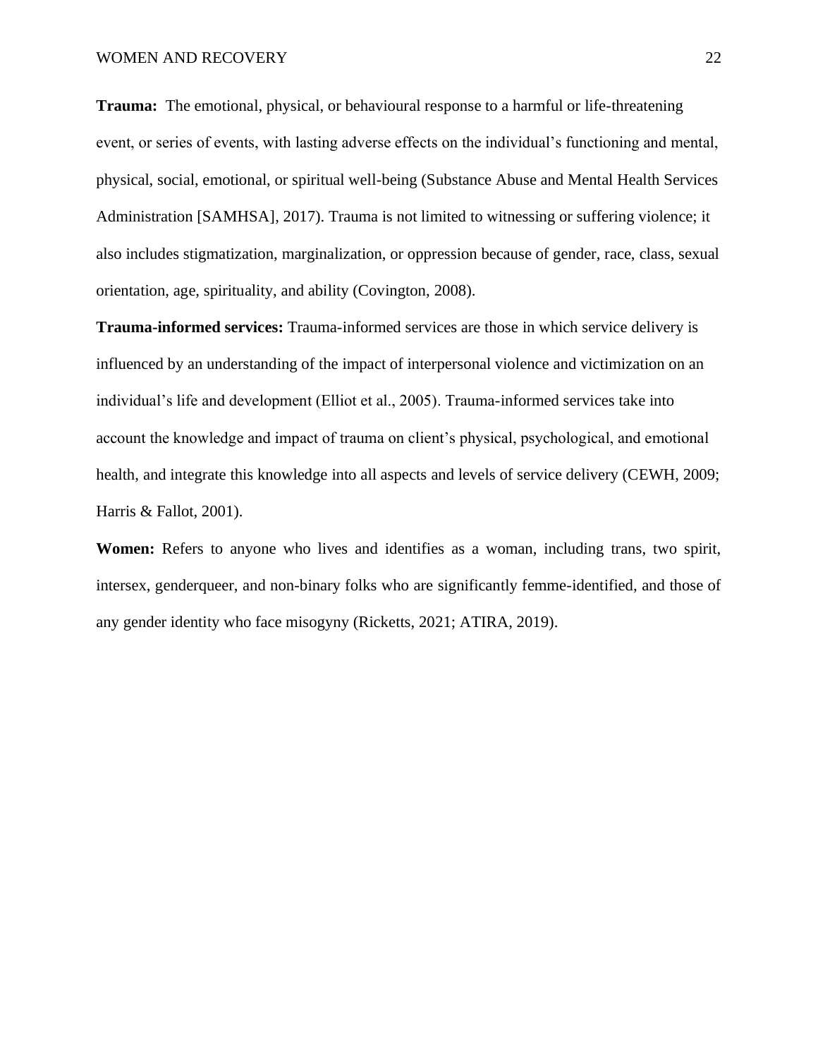**Trauma:** The emotional, physical, or behavioural response to a harmful or life-threatening event, or series of events, with lasting adverse effects on the individual's functioning and mental, physical, social, emotional, or spiritual well-being (Substance Abuse and Mental Health Services Administration [SAMHSA], 2017). Trauma is not limited to witnessing or suffering violence; it also includes stigmatization, marginalization, or oppression because of gender, race, class, sexual orientation, age, spirituality, and ability (Covington, 2008).

**Trauma-informed services:** Trauma-informed services are those in which service delivery is influenced by an understanding of the impact of interpersonal violence and victimization on an individual's life and development (Elliot et al., 2005). Trauma-informed services take into account the knowledge and impact of trauma on client's physical, psychological, and emotional health, and integrate this knowledge into all aspects and levels of service delivery (CEWH, 2009; Harris & Fallot, 2001).

**Women:** Refers to anyone who lives and identifies as a woman, including trans, two spirit, intersex, genderqueer, and non-binary folks who are significantly femme-identified, and those of any gender identity who face misogyny (Ricketts, 2021; ATIRA, 2019).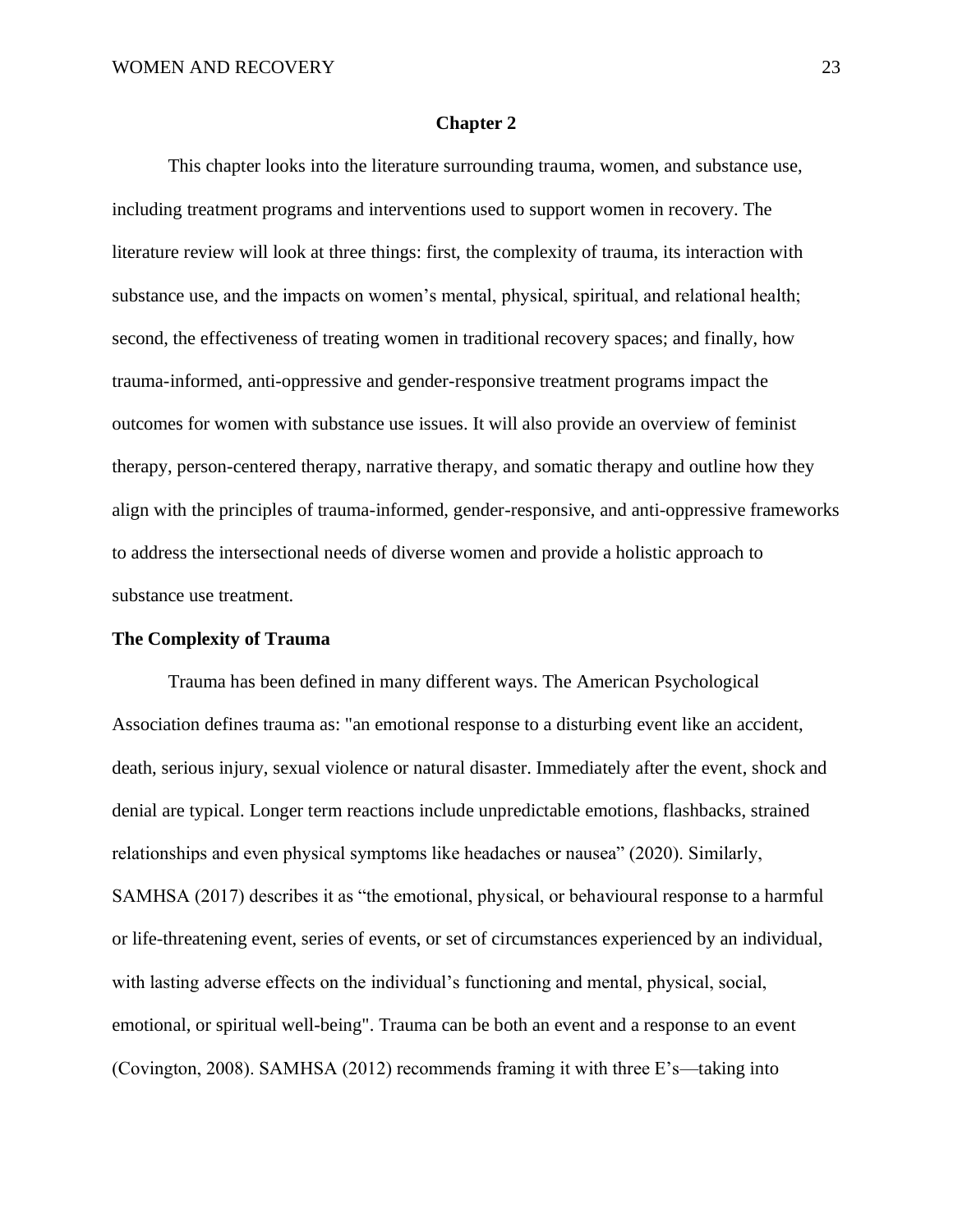# Chapter 2

This chapter looks into the literature surrounding trauma, women, and substance use, including treatment programs and interventions used to support women in recovery. The literature review will look at three things: first, the complexity of trauma, its interaction with substance use, and the impacts on women's mental, physical, spiritual, and relational health; second, the effectiveness of treating women in traditional recovery spaces; and finally, how trauma-informed, anti-oppressive and gender-responsive treatment programs impact the outcomes for women with substance use issues. It will also provide an overview of feminist therapy, person-centered therapy, narrative therapy, and somatic therapy and outline how they align with the principles of trauma-informed, gender-responsive, and anti-oppressive frameworks to address the intersectional needs of diverse women and provide a holistic approach to substance use treatment.

## The Complexity of Trauma

Trauma has been defined in many different ways. The American Psychological Association defines trauma as: "an emotional response to a disturbing event like an accident, death, serious injury, sexual violence or natural disaster. Immediately after the event, shock and denial are typical. Longer term reactions include unpredictable emotions, flashbacks, strained relationships and even physical symptoms like headaches or nausea" (2020). Similarly, SAMHSA (2017) describes it as "the emotional, physical, or behavioural response to a harmful or life-threatening event, series of events, or set of circumstances experienced by an individual, with lasting adverse effects on the individual's functioning and mental, physical, social, emotional, or spiritual well-being". Trauma can be both an event and a response to an event (Covington, 2008). SAMHSA (2012) recommends framing it with three E's—taking into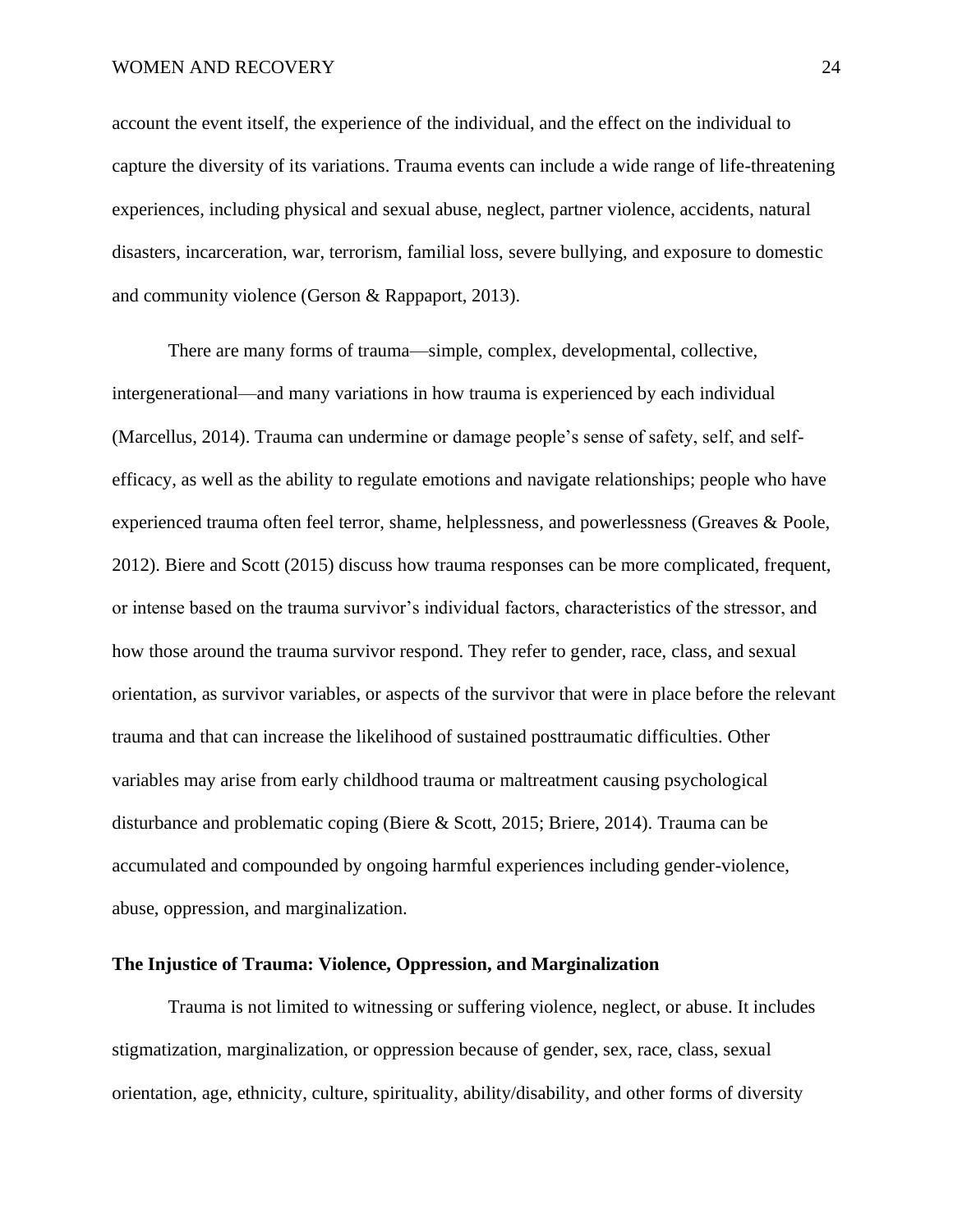account the event itself, the experience of the individual, and the effect on the individual to capture the diversity of its variations. Trauma events can include a wide range of life-threatening experiences, including physical and sexual abuse, neglect, partner violence, accidents, natural disasters, incarceration, war, terrorism, familial loss, severe bullying, and exposure to domestic and community violence (Gerson & Rappaport, 2013).

There are many forms of trauma—simple, complex, developmental, collective, intergenerational—and many variations in how trauma is experienced by each individual (Marcellus, 2014). Trauma can undermine or damage people's sense of safety, self, and self-efficacy, as well as the ability to regulate emotions and navigate relationships; people who have experienced trauma often feel terror, shame, helplessness, and powerlessness (Greaves & Poole, 2012). Biere and Scott (2015) discuss how trauma responses can be more complicated, frequent, or intense based on the trauma survivor's individual factors, characteristics of the stressor, and how those around the trauma survivor respond. They refer to gender, race, class, and sexual orientation, as survivor variables, or aspects of the survivor that were in place before the relevant trauma and that can increase the likelihood of sustained posttraumatic difficulties. Other variables may arise from early childhood trauma or maltreatment causing psychological disturbance and problematic coping (Biere & Scott, 2015; Briere, 2014). Trauma can be accumulated and compounded by ongoing harmful experiences including gender-violence, abuse, oppression, and marginalization.

## The Injustice of Trauma: Violence, Oppression, and Marginalization

Trauma is not limited to witnessing or suffering violence, neglect, or abuse. It includes stigmatization, marginalization, or oppression because of gender, sex, race, class, sexual orientation, age, ethnicity, culture, spirituality, ability/disability, and other forms of diversity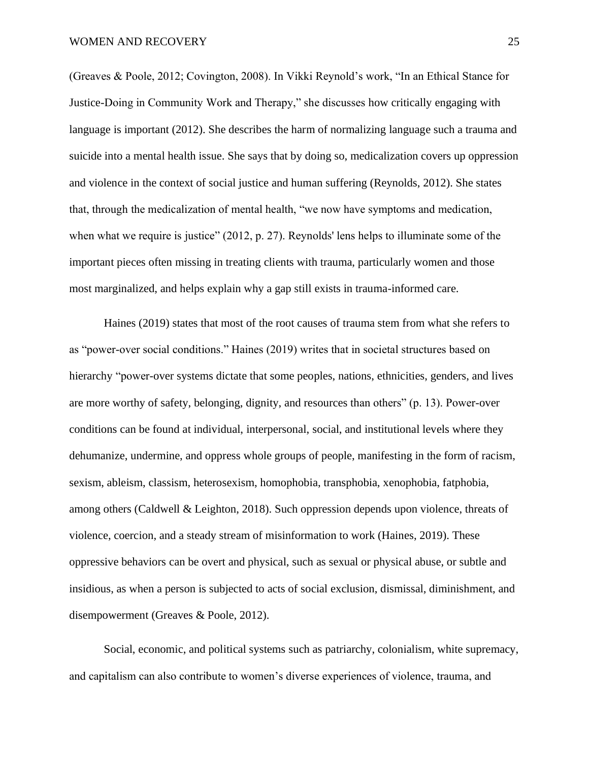(Greaves & Poole, 2012; Covington, 2008). In Vikki Reynold's work, "In an Ethical Stance for Justice-Doing in Community Work and Therapy," she discusses how critically engaging with language is important (2012). She describes the harm of normalizing language such a trauma and suicide into a mental health issue. She says that by doing so, medicalization covers up oppression and violence in the context of social justice and human suffering (Reynolds, 2012). She states that, through the medicalization of mental health, "we now have symptoms and medication, when what we require is justice" (2012, p. 27). Reynolds' lens helps to illuminate some of the important pieces often missing in treating clients with trauma, particularly women and those most marginalized, and helps explain why a gap still exists in trauma-informed care.

Haines (2019) states that most of the root causes of trauma stem from what she refers to as "power-over social conditions." Haines (2019) writes that in societal structures based on hierarchy "power-over systems dictate that some peoples, nations, ethnicities, genders, and lives are more worthy of safety, belonging, dignity, and resources than others" (p. 13). Power-over conditions can be found at individual, interpersonal, social, and institutional levels where they dehumanize, undermine, and oppress whole groups of people, manifesting in the form of racism, sexism, ableism, classism, heterosexism, homophobia, transphobia, xenophobia, fatphobia, among others (Caldwell & Leighton, 2018). Such oppression depends upon violence, threats of violence, coercion, and a steady stream of misinformation to work (Haines, 2019). These oppressive behaviors can be overt and physical, such as sexual or physical abuse, or subtle and insidious, as when a person is subjected to acts of social exclusion, dismissal, diminishment, and disempowerment (Greaves & Poole, 2012).

Social, economic, and political systems such as patriarchy, colonialism, white supremacy, and capitalism can also contribute to women's diverse experiences of violence, trauma, and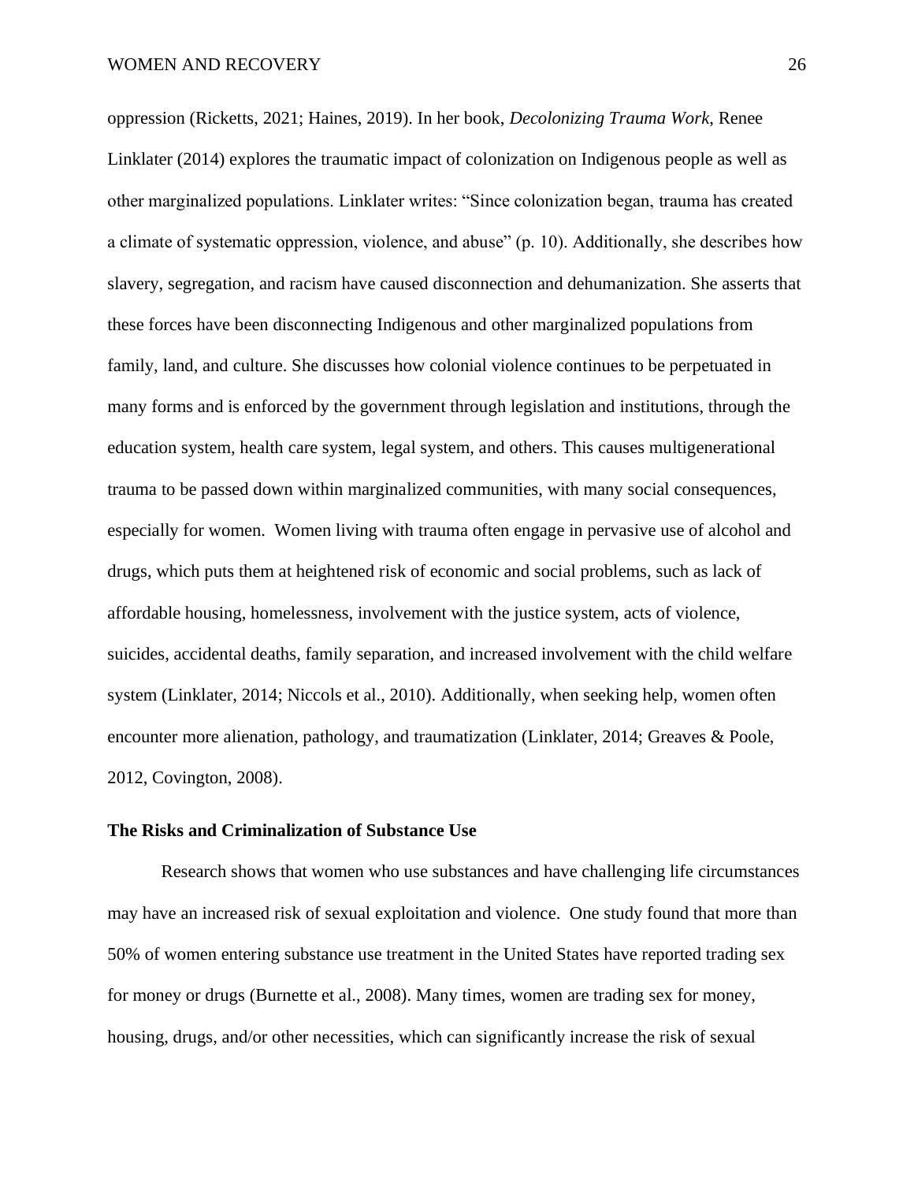oppression (Ricketts, 2021; Haines, 2019). In her book, *Decolonizing Trauma Work*, Renee Linklater (2014) explores the traumatic impact of colonization on Indigenous people as well as other marginalized populations. Linklater writes: "Since colonization began, trauma has created a climate of systematic oppression, violence, and abuse" (p. 10). Additionally, she describes how slavery, segregation, and racism have caused disconnection and dehumanization. She asserts that these forces have been disconnecting Indigenous and other marginalized populations from family, land, and culture. She discusses how colonial violence continues to be perpetuated in many forms and is enforced by the government through legislation and institutions, through the education system, health care system, legal system, and others. This causes multigenerational trauma to be passed down within marginalized communities, with many social consequences, especially for women. Women living with trauma often engage in pervasive use of alcohol and drugs, which puts them at heightened risk of economic and social problems, such as lack of affordable housing, homelessness, involvement with the justice system, acts of violence, suicides, accidental deaths, family separation, and increased involvement with the child welfare system (Linklater, 2014; Niccols et al., 2010). Additionally, when seeking help, women often encounter more alienation, pathology, and traumatization (Linklater, 2014; Greaves & Poole, 2012, Covington, 2008).

### The Risks and Criminalization of Substance Use

Research shows that women who use substances and have challenging life circumstances may have an increased risk of sexual exploitation and violence. One study found that more than 50% of women entering substance use treatment in the United States have reported trading sex for money or drugs (Burnette et al., 2008). Many times, women are trading sex for money, housing, drugs, and/or other necessities, which can significantly increase the risk of sexual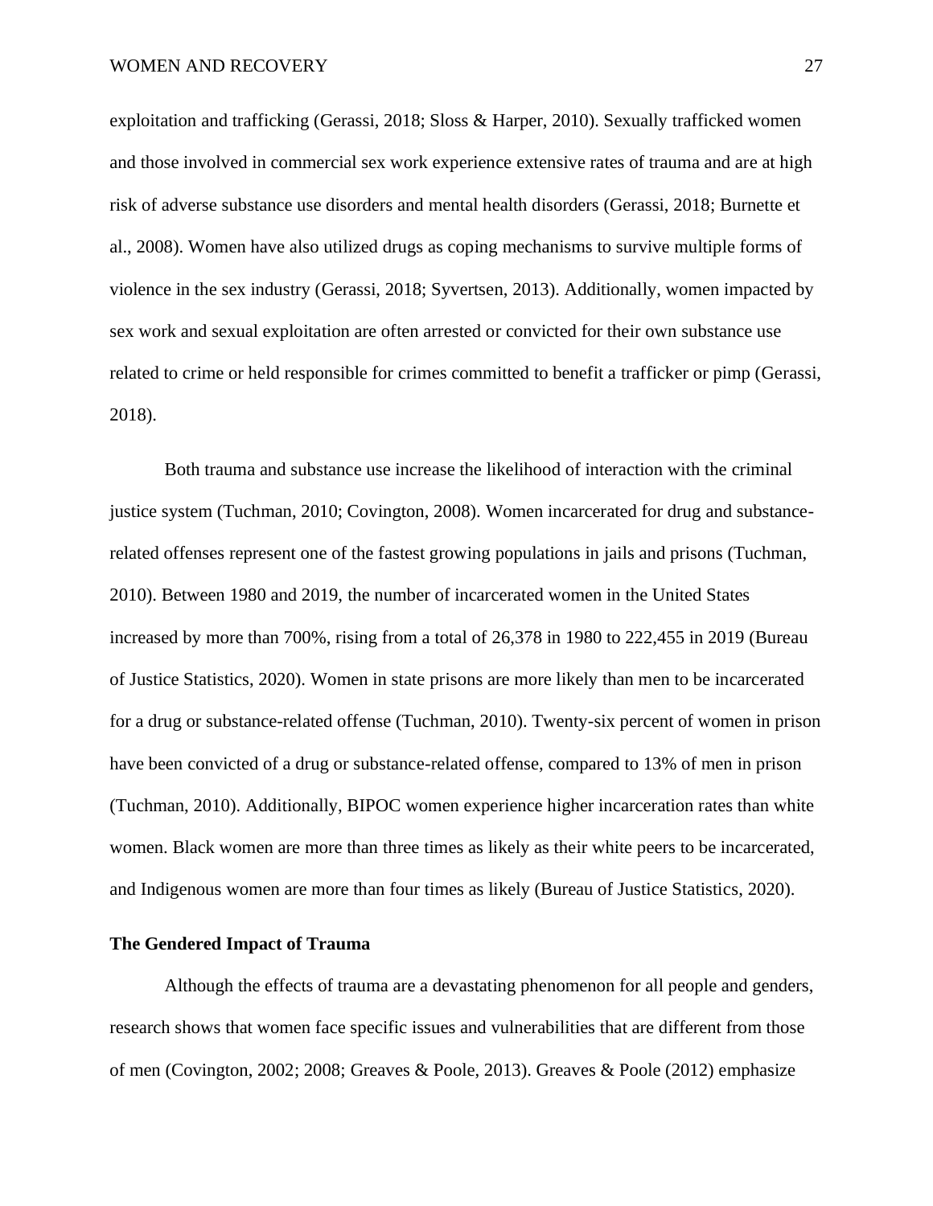exploitation and trafficking (Gerassi, 2018; Sloss & Harper, 2010). Sexually trafficked women and those involved in commercial sex work experience extensive rates of trauma and are at high risk of adverse substance use disorders and mental health disorders (Gerassi, 2018; Burnette et al., 2008). Women have also utilized drugs as coping mechanisms to survive multiple forms of violence in the sex industry (Gerassi, 2018; Syvertsen, 2013). Additionally, women impacted by sex work and sexual exploitation are often arrested or convicted for their own substance use related to crime or held responsible for crimes committed to benefit a trafficker or pimp (Gerassi, 2018).

Both trauma and substance use increase the likelihood of interaction with the criminal justice system (Tuchman, 2010; Covington, 2008). Women incarcerated for drug and substance-related offenses represent one of the fastest growing populations in jails and prisons (Tuchman, 2010). Between 1980 and 2019, the number of incarcerated women in the United States increased by more than 700%, rising from a total of 26,378 in 1980 to 222,455 in 2019 (Bureau of Justice Statistics, 2020). Women in state prisons are more likely than men to be incarcerated for a drug or substance-related offense (Tuchman, 2010). Twenty-six percent of women in prison have been convicted of a drug or substance-related offense, compared to 13% of men in prison (Tuchman, 2010). Additionally, BIPOC women experience higher incarceration rates than white women. Black women are more than three times as likely as their white peers to be incarcerated, and Indigenous women are more than four times as likely (Bureau of Justice Statistics, 2020).

**The Gendered Impact of Trauma**

Although the effects of trauma are a devastating phenomenon for all people and genders, research shows that women face specific issues and vulnerabilities that are different from those of men (Covington, 2002; 2008; Greaves & Poole, 2013). Greaves & Poole (2012) emphasize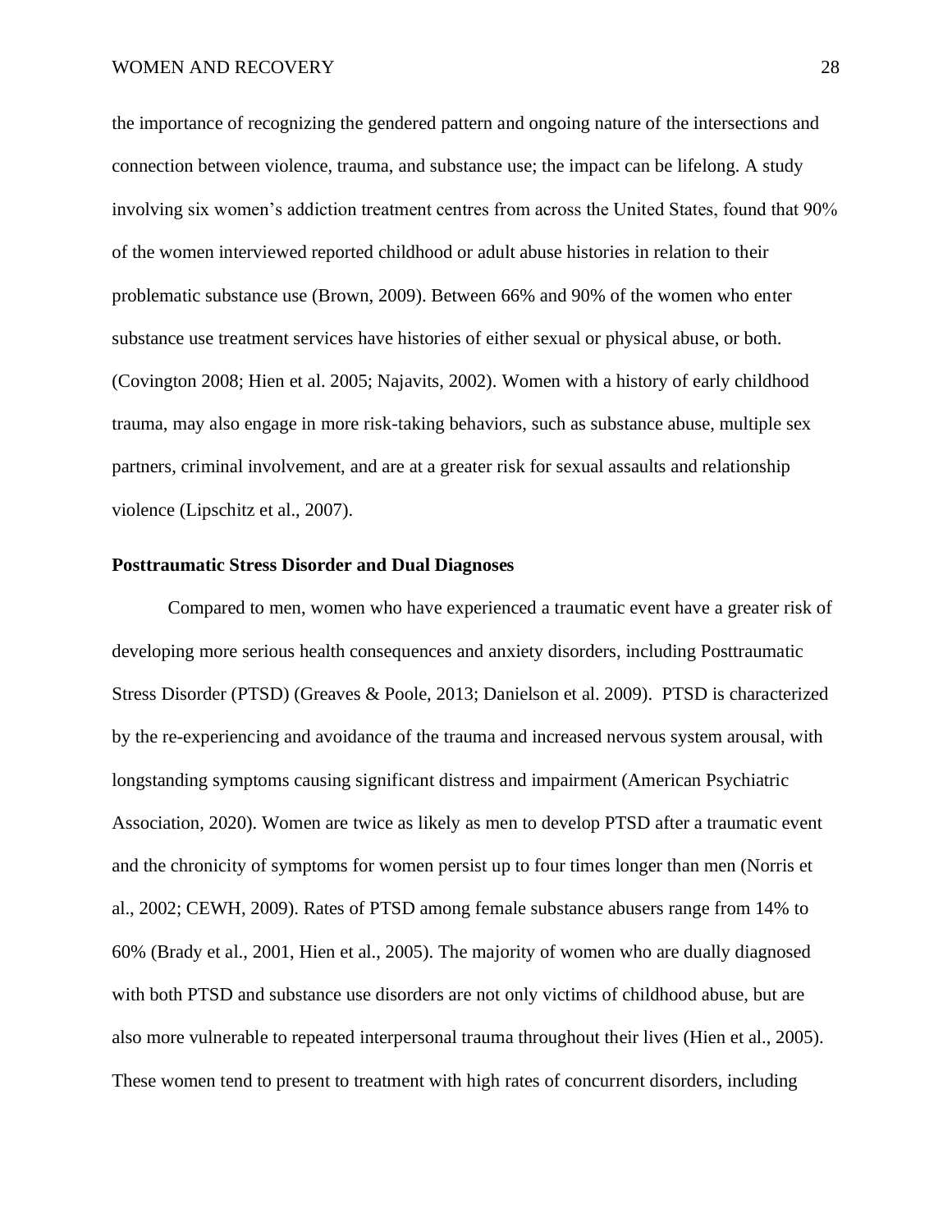the importance of recognizing the gendered pattern and ongoing nature of the intersections and connection between violence, trauma, and substance use; the impact can be lifelong. A study involving six women's addiction treatment centres from across the United States, found that 90% of the women interviewed reported childhood or adult abuse histories in relation to their problematic substance use (Brown, 2009). Between 66% and 90% of the women who enter substance use treatment services have histories of either sexual or physical abuse, or both. (Covington 2008; Hien et al. 2005; Najavits, 2002). Women with a history of early childhood trauma, may also engage in more risk-taking behaviors, such as substance abuse, multiple sex partners, criminal involvement, and are at a greater risk for sexual assaults and relationship violence (Lipschitz et al., 2007).

**Posttraumatic Stress Disorder and Dual Diagnoses**

Compared to men, women who have experienced a traumatic event have a greater risk of developing more serious health consequences and anxiety disorders, including Posttraumatic Stress Disorder (PTSD) (Greaves & Poole, 2013; Danielson et al. 2009). PTSD is characterized by the re-experiencing and avoidance of the trauma and increased nervous system arousal, with longstanding symptoms causing significant distress and impairment (American Psychiatric Association, 2020). Women are twice as likely as men to develop PTSD after a traumatic event and the chronicity of symptoms for women persist up to four times longer than men (Norris et al., 2002; CEWH, 2009). Rates of PTSD among female substance abusers range from 14% to 60% (Brady et al., 2001, Hien et al., 2005). The majority of women who are dually diagnosed with both PTSD and substance use disorders are not only victims of childhood abuse, but are also more vulnerable to repeated interpersonal trauma throughout their lives (Hien et al., 2005). These women tend to present to treatment with high rates of concurrent disorders, including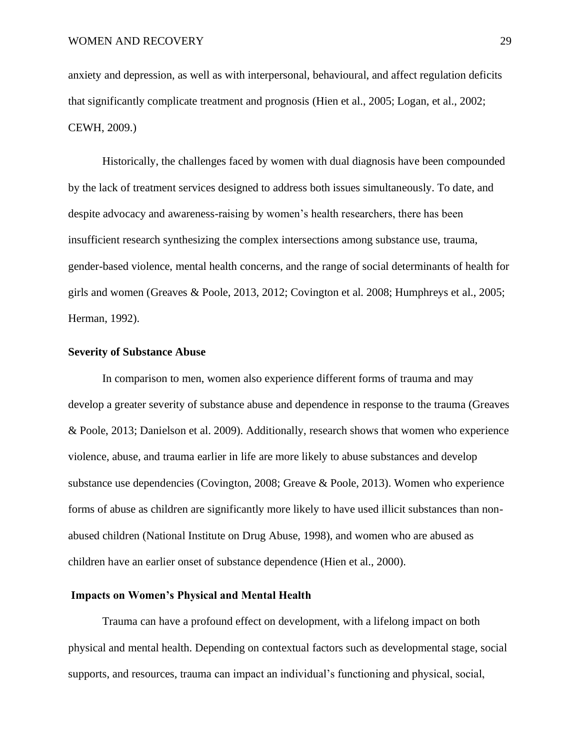anxiety and depression, as well as with interpersonal, behavioural, and affect regulation deficits that significantly complicate treatment and prognosis (Hien et al., 2005; Logan, et al., 2002; CEWH, 2009.)

Historically, the challenges faced by women with dual diagnosis have been compounded by the lack of treatment services designed to address both issues simultaneously. To date, and despite advocacy and awareness-raising by women's health researchers, there has been insufficient research synthesizing the complex intersections among substance use, trauma, gender-based violence, mental health concerns, and the range of social determinants of health for girls and women (Greaves & Poole, 2013, 2012; Covington et al. 2008; Humphreys et al., 2005; Herman, 1992).

### Severity of Substance Abuse

In comparison to men, women also experience different forms of trauma and may develop a greater severity of substance abuse and dependence in response to the trauma (Greaves & Poole, 2013; Danielson et al. 2009). Additionally, research shows that women who experience violence, abuse, and trauma earlier in life are more likely to abuse substances and develop substance use dependencies (Covington, 2008; Greave & Poole, 2013). Women who experience forms of abuse as children are significantly more likely to have used illicit substances than non-abused children (National Institute on Drug Abuse, 1998), and women who are abused as children have an earlier onset of substance dependence (Hien et al., 2000).

### Impacts on Women's Physical and Mental Health

Trauma can have a profound effect on development, with a lifelong impact on both physical and mental health. Depending on contextual factors such as developmental stage, social supports, and resources, trauma can impact an individual's functioning and physical, social,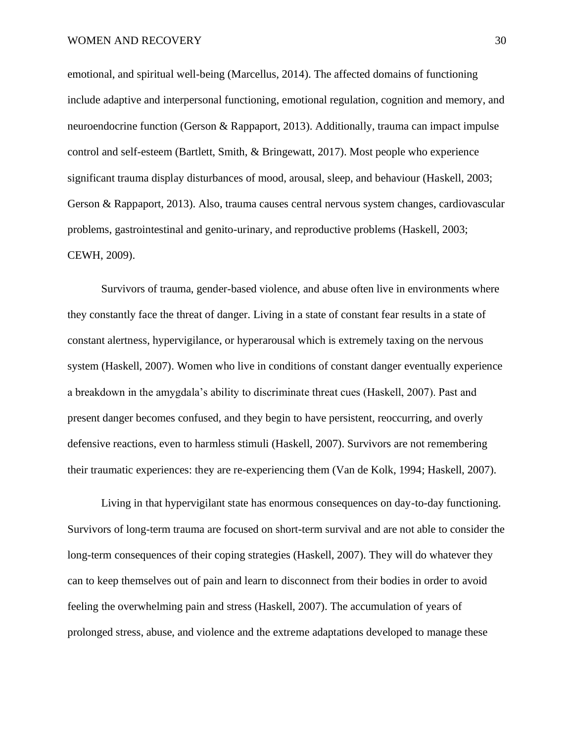emotional, and spiritual well-being (Marcellus, 2014). The affected domains of functioning include adaptive and interpersonal functioning, emotional regulation, cognition and memory, and neuroendocrine function (Gerson & Rappaport, 2013). Additionally, trauma can impact impulse control and self-esteem (Bartlett, Smith, & Bringewatt, 2017). Most people who experience significant trauma display disturbances of mood, arousal, sleep, and behaviour (Haskell, 2003; Gerson & Rappaport, 2013). Also, trauma causes central nervous system changes, cardiovascular problems, gastrointestinal and genito-urinary, and reproductive problems (Haskell, 2003; CEWH, 2009).

Survivors of trauma, gender-based violence, and abuse often live in environments where they constantly face the threat of danger. Living in a state of constant fear results in a state of constant alertness, hypervigilance, or hyperarousal which is extremely taxing on the nervous system (Haskell, 2007). Women who live in conditions of constant danger eventually experience a breakdown in the amygdala's ability to discriminate threat cues (Haskell, 2007). Past and present danger becomes confused, and they begin to have persistent, reoccurring, and overly defensive reactions, even to harmless stimuli (Haskell, 2007). Survivors are not remembering their traumatic experiences: they are re-experiencing them (Van de Kolk, 1994; Haskell, 2007).

Living in that hypervigilant state has enormous consequences on day-to-day functioning. Survivors of long-term trauma are focused on short-term survival and are not able to consider the long-term consequences of their coping strategies (Haskell, 2007). They will do whatever they can to keep themselves out of pain and learn to disconnect from their bodies in order to avoid feeling the overwhelming pain and stress (Haskell, 2007). The accumulation of years of prolonged stress, abuse, and violence and the extreme adaptations developed to manage these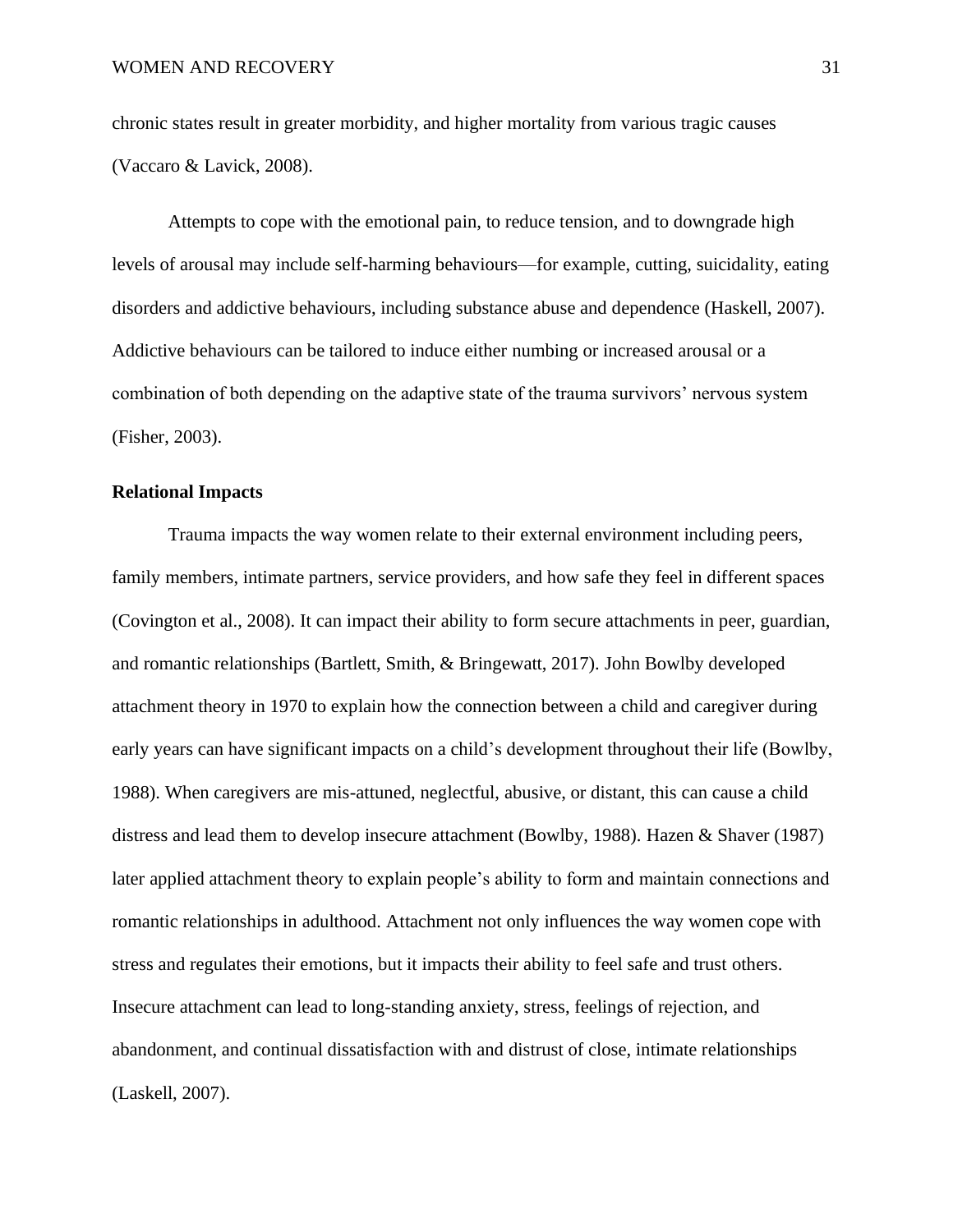chronic states result in greater morbidity, and higher mortality from various tragic causes (Vaccaro & Lavick, 2008).

Attempts to cope with the emotional pain, to reduce tension, and to downgrade high levels of arousal may include self-harming behaviours—for example, cutting, suicidality, eating disorders and addictive behaviours, including substance abuse and dependence (Haskell, 2007). Addictive behaviours can be tailored to induce either numbing or increased arousal or a combination of both depending on the adaptive state of the trauma survivors' nervous system (Fisher, 2003).

**Relational Impacts**

Trauma impacts the way women relate to their external environment including peers, family members, intimate partners, service providers, and how safe they feel in different spaces (Covington et al., 2008). It can impact their ability to form secure attachments in peer, guardian, and romantic relationships (Bartlett, Smith, & Bringewatt, 2017). John Bowlby developed attachment theory in 1970 to explain how the connection between a child and caregiver during early years can have significant impacts on a child's development throughout their life (Bowlby, 1988). When caregivers are mis-attuned, neglectful, abusive, or distant, this can cause a child distress and lead them to develop insecure attachment (Bowlby, 1988). Hazen & Shaver (1987) later applied attachment theory to explain people's ability to form and maintain connections and romantic relationships in adulthood. Attachment not only influences the way women cope with stress and regulates their emotions, but it impacts their ability to feel safe and trust others. Insecure attachment can lead to long-standing anxiety, stress, feelings of rejection, and abandonment, and continual dissatisfaction with and distrust of close, intimate relationships (Laskell, 2007).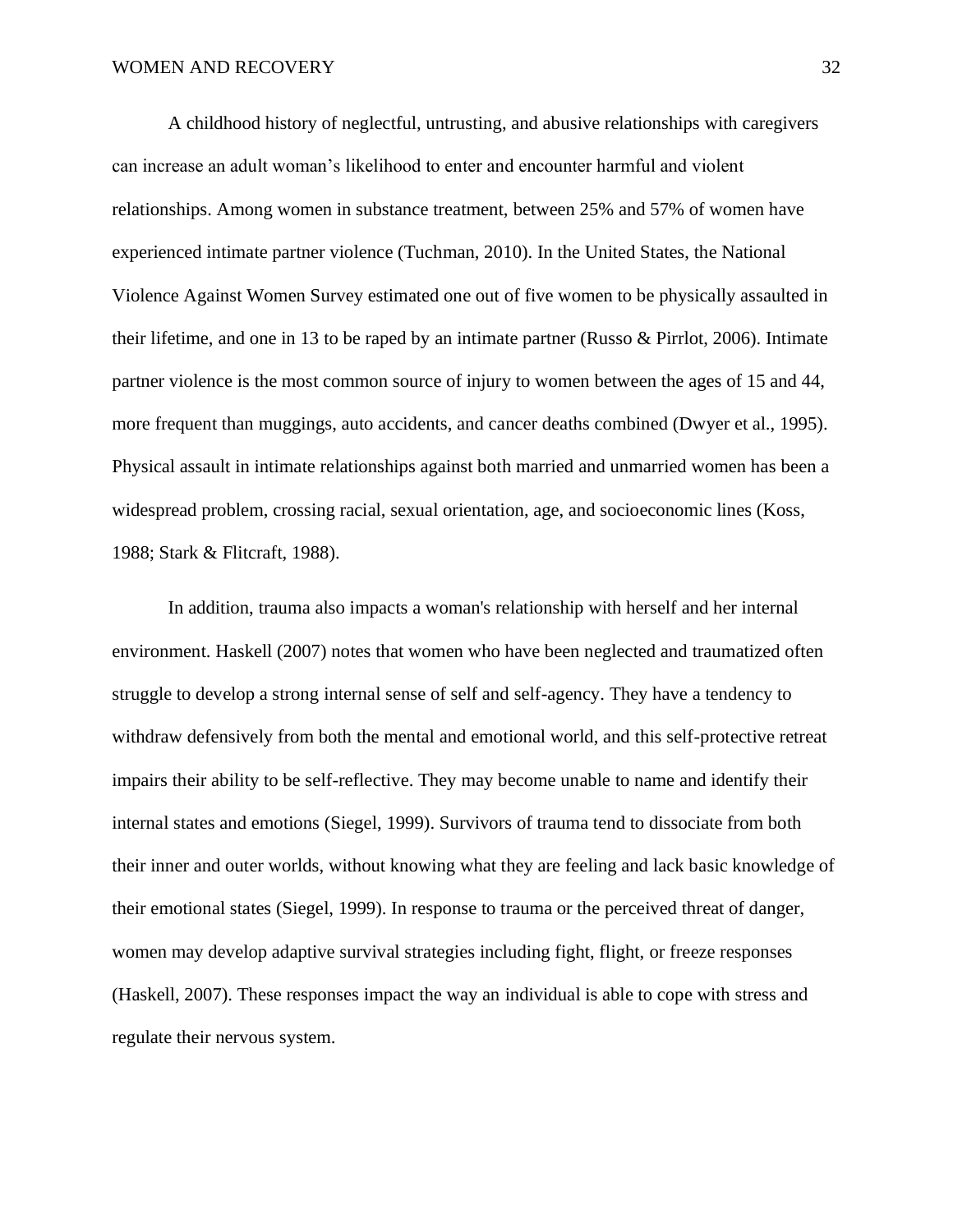A childhood history of neglectful, untrusting, and abusive relationships with caregivers can increase an adult woman's likelihood to enter and encounter harmful and violent relationships. Among women in substance treatment, between 25% and 57% of women have experienced intimate partner violence (Tuchman, 2010). In the United States, the National Violence Against Women Survey estimated one out of five women to be physically assaulted in their lifetime, and one in 13 to be raped by an intimate partner (Russo & Pirrlot, 2006). Intimate partner violence is the most common source of injury to women between the ages of 15 and 44, more frequent than muggings, auto accidents, and cancer deaths combined (Dwyer et al., 1995). Physical assault in intimate relationships against both married and unmarried women has been a widespread problem, crossing racial, sexual orientation, age, and socioeconomic lines (Koss, 1988; Stark & Flitcraft, 1988).

In addition, trauma also impacts a woman's relationship with herself and her internal environment. Haskell (2007) notes that women who have been neglected and traumatized often struggle to develop a strong internal sense of self and self-agency. They have a tendency to withdraw defensively from both the mental and emotional world, and this self-protective retreat impairs their ability to be self-reflective. They may become unable to name and identify their internal states and emotions (Siegel, 1999). Survivors of trauma tend to dissociate from both their inner and outer worlds, without knowing what they are feeling and lack basic knowledge of their emotional states (Siegel, 1999). In response to trauma or the perceived threat of danger, women may develop adaptive survival strategies including fight, flight, or freeze responses (Haskell, 2007). These responses impact the way an individual is able to cope with stress and regulate their nervous system.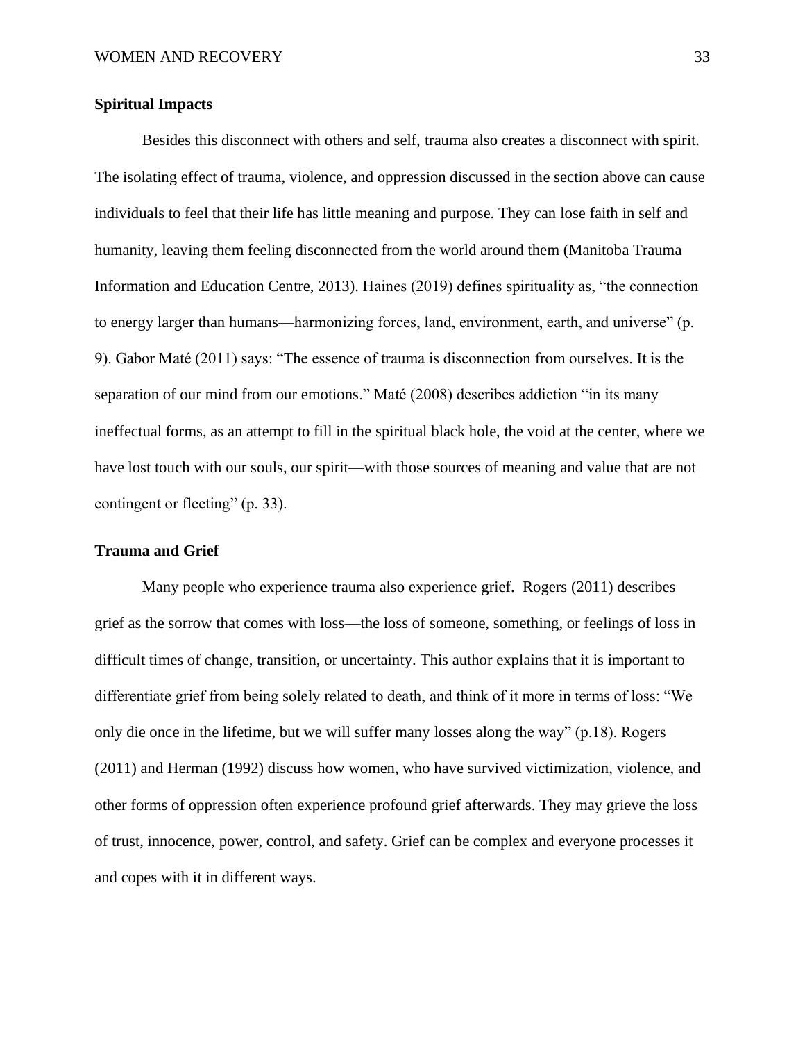## Spiritual Impacts

Besides this disconnect with others and self, trauma also creates a disconnect with spirit. The isolating effect of trauma, violence, and oppression discussed in the section above can cause individuals to feel that their life has little meaning and purpose. They can lose faith in self and humanity, leaving them feeling disconnected from the world around them (Manitoba Trauma Information and Education Centre, 2013). Haines (2019) defines spirituality as, "the connection to energy larger than humans—harmonizing forces, land, environment, earth, and universe" (p. 9). Gabor Maté (2011) says: "The essence of trauma is disconnection from ourselves. It is the separation of our mind from our emotions." Maté (2008) describes addiction "in its many ineffectual forms, as an attempt to fill in the spiritual black hole, the void at the center, where we have lost touch with our souls, our spirit—with those sources of meaning and value that are not contingent or fleeting" (p. 33).

## Trauma and Grief

Many people who experience trauma also experience grief. Rogers (2011) describes grief as the sorrow that comes with loss—the loss of someone, something, or feelings of loss in difficult times of change, transition, or uncertainty. This author explains that it is important to differentiate grief from being solely related to death, and think of it more in terms of loss: "We only die once in the lifetime, but we will suffer many losses along the way" (p.18). Rogers (2011) and Herman (1992) discuss how women, who have survived victimization, violence, and other forms of oppression often experience profound grief afterwards. They may grieve the loss of trust, innocence, power, control, and safety. Grief can be complex and everyone processes it and copes with it in different ways.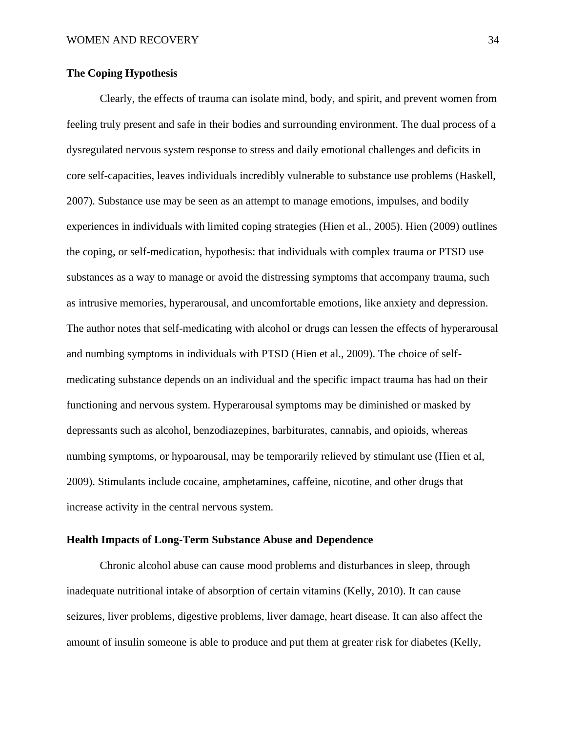### The Coping Hypothesis

Clearly, the effects of trauma can isolate mind, body, and spirit, and prevent women from feeling truly present and safe in their bodies and surrounding environment. The dual process of a dysregulated nervous system response to stress and daily emotional challenges and deficits in core self-capacities, leaves individuals incredibly vulnerable to substance use problems (Haskell, 2007). Substance use may be seen as an attempt to manage emotions, impulses, and bodily experiences in individuals with limited coping strategies (Hien et al., 2005). Hien (2009) outlines the coping, or self-medication, hypothesis: that individuals with complex trauma or PTSD use substances as a way to manage or avoid the distressing symptoms that accompany trauma, such as intrusive memories, hyperarousal, and uncomfortable emotions, like anxiety and depression. The author notes that self-medicating with alcohol or drugs can lessen the effects of hyperarousal and numbing symptoms in individuals with PTSD (Hien et al., 2009). The choice of self-medicating substance depends on an individual and the specific impact trauma has had on their functioning and nervous system. Hyperarousal symptoms may be diminished or masked by depressants such as alcohol, benzodiazepines, barbiturates, cannabis, and opioids, whereas numbing symptoms, or hypoarousal, may be temporarily relieved by stimulant use (Hien et al, 2009). Stimulants include cocaine, amphetamines, caffeine, nicotine, and other drugs that increase activity in the central nervous system.

### Health Impacts of Long-Term Substance Abuse and Dependence

Chronic alcohol abuse can cause mood problems and disturbances in sleep, through inadequate nutritional intake of absorption of certain vitamins (Kelly, 2010). It can cause seizures, liver problems, digestive problems, liver damage, heart disease. It can also affect the amount of insulin someone is able to produce and put them at greater risk for diabetes (Kelly,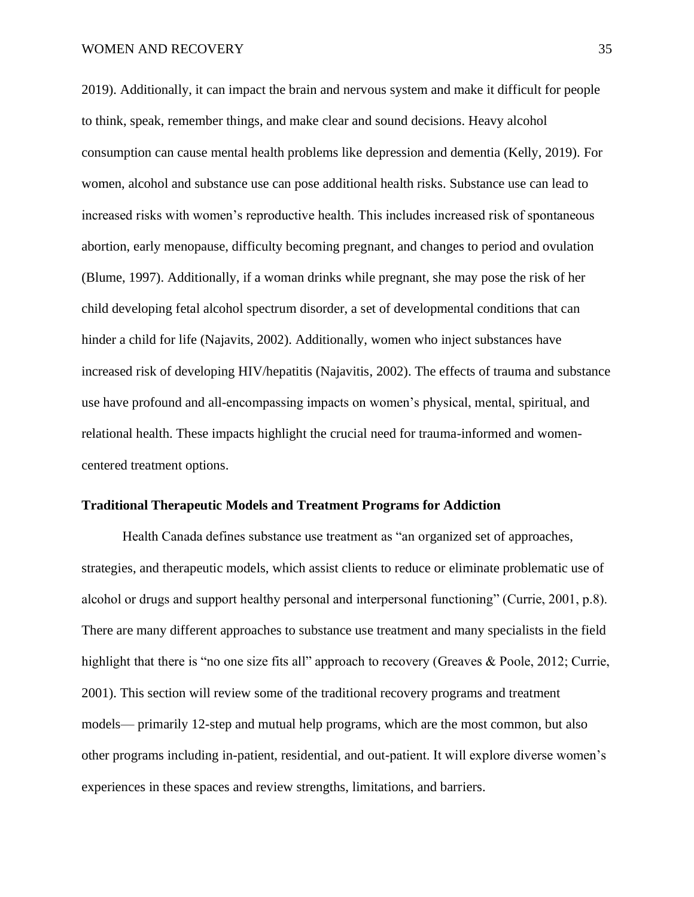2019). Additionally, it can impact the brain and nervous system and make it difficult for people to think, speak, remember things, and make clear and sound decisions. Heavy alcohol consumption can cause mental health problems like depression and dementia (Kelly, 2019). For women, alcohol and substance use can pose additional health risks. Substance use can lead to increased risks with women's reproductive health. This includes increased risk of spontaneous abortion, early menopause, difficulty becoming pregnant, and changes to period and ovulation (Blume, 1997). Additionally, if a woman drinks while pregnant, she may pose the risk of her child developing fetal alcohol spectrum disorder, a set of developmental conditions that can hinder a child for life (Najavits, 2002). Additionally, women who inject substances have increased risk of developing HIV/hepatitis (Najavitis, 2002). The effects of trauma and substance use have profound and all-encompassing impacts on women's physical, mental, spiritual, and relational health. These impacts highlight the crucial need for trauma-informed and women-centered treatment options.

## Traditional Therapeutic Models and Treatment Programs for Addiction

Health Canada defines substance use treatment as "an organized set of approaches, strategies, and therapeutic models, which assist clients to reduce or eliminate problematic use of alcohol or drugs and support healthy personal and interpersonal functioning" (Currie, 2001, p.8). There are many different approaches to substance use treatment and many specialists in the field highlight that there is "no one size fits all" approach to recovery (Greaves & Poole, 2012; Currie, 2001). This section will review some of the traditional recovery programs and treatment models— primarily 12-step and mutual help programs, which are the most common, but also other programs including in-patient, residential, and out-patient. It will explore diverse women's experiences in these spaces and review strengths, limitations, and barriers.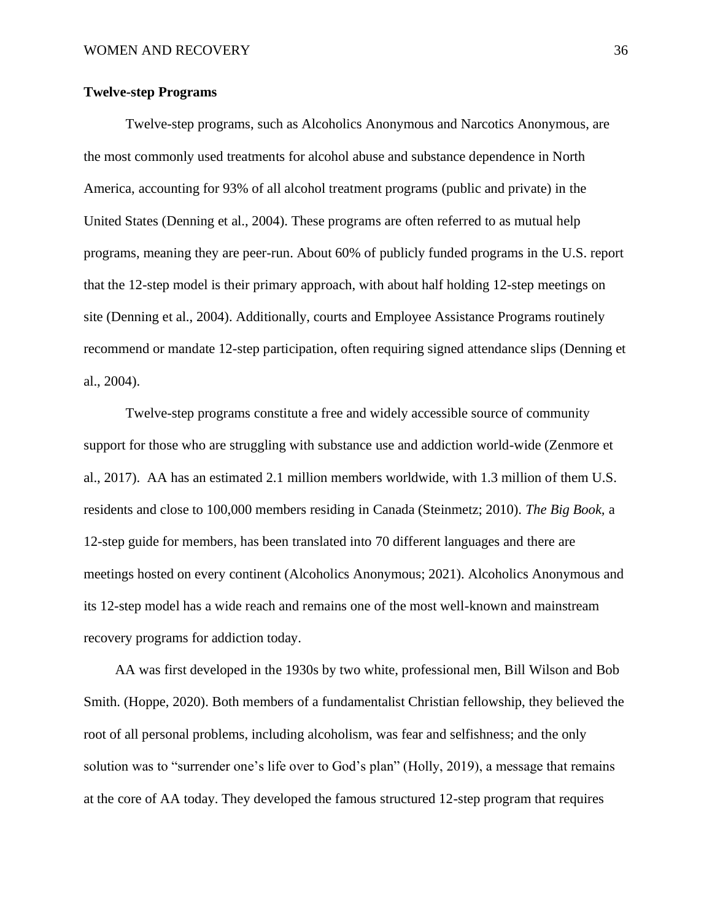**Twelve-step Programs**

Twelve-step programs, such as Alcoholics Anonymous and Narcotics Anonymous, are the most commonly used treatments for alcohol abuse and substance dependence in North America, accounting for 93% of all alcohol treatment programs (public and private) in the United States (Denning et al., 2004). These programs are often referred to as mutual help programs, meaning they are peer-run. About 60% of publicly funded programs in the U.S. report that the 12-step model is their primary approach, with about half holding 12-step meetings on site (Denning et al., 2004). Additionally, courts and Employee Assistance Programs routinely recommend or mandate 12-step participation, often requiring signed attendance slips (Denning et al., 2004).

Twelve-step programs constitute a free and widely accessible source of community support for those who are struggling with substance use and addiction world-wide (Zenmore et al., 2017). AA has an estimated 2.1 million members worldwide, with 1.3 million of them U.S. residents and close to 100,000 members residing in Canada (Steinmetz; 2010). *The Big Book*, a 12-step guide for members, has been translated into 70 different languages and there are meetings hosted on every continent (Alcoholics Anonymous; 2021). Alcoholics Anonymous and its 12-step model has a wide reach and remains one of the most well-known and mainstream recovery programs for addiction today.

AA was first developed in the 1930s by two white, professional men, Bill Wilson and Bob Smith. (Hoppe, 2020). Both members of a fundamentalist Christian fellowship, they believed the root of all personal problems, including alcoholism, was fear and selfishness; and the only solution was to "surrender one's life over to God's plan" (Holly, 2019), a message that remains at the core of AA today. They developed the famous structured 12-step program that requires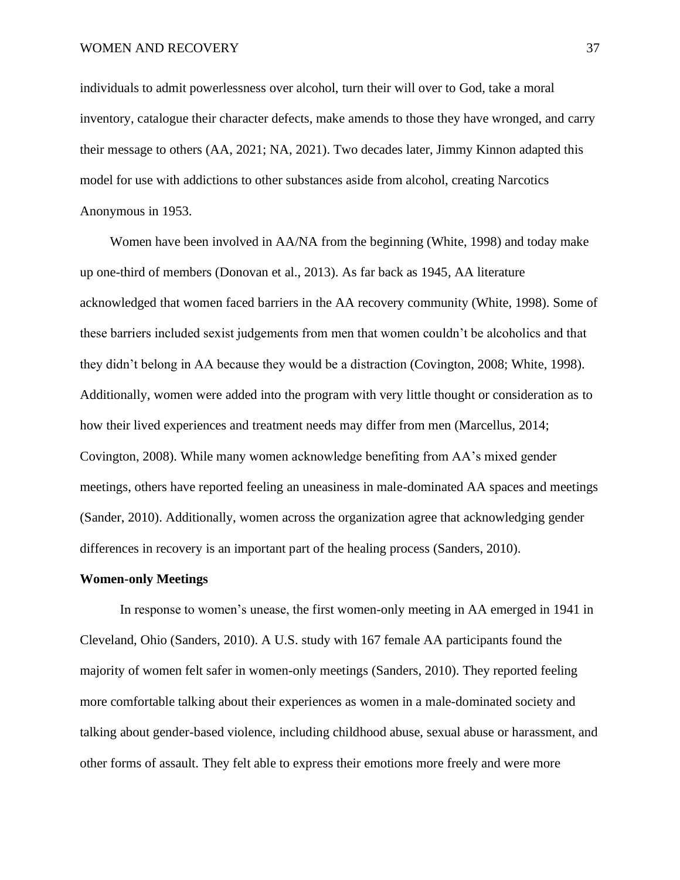individuals to admit powerlessness over alcohol, turn their will over to God, take a moral inventory, catalogue their character defects, make amends to those they have wronged, and carry their message to others (AA, 2021; NA, 2021). Two decades later, Jimmy Kinnon adapted this model for use with addictions to other substances aside from alcohol, creating Narcotics Anonymous in 1953.

Women have been involved in AA/NA from the beginning (White, 1998) and today make up one-third of members (Donovan et al., 2013). As far back as 1945, AA literature acknowledged that women faced barriers in the AA recovery community (White, 1998). Some of these barriers included sexist judgements from men that women couldn't be alcoholics and that they didn't belong in AA because they would be a distraction (Covington, 2008; White, 1998). Additionally, women were added into the program with very little thought or consideration as to how their lived experiences and treatment needs may differ from men (Marcellus, 2014; Covington, 2008). While many women acknowledge benefiting from AA's mixed gender meetings, others have reported feeling an uneasiness in male-dominated AA spaces and meetings (Sander, 2010). Additionally, women across the organization agree that acknowledging gender differences in recovery is an important part of the healing process (Sanders, 2010).

**Women-only Meetings**

In response to women's unease, the first women-only meeting in AA emerged in 1941 in Cleveland, Ohio (Sanders, 2010). A U.S. study with 167 female AA participants found the majority of women felt safer in women-only meetings (Sanders, 2010). They reported feeling more comfortable talking about their experiences as women in a male-dominated society and talking about gender-based violence, including childhood abuse, sexual abuse or harassment, and other forms of assault. They felt able to express their emotions more freely and were more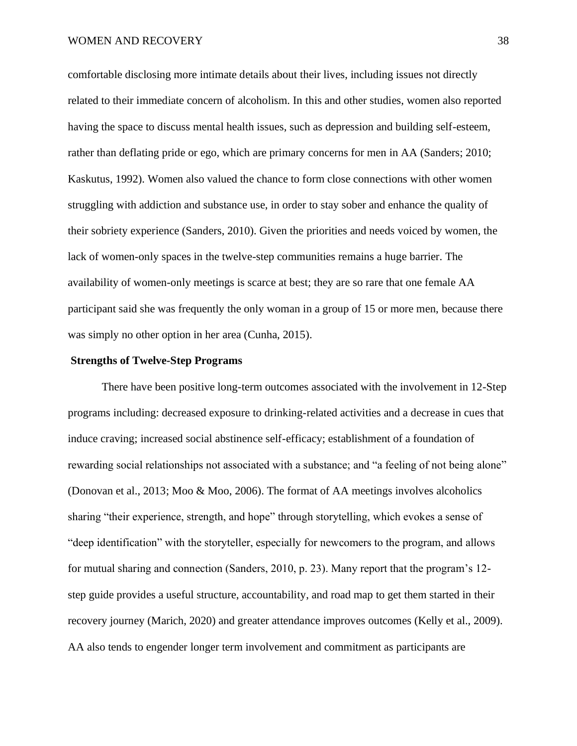comfortable disclosing more intimate details about their lives, including issues not directly related to their immediate concern of alcoholism. In this and other studies, women also reported having the space to discuss mental health issues, such as depression and building self-esteem, rather than deflating pride or ego, which are primary concerns for men in AA (Sanders; 2010; Kaskutus, 1992). Women also valued the chance to form close connections with other women struggling with addiction and substance use, in order to stay sober and enhance the quality of their sobriety experience (Sanders, 2010). Given the priorities and needs voiced by women, the lack of women-only spaces in the twelve-step communities remains a huge barrier. The availability of women-only meetings is scarce at best; they are so rare that one female AA participant said she was frequently the only woman in a group of 15 or more men, because there was simply no other option in her area (Cunha, 2015).

## Strengths of Twelve-Step Programs

There have been positive long-term outcomes associated with the involvement in 12-Step programs including: decreased exposure to drinking-related activities and a decrease in cues that induce craving; increased social abstinence self-efficacy; establishment of a foundation of rewarding social relationships not associated with a substance; and “a feeling of not being alone” (Donovan et al., 2013; Moo & Moo, 2006). The format of AA meetings involves alcoholics sharing “their experience, strength, and hope” through storytelling, which evokes a sense of “deep identification” with the storyteller, especially for newcomers to the program, and allows for mutual sharing and connection (Sanders, 2010, p. 23). Many report that the program’s 12-step guide provides a useful structure, accountability, and road map to get them started in their recovery journey (Marich, 2020) and greater attendance improves outcomes (Kelly et al., 2009). AA also tends to engender longer term involvement and commitment as participants are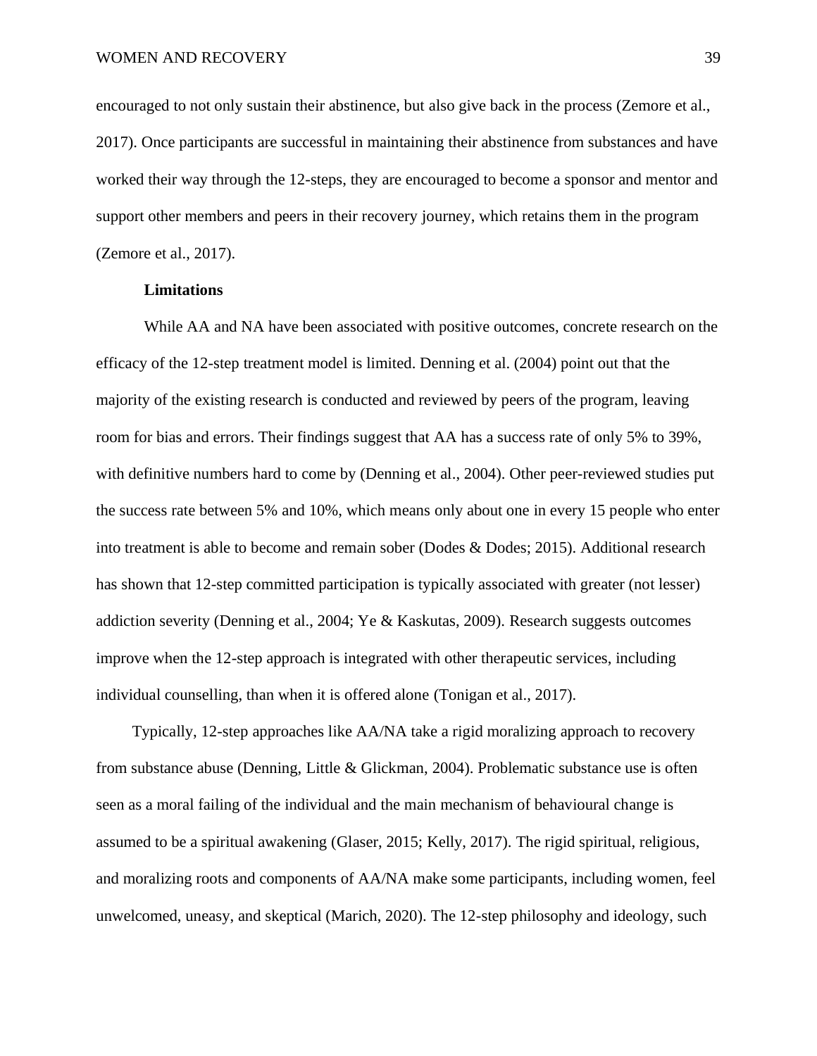encouraged to not only sustain their abstinence, but also give back in the process (Zemore et al., 2017). Once participants are successful in maintaining their abstinence from substances and have worked their way through the 12-steps, they are encouraged to become a sponsor and mentor and support other members and peers in their recovery journey, which retains them in the program (Zemore et al., 2017).

### Limitations

While AA and NA have been associated with positive outcomes, concrete research on the efficacy of the 12-step treatment model is limited. Denning et al. (2004) point out that the majority of the existing research is conducted and reviewed by peers of the program, leaving room for bias and errors. Their findings suggest that AA has a success rate of only 5% to 39%, with definitive numbers hard to come by (Denning et al., 2004). Other peer-reviewed studies put the success rate between 5% and 10%, which means only about one in every 15 people who enter into treatment is able to become and remain sober (Dodes & Dodes; 2015). Additional research has shown that 12-step committed participation is typically associated with greater (not lesser) addiction severity (Denning et al., 2004; Ye & Kaskutas, 2009). Research suggests outcomes improve when the 12-step approach is integrated with other therapeutic services, including individual counselling, than when it is offered alone (Tonigan et al., 2017).

Typically, 12-step approaches like AA/NA take a rigid moralizing approach to recovery from substance abuse (Denning, Little & Glickman, 2004). Problematic substance use is often seen as a moral failing of the individual and the main mechanism of behavioural change is assumed to be a spiritual awakening (Glaser, 2015; Kelly, 2017). The rigid spiritual, religious, and moralizing roots and components of AA/NA make some participants, including women, feel unwelcomed, uneasy, and skeptical (Marich, 2020). The 12-step philosophy and ideology, such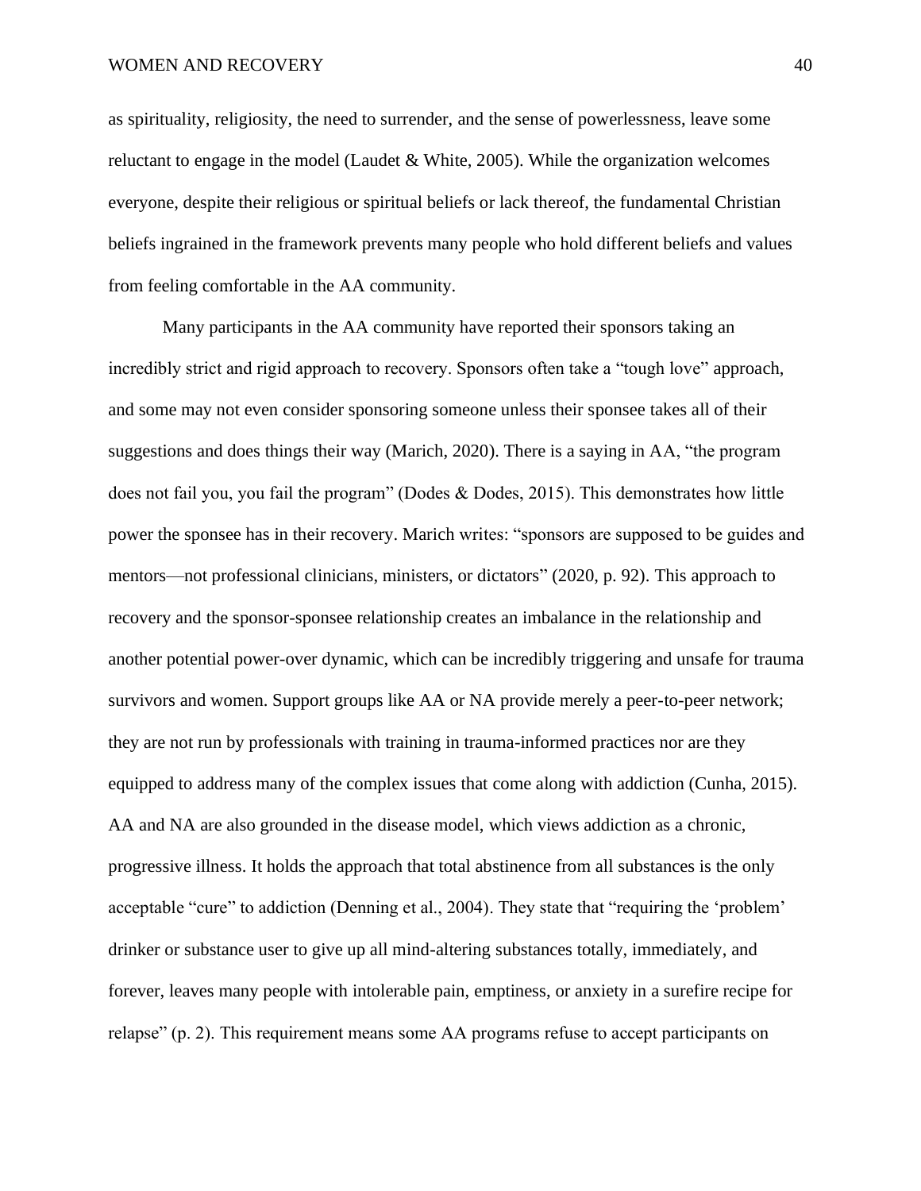as spirituality, religiosity, the need to surrender, and the sense of powerlessness, leave some reluctant to engage in the model (Laudet & White, 2005). While the organization welcomes everyone, despite their religious or spiritual beliefs or lack thereof, the fundamental Christian beliefs ingrained in the framework prevents many people who hold different beliefs and values from feeling comfortable in the AA community.

Many participants in the AA community have reported their sponsors taking an incredibly strict and rigid approach to recovery. Sponsors often take a "tough love" approach, and some may not even consider sponsoring someone unless their sponsee takes all of their suggestions and does things their way (Marich, 2020). There is a saying in AA, "the program does not fail you, you fail the program" (Dodes & Dodes, 2015). This demonstrates how little power the sponsee has in their recovery. Marich writes: "sponsors are supposed to be guides and mentors—not professional clinicians, ministers, or dictators" (2020, p. 92). This approach to recovery and the sponsor-sponsee relationship creates an imbalance in the relationship and another potential power-over dynamic, which can be incredibly triggering and unsafe for trauma survivors and women. Support groups like AA or NA provide merely a peer-to-peer network; they are not run by professionals with training in trauma-informed practices nor are they equipped to address many of the complex issues that come along with addiction (Cunha, 2015). AA and NA are also grounded in the disease model, which views addiction as a chronic, progressive illness. It holds the approach that total abstinence from all substances is the only acceptable "cure" to addiction (Denning et al., 2004). They state that "requiring the 'problem' drinker or substance user to give up all mind-altering substances totally, immediately, and forever, leaves many people with intolerable pain, emptiness, or anxiety in a surefire recipe for relapse" (p. 2). This requirement means some AA programs refuse to accept participants on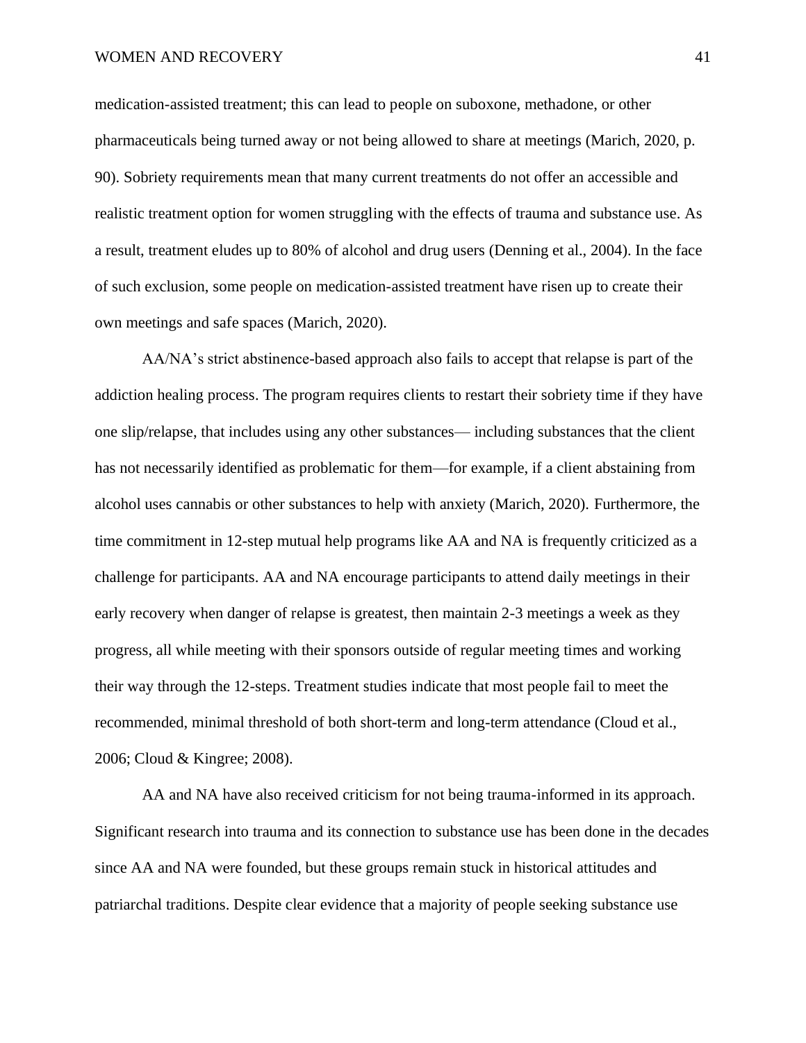medication-assisted treatment; this can lead to people on suboxone, methadone, or other pharmaceuticals being turned away or not being allowed to share at meetings (Marich, 2020, p. 90). Sobriety requirements mean that many current treatments do not offer an accessible and realistic treatment option for women struggling with the effects of trauma and substance use. As a result, treatment eludes up to 80% of alcohol and drug users (Denning et al., 2004). In the face of such exclusion, some people on medication-assisted treatment have risen up to create their own meetings and safe spaces (Marich, 2020).

AA/NA's strict abstinence-based approach also fails to accept that relapse is part of the addiction healing process. The program requires clients to restart their sobriety time if they have one slip/relapse, that includes using any other substances— including substances that the client has not necessarily identified as problematic for them—for example, if a client abstaining from alcohol uses cannabis or other substances to help with anxiety (Marich, 2020). Furthermore, the time commitment in 12-step mutual help programs like AA and NA is frequently criticized as a challenge for participants. AA and NA encourage participants to attend daily meetings in their early recovery when danger of relapse is greatest, then maintain 2-3 meetings a week as they progress, all while meeting with their sponsors outside of regular meeting times and working their way through the 12-steps. Treatment studies indicate that most people fail to meet the recommended, minimal threshold of both short-term and long-term attendance (Cloud et al., 2006; Cloud & Kingree; 2008).

AA and NA have also received criticism for not being trauma-informed in its approach. Significant research into trauma and its connection to substance use has been done in the decades since AA and NA were founded, but these groups remain stuck in historical attitudes and patriarchal traditions. Despite clear evidence that a majority of people seeking substance use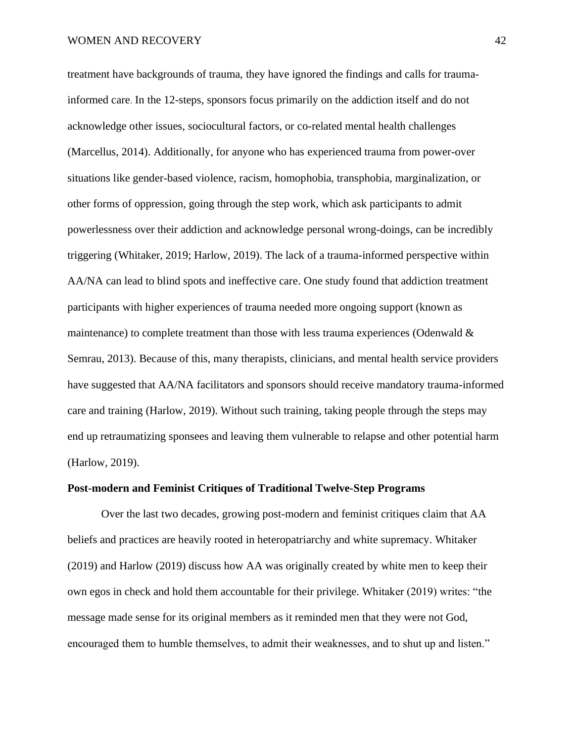treatment have backgrounds of trauma, they have ignored the findings and calls for trauma-informed care. In the 12-steps, sponsors focus primarily on the addiction itself and do not acknowledge other issues, sociocultural factors, or co-related mental health challenges (Marcellus, 2014). Additionally, for anyone who has experienced trauma from power-over situations like gender-based violence, racism, homophobia, transphobia, marginalization, or other forms of oppression, going through the step work, which ask participants to admit powerlessness over their addiction and acknowledge personal wrong-doings, can be incredibly triggering (Whitaker, 2019; Harlow, 2019). The lack of a trauma-informed perspective within AA/NA can lead to blind spots and ineffective care. One study found that addiction treatment participants with higher experiences of trauma needed more ongoing support (known as maintenance) to complete treatment than those with less trauma experiences (Odenwald & Semrau, 2013). Because of this, many therapists, clinicians, and mental health service providers have suggested that AA/NA facilitators and sponsors should receive mandatory trauma-informed care and training (Harlow, 2019). Without such training, taking people through the steps may end up retraumatizing sponsees and leaving them vulnerable to relapse and other potential harm (Harlow, 2019).

**Post-modern and Feminist Critiques of Traditional Twelve-Step Programs**

Over the last two decades, growing post-modern and feminist critiques claim that AA beliefs and practices are heavily rooted in heteropatriarchy and white supremacy. Whitaker (2019) and Harlow (2019) discuss how AA was originally created by white men to keep their own egos in check and hold them accountable for their privilege. Whitaker (2019) writes: "the message made sense for its original members as it reminded men that they were not God, encouraged them to humble themselves, to admit their weaknesses, and to shut up and listen."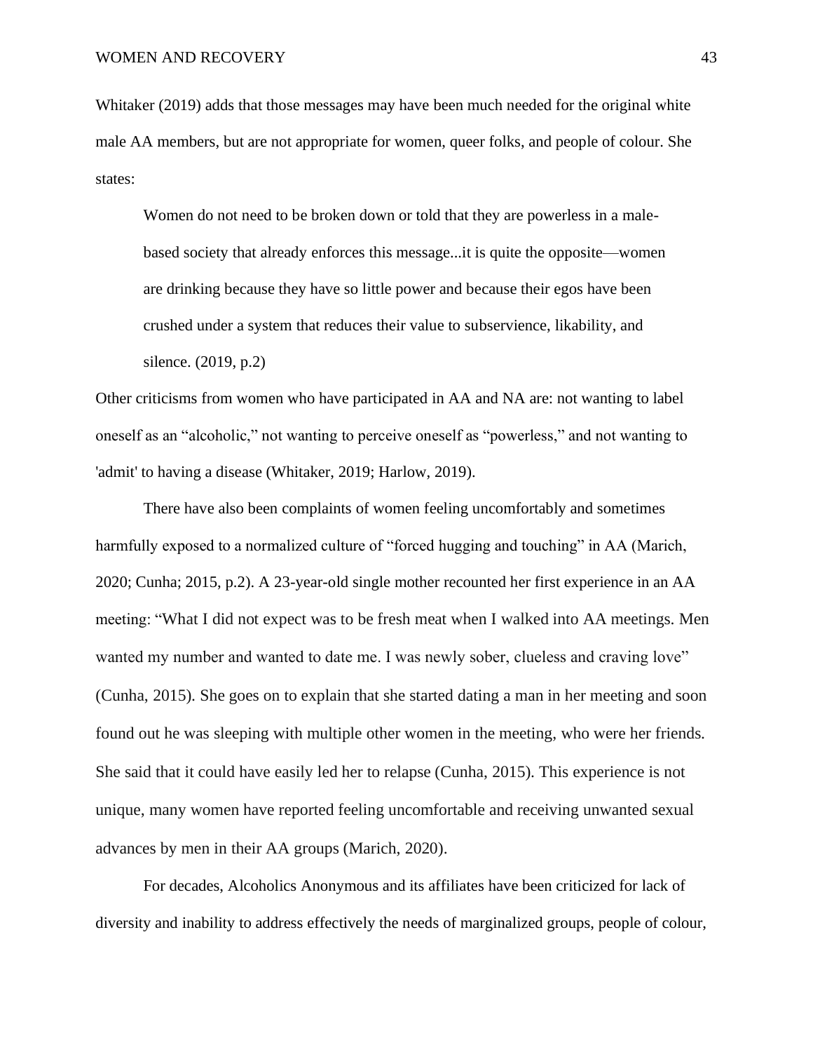Whitaker (2019) adds that those messages may have been much needed for the original white male AA members, but are not appropriate for women, queer folks, and people of colour. She states:

> Women do not need to be broken down or told that they are powerless in a male-based society that already enforces this message...it is quite the opposite—women are drinking because they have so little power and because their egos have been crushed under a system that reduces their value to subservience, likability, and silence. (2019, p.2)

Other criticisms from women who have participated in AA and NA are: not wanting to label oneself as an "alcoholic," not wanting to perceive oneself as "powerless," and not wanting to 'admit' to having a disease (Whitaker, 2019; Harlow, 2019).

There have also been complaints of women feeling uncomfortably and sometimes harmfully exposed to a normalized culture of "forced hugging and touching" in AA (Marich, 2020; Cunha; 2015, p.2). A 23-year-old single mother recounted her first experience in an AA meeting: "What I did not expect was to be fresh meat when I walked into AA meetings. Men wanted my number and wanted to date me. I was newly sober, clueless and craving love" (Cunha, 2015). She goes on to explain that she started dating a man in her meeting and soon found out he was sleeping with multiple other women in the meeting, who were her friends. She said that it could have easily led her to relapse (Cunha, 2015). This experience is not unique, many women have reported feeling uncomfortable and receiving unwanted sexual advances by men in their AA groups (Marich, 2020).

For decades, Alcoholics Anonymous and its affiliates have been criticized for lack of diversity and inability to address effectively the needs of marginalized groups, people of colour,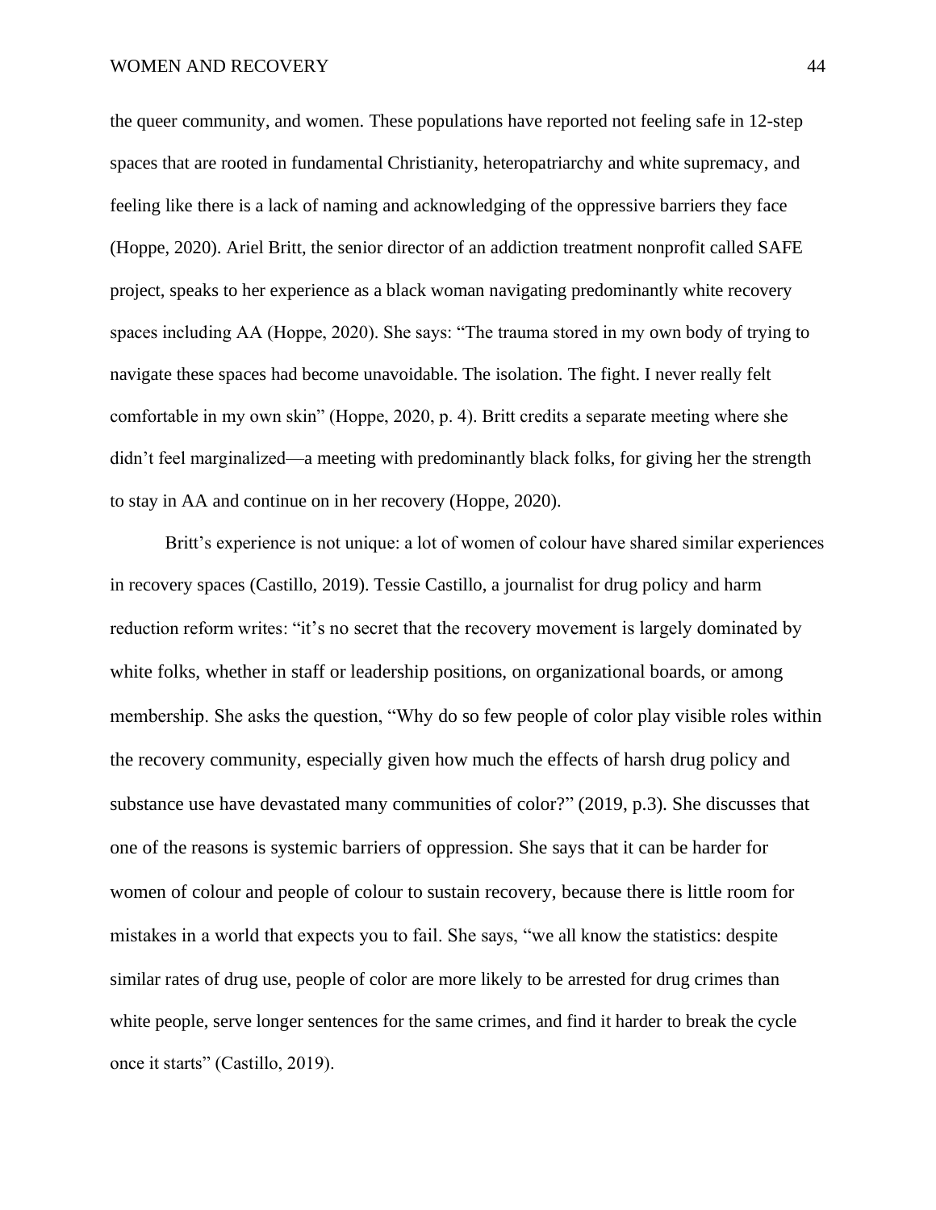the queer community, and women. These populations have reported not feeling safe in 12-step spaces that are rooted in fundamental Christianity, heteropatriarchy and white supremacy, and feeling like there is a lack of naming and acknowledging of the oppressive barriers they face (Hoppe, 2020). Ariel Britt, the senior director of an addiction treatment nonprofit called SAFE project, speaks to her experience as a black woman navigating predominantly white recovery spaces including AA (Hoppe, 2020). She says: "The trauma stored in my own body of trying to navigate these spaces had become unavoidable. The isolation. The fight. I never really felt comfortable in my own skin" (Hoppe, 2020, p. 4). Britt credits a separate meeting where she didn't feel marginalized—a meeting with predominantly black folks, for giving her the strength to stay in AA and continue on in her recovery (Hoppe, 2020).

Britt's experience is not unique: a lot of women of colour have shared similar experiences in recovery spaces (Castillo, 2019). Tessie Castillo, a journalist for drug policy and harm reduction reform writes: "it's no secret that the recovery movement is largely dominated by white folks, whether in staff or leadership positions, on organizational boards, or among membership. She asks the question, "Why do so few people of color play visible roles within the recovery community, especially given how much the effects of harsh drug policy and substance use have devastated many communities of color?" (2019, p.3). She discusses that one of the reasons is systemic barriers of oppression. She says that it can be harder for women of colour and people of colour to sustain recovery, because there is little room for mistakes in a world that expects you to fail. She says, "we all know the statistics: despite similar rates of drug use, people of color are more likely to be arrested for drug crimes than white people, serve longer sentences for the same crimes, and find it harder to break the cycle once it starts" (Castillo, 2019).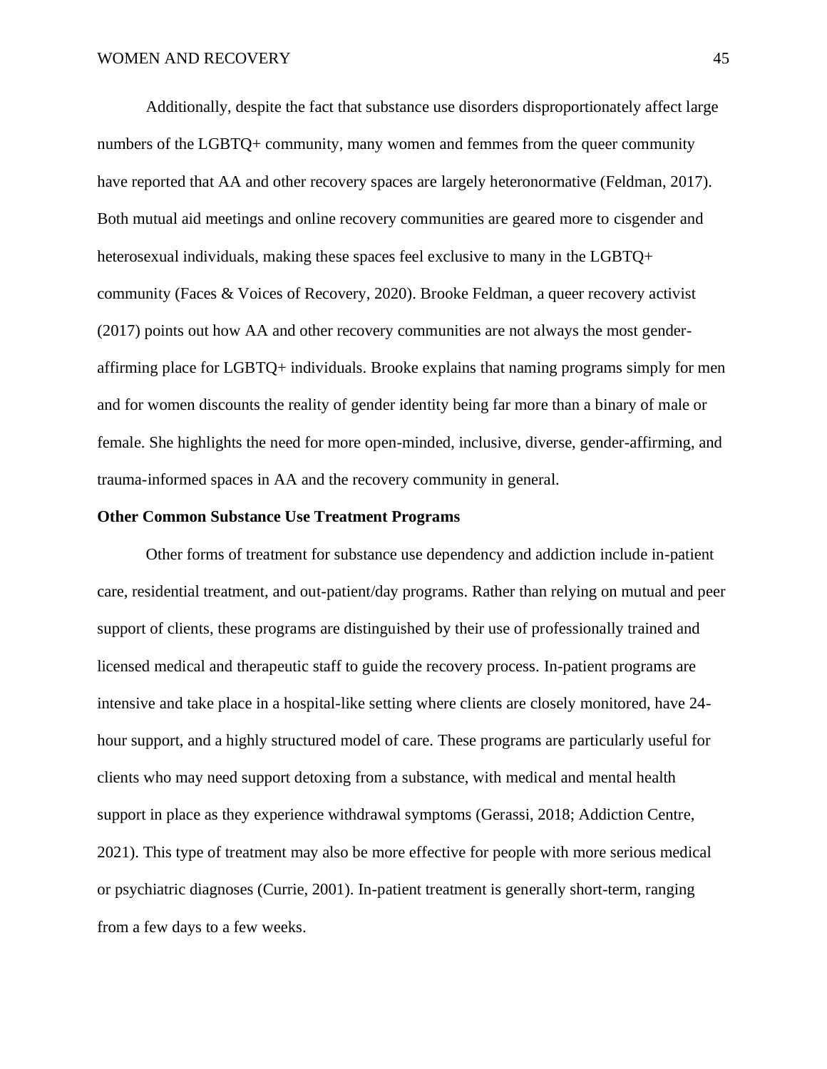Additionally, despite the fact that substance use disorders disproportionately affect large numbers of the LGBTQ+ community, many women and femmes from the queer community have reported that AA and other recovery spaces are largely heteronormative (Feldman, 2017). Both mutual aid meetings and online recovery communities are geared more to cisgender and heterosexual individuals, making these spaces feel exclusive to many in the LGBTQ+ community (Faces & Voices of Recovery, 2020). Brooke Feldman, a queer recovery activist (2017) points out how AA and other recovery communities are not always the most gender-affirming place for LGBTQ+ individuals. Brooke explains that naming programs simply for men and for women discounts the reality of gender identity being far more than a binary of male or female. She highlights the need for more open-minded, inclusive, diverse, gender-affirming, and trauma-informed spaces in AA and the recovery community in general.

**Other Common Substance Use Treatment Programs**

Other forms of treatment for substance use dependency and addiction include in-patient care, residential treatment, and out-patient/day programs. Rather than relying on mutual and peer support of clients, these programs are distinguished by their use of professionally trained and licensed medical and therapeutic staff to guide the recovery process. In-patient programs are intensive and take place in a hospital-like setting where clients are closely monitored, have 24-hour support, and a highly structured model of care. These programs are particularly useful for clients who may need support detoxing from a substance, with medical and mental health support in place as they experience withdrawal symptoms (Gerassi, 2018; Addiction Centre, 2021). This type of treatment may also be more effective for people with more serious medical or psychiatric diagnoses (Currie, 2001). In-patient treatment is generally short-term, ranging from a few days to a few weeks.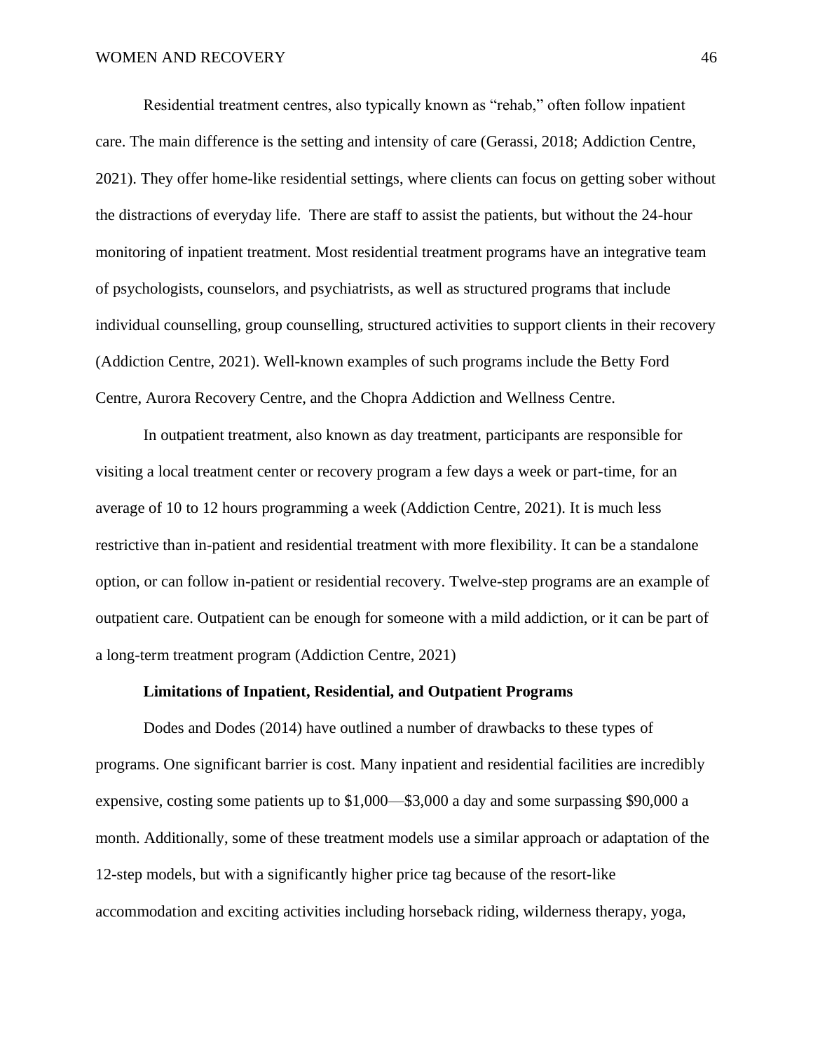Residential treatment centres, also typically known as "rehab," often follow inpatient care. The main difference is the setting and intensity of care (Gerassi, 2018; Addiction Centre, 2021). They offer home-like residential settings, where clients can focus on getting sober without the distractions of everyday life. There are staff to assist the patients, but without the 24-hour monitoring of inpatient treatment. Most residential treatment programs have an integrative team of psychologists, counselors, and psychiatrists, as well as structured programs that include individual counselling, group counselling, structured activities to support clients in their recovery (Addiction Centre, 2021). Well-known examples of such programs include the Betty Ford Centre, Aurora Recovery Centre, and the Chopra Addiction and Wellness Centre.

In outpatient treatment, also known as day treatment, participants are responsible for visiting a local treatment center or recovery program a few days a week or part-time, for an average of 10 to 12 hours programming a week (Addiction Centre, 2021). It is much less restrictive than in-patient and residential treatment with more flexibility. It can be a standalone option, or can follow in-patient or residential recovery. Twelve-step programs are an example of outpatient care. Outpatient can be enough for someone with a mild addiction, or it can be part of a long-term treatment program (Addiction Centre, 2021)

### Limitations of Inpatient, Residential, and Outpatient Programs

Dodes and Dodes (2014) have outlined a number of drawbacks to these types of programs. One significant barrier is cost. Many inpatient and residential facilities are incredibly expensive, costing some patients up to $1,000—$3,000 a day and some surpassing $90,000 a month. Additionally, some of these treatment models use a similar approach or adaptation of the 12-step models, but with a significantly higher price tag because of the resort-like accommodation and exciting activities including horseback riding, wilderness therapy, yoga,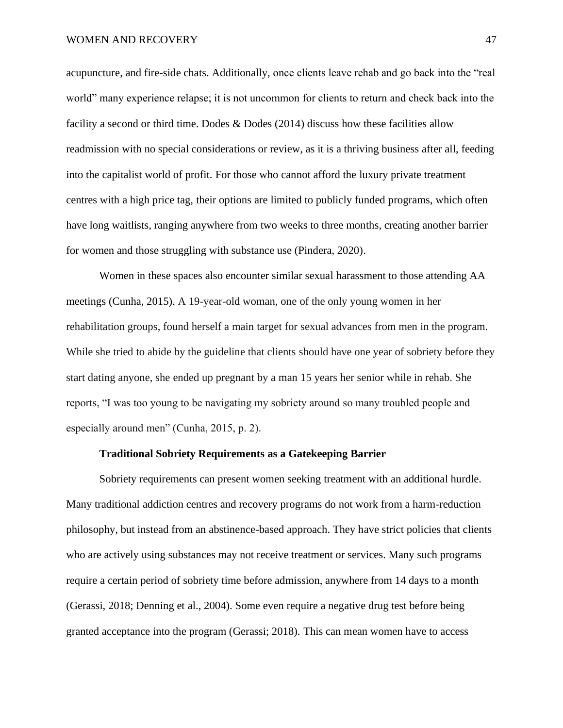acupuncture, and fire-side chats. Additionally, once clients leave rehab and go back into the "real world" many experience relapse; it is not uncommon for clients to return and check back into the facility a second or third time. Dodes & Dodes (2014) discuss how these facilities allow readmission with no special considerations or review, as it is a thriving business after all, feeding into the capitalist world of profit. For those who cannot afford the luxury private treatment centres with a high price tag, their options are limited to publicly funded programs, which often have long waitlists, ranging anywhere from two weeks to three months, creating another barrier for women and those struggling with substance use (Pindera, 2020).

Women in these spaces also encounter similar sexual harassment to those attending AA meetings (Cunha, 2015). A 19-year-old woman, one of the only young women in her rehabilitation groups, found herself a main target for sexual advances from men in the program. While she tried to abide by the guideline that clients should have one year of sobriety before they start dating anyone, she ended up pregnant by a man 15 years her senior while in rehab. She reports, "I was too young to be navigating my sobriety around so many troubled people and especially around men" (Cunha, 2015, p. 2).

**Traditional Sobriety Requirements as a Gatekeeping Barrier**

Sobriety requirements can present women seeking treatment with an additional hurdle. Many traditional addiction centres and recovery programs do not work from a harm-reduction philosophy, but instead from an abstinence-based approach. They have strict policies that clients who are actively using substances may not receive treatment or services. Many such programs require a certain period of sobriety time before admission, anywhere from 14 days to a month (Gerassi, 2018; Denning et al., 2004). Some even require a negative drug test before being granted acceptance into the program (Gerassi; 2018). This can mean women have to access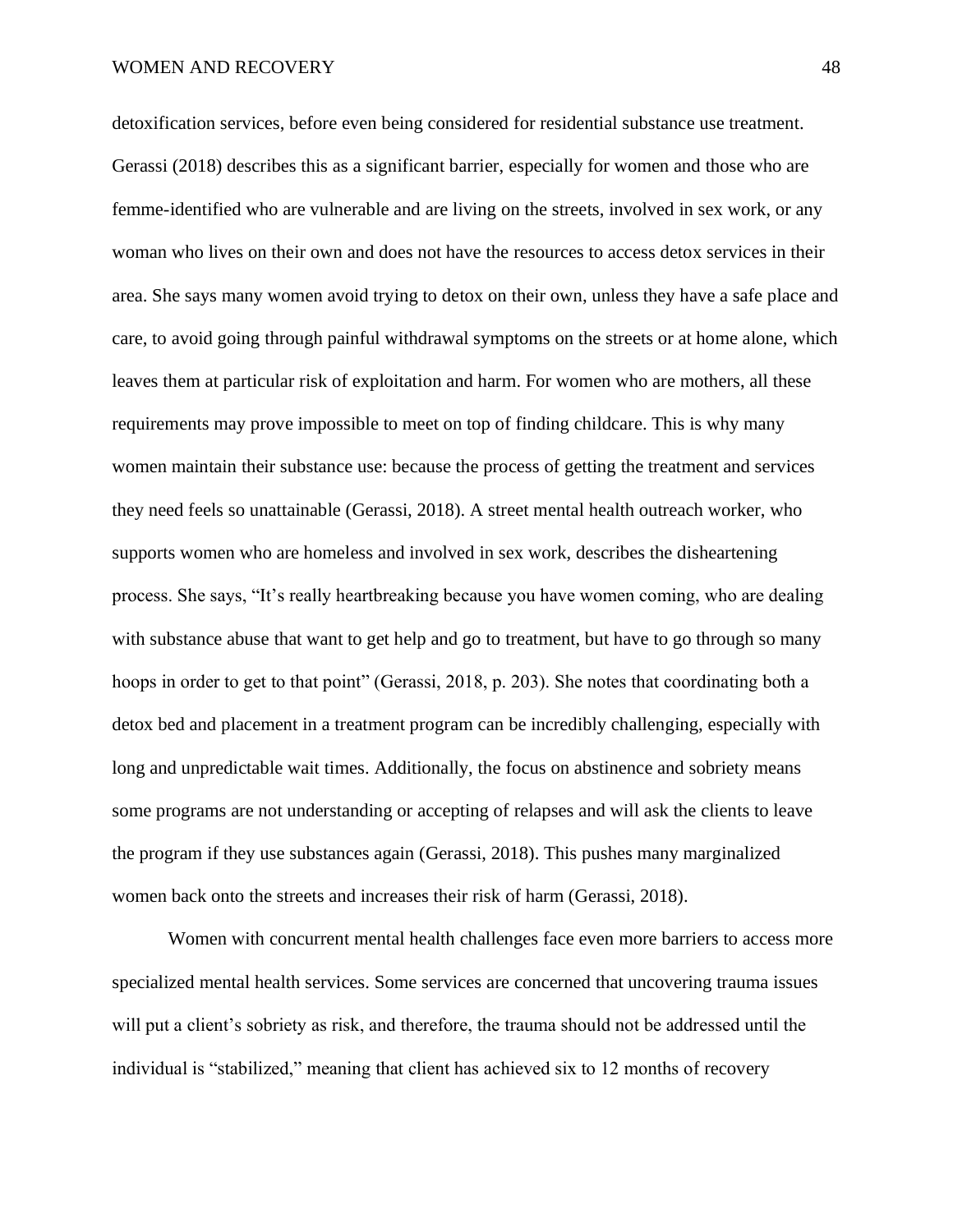detoxification services, before even being considered for residential substance use treatment. Gerassi (2018) describes this as a significant barrier, especially for women and those who are femme-identified who are vulnerable and are living on the streets, involved in sex work, or any woman who lives on their own and does not have the resources to access detox services in their area. She says many women avoid trying to detox on their own, unless they have a safe place and care, to avoid going through painful withdrawal symptoms on the streets or at home alone, which leaves them at particular risk of exploitation and harm. For women who are mothers, all these requirements may prove impossible to meet on top of finding childcare. This is why many women maintain their substance use: because the process of getting the treatment and services they need feels so unattainable (Gerassi, 2018). A street mental health outreach worker, who supports women who are homeless and involved in sex work, describes the disheartening process. She says, "It's really heartbreaking because you have women coming, who are dealing with substance abuse that want to get help and go to treatment, but have to go through so many hoops in order to get to that point" (Gerassi, 2018, p. 203). She notes that coordinating both a detox bed and placement in a treatment program can be incredibly challenging, especially with long and unpredictable wait times. Additionally, the focus on abstinence and sobriety means some programs are not understanding or accepting of relapses and will ask the clients to leave the program if they use substances again (Gerassi, 2018). This pushes many marginalized women back onto the streets and increases their risk of harm (Gerassi, 2018).

Women with concurrent mental health challenges face even more barriers to access more specialized mental health services. Some services are concerned that uncovering trauma issues will put a client's sobriety as risk, and therefore, the trauma should not be addressed until the individual is "stabilized," meaning that client has achieved six to 12 months of recovery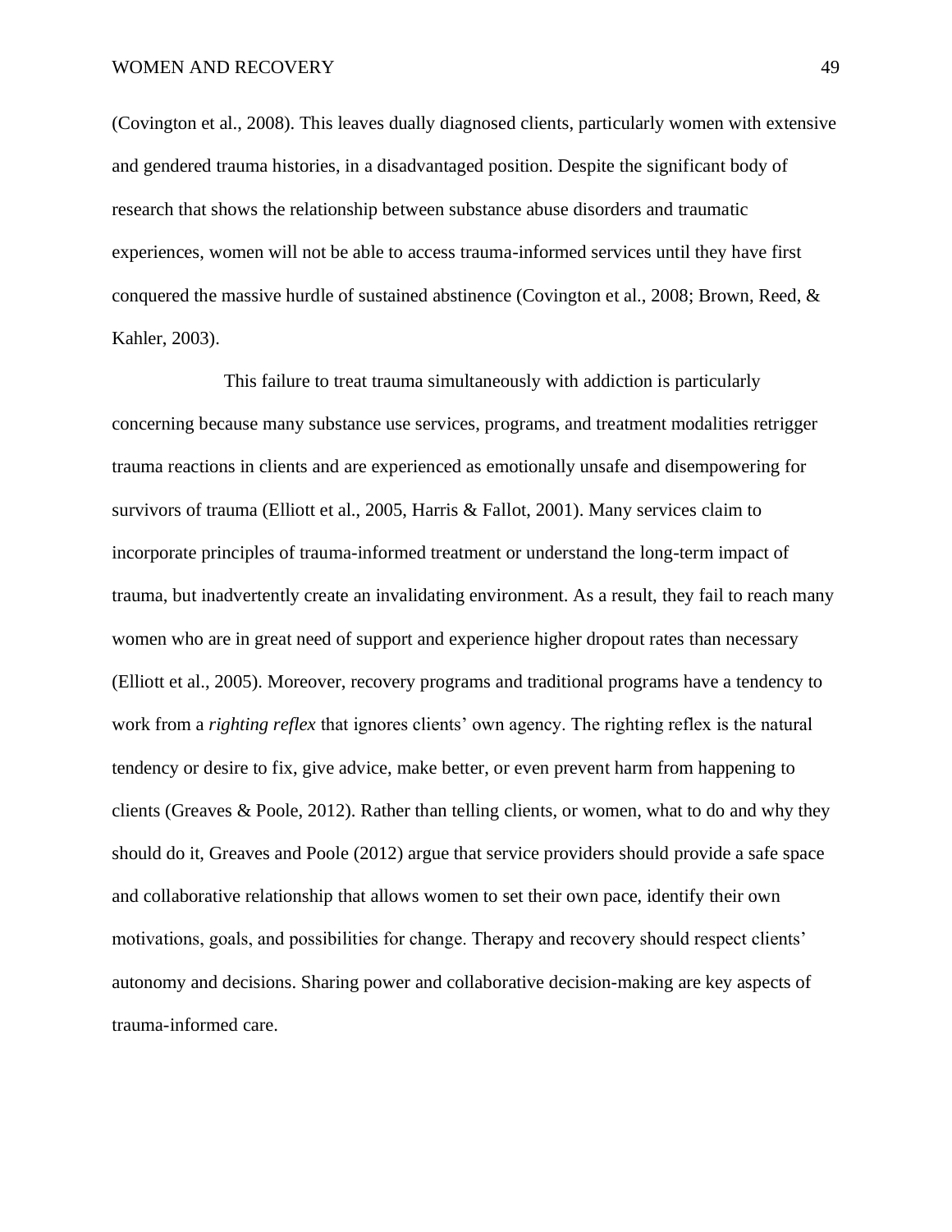(Covington et al., 2008). This leaves dually diagnosed clients, particularly women with extensive and gendered trauma histories, in a disadvantaged position. Despite the significant body of research that shows the relationship between substance abuse disorders and traumatic experiences, women will not be able to access trauma-informed services until they have first conquered the massive hurdle of sustained abstinence (Covington et al., 2008; Brown, Reed, & Kahler, 2003).

This failure to treat trauma simultaneously with addiction is particularly concerning because many substance use services, programs, and treatment modalities retrigger trauma reactions in clients and are experienced as emotionally unsafe and disempowering for survivors of trauma (Elliott et al., 2005, Harris & Fallot, 2001). Many services claim to incorporate principles of trauma-informed treatment or understand the long-term impact of trauma, but inadvertently create an invalidating environment. As a result, they fail to reach many women who are in great need of support and experience higher dropout rates than necessary (Elliott et al., 2005). Moreover, recovery programs and traditional programs have a tendency to work from a *righting reflex* that ignores clients' own agency. The righting reflex is the natural tendency or desire to fix, give advice, make better, or even prevent harm from happening to clients (Greaves & Poole, 2012). Rather than telling clients, or women, what to do and why they should do it, Greaves and Poole (2012) argue that service providers should provide a safe space and collaborative relationship that allows women to set their own pace, identify their own motivations, goals, and possibilities for change. Therapy and recovery should respect clients' autonomy and decisions. Sharing power and collaborative decision-making are key aspects of trauma-informed care.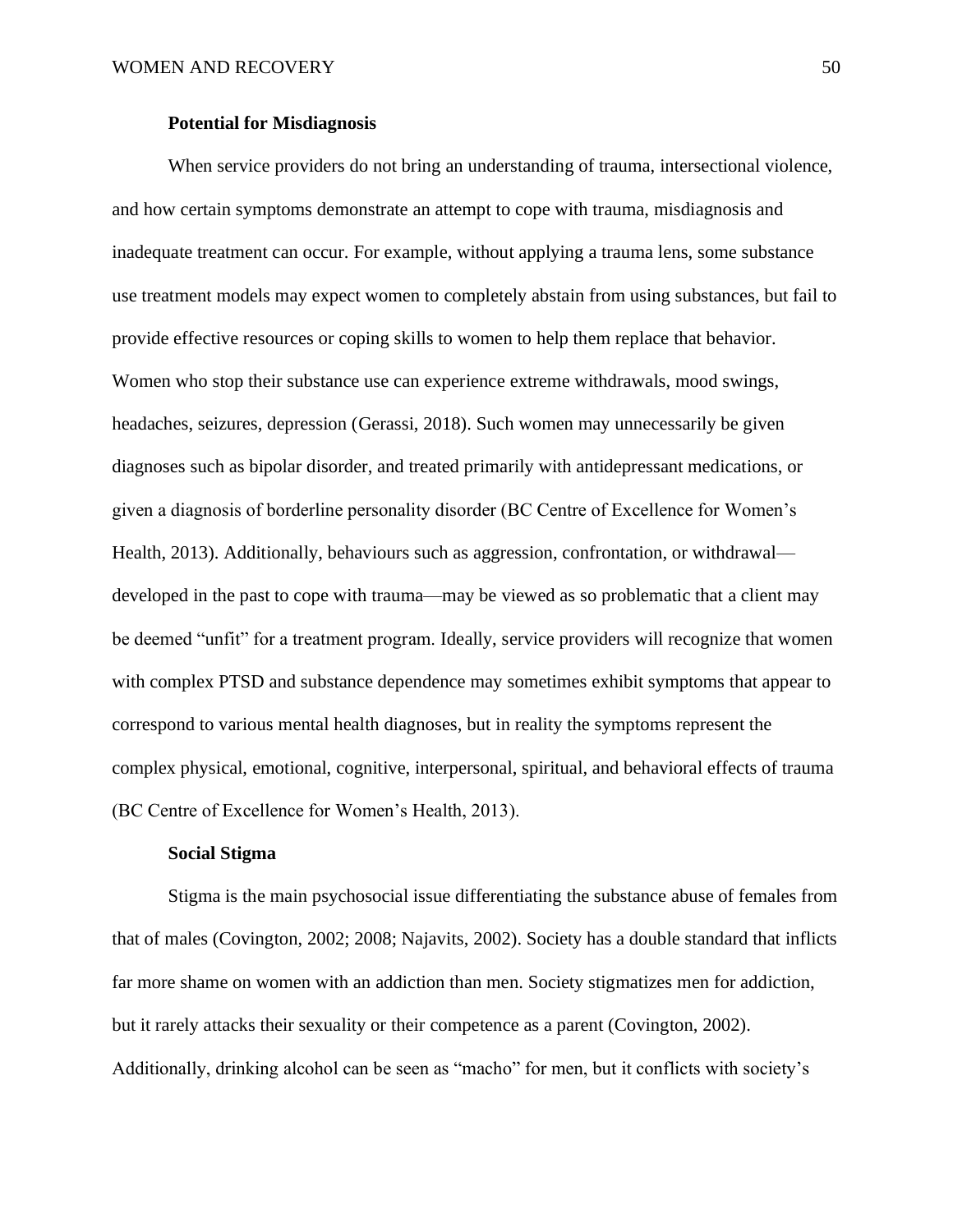### Potential for Misdiagnosis

When service providers do not bring an understanding of trauma, intersectional violence, and how certain symptoms demonstrate an attempt to cope with trauma, misdiagnosis and inadequate treatment can occur. For example, without applying a trauma lens, some substance use treatment models may expect women to completely abstain from using substances, but fail to provide effective resources or coping skills to women to help them replace that behavior. Women who stop their substance use can experience extreme withdrawals, mood swings, headaches, seizures, depression (Gerassi, 2018). Such women may unnecessarily be given diagnoses such as bipolar disorder, and treated primarily with antidepressant medications, or given a diagnosis of borderline personality disorder (BC Centre of Excellence for Women's Health, 2013). Additionally, behaviours such as aggression, confrontation, or withdrawal—developed in the past to cope with trauma—may be viewed as so problematic that a client may be deemed "unfit" for a treatment program. Ideally, service providers will recognize that women with complex PTSD and substance dependence may sometimes exhibit symptoms that appear to correspond to various mental health diagnoses, but in reality the symptoms represent the complex physical, emotional, cognitive, interpersonal, spiritual, and behavioral effects of trauma (BC Centre of Excellence for Women's Health, 2013).

### Social Stigma

Stigma is the main psychosocial issue differentiating the substance abuse of females from that of males (Covington, 2002; 2008; Najavits, 2002). Society has a double standard that inflicts far more shame on women with an addiction than men. Society stigmatizes men for addiction, but it rarely attacks their sexuality or their competence as a parent (Covington, 2002). Additionally, drinking alcohol can be seen as "macho" for men, but it conflicts with society's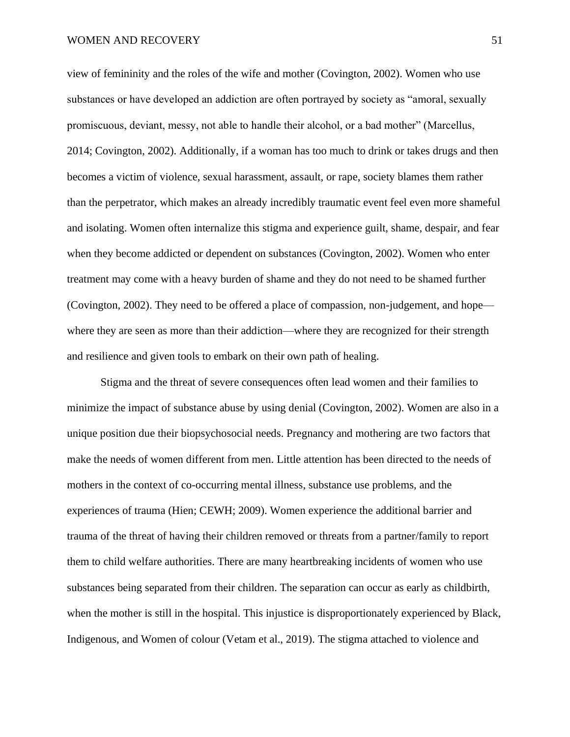view of femininity and the roles of the wife and mother (Covington, 2002). Women who use substances or have developed an addiction are often portrayed by society as "amoral, sexually promiscuous, deviant, messy, not able to handle their alcohol, or a bad mother" (Marcellus, 2014; Covington, 2002). Additionally, if a woman has too much to drink or takes drugs and then becomes a victim of violence, sexual harassment, assault, or rape, society blames them rather than the perpetrator, which makes an already incredibly traumatic event feel even more shameful and isolating. Women often internalize this stigma and experience guilt, shame, despair, and fear when they become addicted or dependent on substances (Covington, 2002). Women who enter treatment may come with a heavy burden of shame and they do not need to be shamed further (Covington, 2002). They need to be offered a place of compassion, non-judgement, and hope—where they are seen as more than their addiction—where they are recognized for their strength and resilience and given tools to embark on their own path of healing.

Stigma and the threat of severe consequences often lead women and their families to minimize the impact of substance abuse by using denial (Covington, 2002). Women are also in a unique position due their biopsychosocial needs. Pregnancy and mothering are two factors that make the needs of women different from men. Little attention has been directed to the needs of mothers in the context of co-occurring mental illness, substance use problems, and the experiences of trauma (Hien; CEWH; 2009). Women experience the additional barrier and trauma of the threat of having their children removed or threats from a partner/family to report them to child welfare authorities. There are many heartbreaking incidents of women who use substances being separated from their children. The separation can occur as early as childbirth, when the mother is still in the hospital. This injustice is disproportionately experienced by Black, Indigenous, and Women of colour (Vetam et al., 2019). The stigma attached to violence and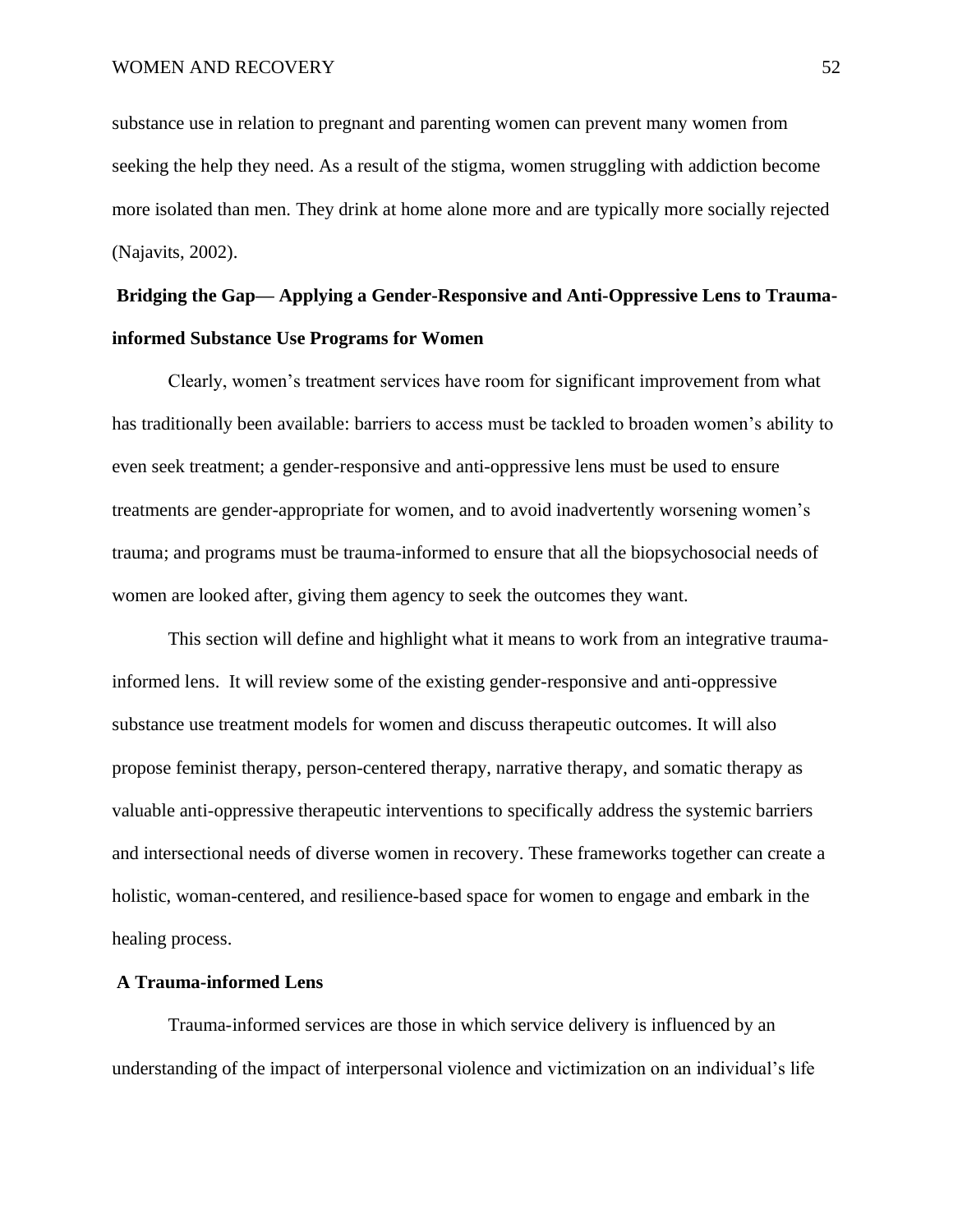substance use in relation to pregnant and parenting women can prevent many women from seeking the help they need. As a result of the stigma, women struggling with addiction become more isolated than men. They drink at home alone more and are typically more socially rejected (Najavits, 2002).

## Bridging the Gap— Applying a Gender-Responsive and Anti-Oppressive Lens to Trauma-informed Substance Use Programs for Women

Clearly, women's treatment services have room for significant improvement from what has traditionally been available: barriers to access must be tackled to broaden women's ability to even seek treatment; a gender-responsive and anti-oppressive lens must be used to ensure treatments are gender-appropriate for women, and to avoid inadvertently worsening women's trauma; and programs must be trauma-informed to ensure that all the biopsychosocial needs of women are looked after, giving them agency to seek the outcomes they want.

This section will define and highlight what it means to work from an integrative trauma-informed lens. It will review some of the existing gender-responsive and anti-oppressive substance use treatment models for women and discuss therapeutic outcomes. It will also propose feminist therapy, person-centered therapy, narrative therapy, and somatic therapy as valuable anti-oppressive therapeutic interventions to specifically address the systemic barriers and intersectional needs of diverse women in recovery. These frameworks together can create a holistic, woman-centered, and resilience-based space for women to engage and embark in the healing process.

### A Trauma-informed Lens

Trauma-informed services are those in which service delivery is influenced by an understanding of the impact of interpersonal violence and victimization on an individual's life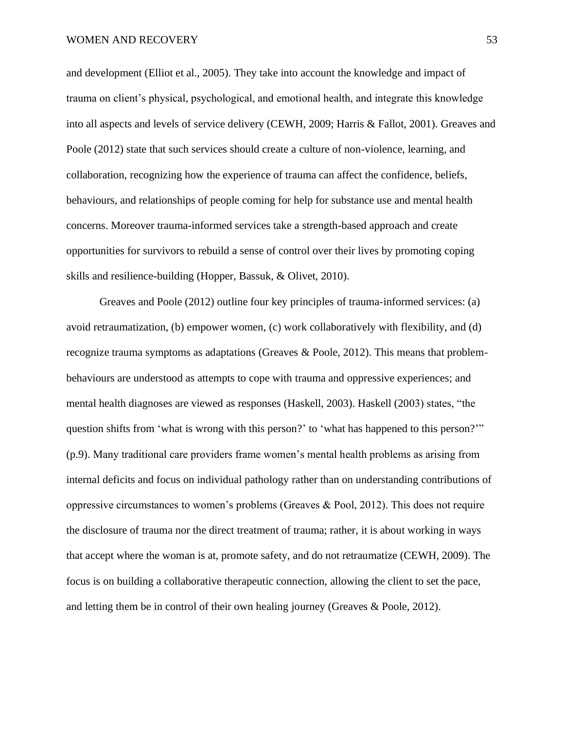and development (Elliot et al., 2005). They take into account the knowledge and impact of trauma on client's physical, psychological, and emotional health, and integrate this knowledge into all aspects and levels of service delivery (CEWH, 2009; Harris & Fallot, 2001). Greaves and Poole (2012) state that such services should create a culture of non-violence, learning, and collaboration, recognizing how the experience of trauma can affect the confidence, beliefs, behaviours, and relationships of people coming for help for substance use and mental health concerns. Moreover trauma-informed services take a strength-based approach and create opportunities for survivors to rebuild a sense of control over their lives by promoting coping skills and resilience-building (Hopper, Bassuk, & Olivet, 2010).

Greaves and Poole (2012) outline four key principles of trauma-informed services: (a) avoid retraumatization, (b) empower women, (c) work collaboratively with flexibility, and (d) recognize trauma symptoms as adaptations (Greaves & Poole, 2012). This means that problem-behaviours are understood as attempts to cope with trauma and oppressive experiences; and mental health diagnoses are viewed as responses (Haskell, 2003). Haskell (2003) states, "the question shifts from 'what is wrong with this person?' to 'what has happened to this person?'" (p.9). Many traditional care providers frame women's mental health problems as arising from internal deficits and focus on individual pathology rather than on understanding contributions of oppressive circumstances to women's problems (Greaves & Pool, 2012). This does not require the disclosure of trauma nor the direct treatment of trauma; rather, it is about working in ways that accept where the woman is at, promote safety, and do not retraumatize (CEWH, 2009). The focus is on building a collaborative therapeutic connection, allowing the client to set the pace, and letting them be in control of their own healing journey (Greaves & Poole, 2012).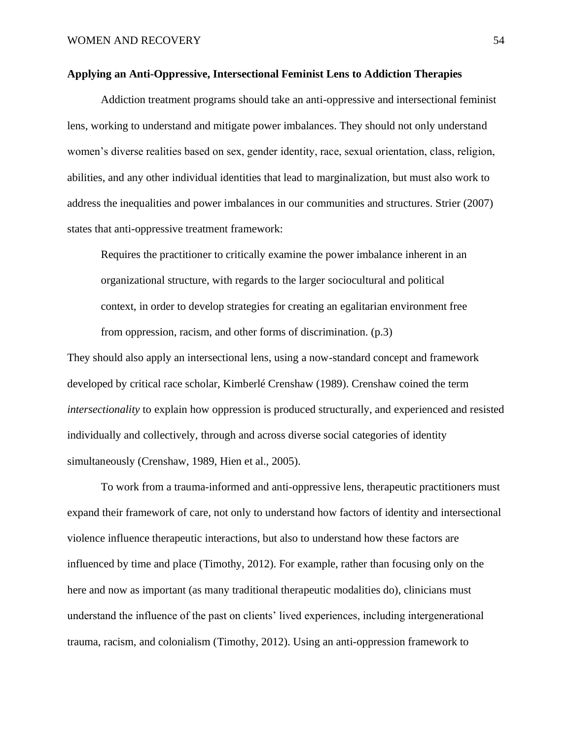**Applying an Anti-Oppressive, Intersectional Feminist Lens to Addiction Therapies**

Addiction treatment programs should take an anti-oppressive and intersectional feminist lens, working to understand and mitigate power imbalances. They should not only understand women's diverse realities based on sex, gender identity, race, sexual orientation, class, religion, abilities, and any other individual identities that lead to marginalization, but must also work to address the inequalities and power imbalances in our communities and structures. Strier (2007) states that anti-oppressive treatment framework:

> Requires the practitioner to critically examine the power imbalance inherent in an organizational structure, with regards to the larger sociocultural and political context, in order to develop strategies for creating an egalitarian environment free from oppression, racism, and other forms of discrimination. (p.3)

They should also apply an intersectional lens, using a now-standard concept and framework developed by critical race scholar, Kimberlé Crenshaw (1989). Crenshaw coined the term *intersectionality* to explain how oppression is produced structurally, and experienced and resisted individually and collectively, through and across diverse social categories of identity simultaneously (Crenshaw, 1989, Hien et al., 2005).

To work from a trauma-informed and anti-oppressive lens, therapeutic practitioners must expand their framework of care, not only to understand how factors of identity and intersectional violence influence therapeutic interactions, but also to understand how these factors are influenced by time and place (Timothy, 2012). For example, rather than focusing only on the here and now as important (as many traditional therapeutic modalities do), clinicians must understand the influence of the past on clients' lived experiences, including intergenerational trauma, racism, and colonialism (Timothy, 2012). Using an anti-oppression framework to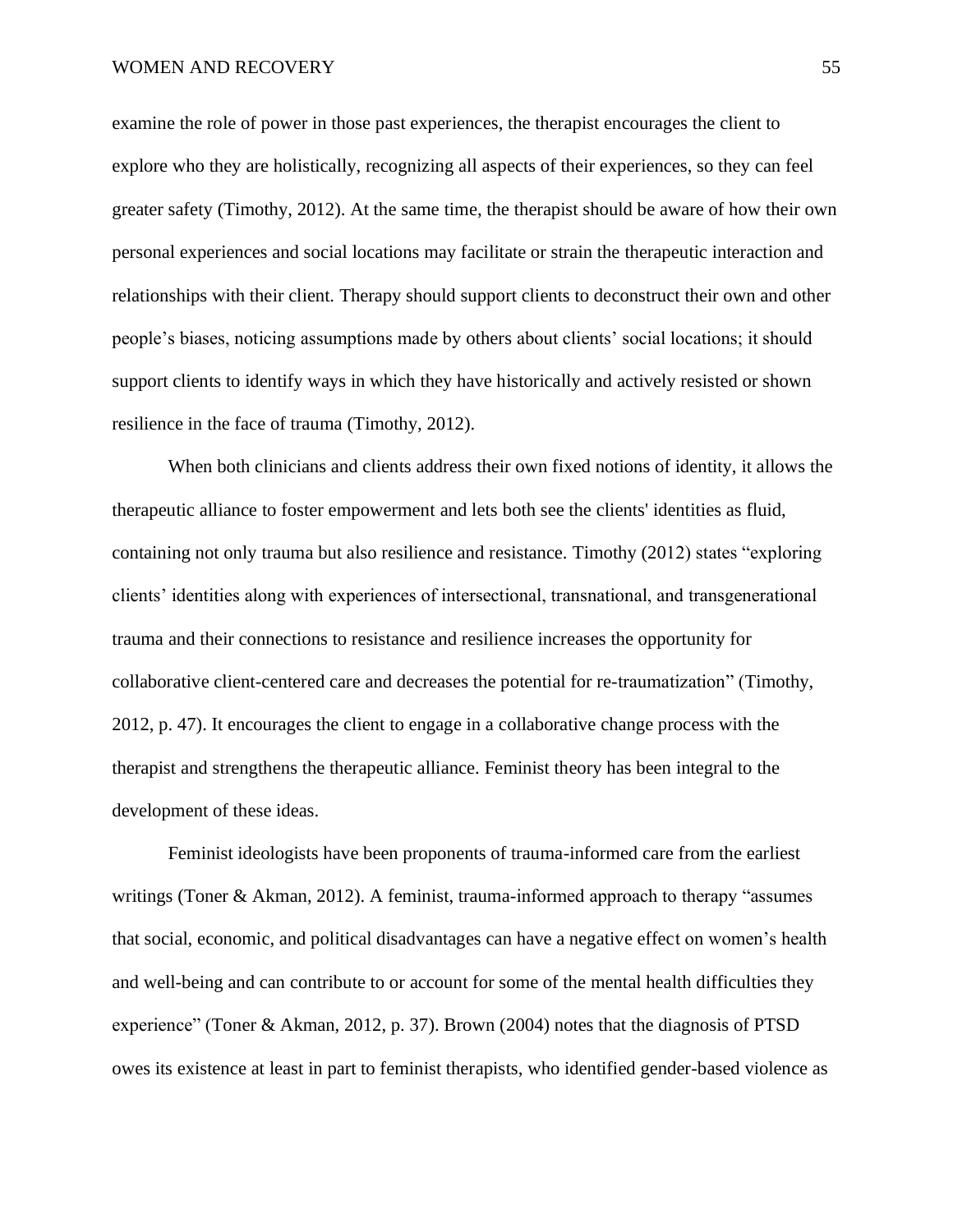examine the role of power in those past experiences, the therapist encourages the client to explore who they are holistically, recognizing all aspects of their experiences, so they can feel greater safety (Timothy, 2012). At the same time, the therapist should be aware of how their own personal experiences and social locations may facilitate or strain the therapeutic interaction and relationships with their client. Therapy should support clients to deconstruct their own and other people's biases, noticing assumptions made by others about clients' social locations; it should support clients to identify ways in which they have historically and actively resisted or shown resilience in the face of trauma (Timothy, 2012).

When both clinicians and clients address their own fixed notions of identity, it allows the therapeutic alliance to foster empowerment and lets both see the clients' identities as fluid, containing not only trauma but also resilience and resistance. Timothy (2012) states "exploring clients' identities along with experiences of intersectional, transnational, and transgenerational trauma and their connections to resistance and resilience increases the opportunity for collaborative client-centered care and decreases the potential for re-traumatization" (Timothy, 2012, p. 47). It encourages the client to engage in a collaborative change process with the therapist and strengthens the therapeutic alliance. Feminist theory has been integral to the development of these ideas.

Feminist ideologists have been proponents of trauma-informed care from the earliest writings (Toner & Akman, 2012). A feminist, trauma-informed approach to therapy "assumes that social, economic, and political disadvantages can have a negative effect on women's health and well-being and can contribute to or account for some of the mental health difficulties they experience" (Toner & Akman, 2012, p. 37). Brown (2004) notes that the diagnosis of PTSD owes its existence at least in part to feminist therapists, who identified gender-based violence as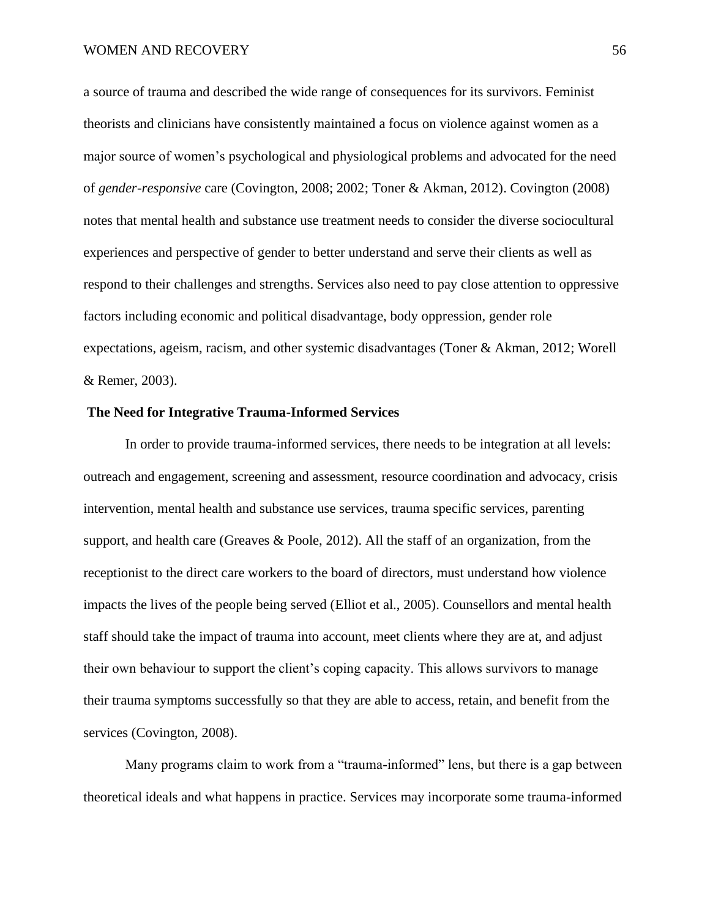a source of trauma and described the wide range of consequences for its survivors. Feminist theorists and clinicians have consistently maintained a focus on violence against women as a major source of women's psychological and physiological problems and advocated for the need of *gender-responsive* care (Covington, 2008; 2002; Toner & Akman, 2012). Covington (2008) notes that mental health and substance use treatment needs to consider the diverse sociocultural experiences and perspective of gender to better understand and serve their clients as well as respond to their challenges and strengths. Services also need to pay close attention to oppressive factors including economic and political disadvantage, body oppression, gender role expectations, ageism, racism, and other systemic disadvantages (Toner & Akman, 2012; Worell & Remer, 2003).

## The Need for Integrative Trauma-Informed Services

In order to provide trauma-informed services, there needs to be integration at all levels: outreach and engagement, screening and assessment, resource coordination and advocacy, crisis intervention, mental health and substance use services, trauma specific services, parenting support, and health care (Greaves & Poole, 2012). All the staff of an organization, from the receptionist to the direct care workers to the board of directors, must understand how violence impacts the lives of the people being served (Elliot et al., 2005). Counsellors and mental health staff should take the impact of trauma into account, meet clients where they are at, and adjust their own behaviour to support the client's coping capacity. This allows survivors to manage their trauma symptoms successfully so that they are able to access, retain, and benefit from the services (Covington, 2008).

Many programs claim to work from a "trauma-informed" lens, but there is a gap between theoretical ideals and what happens in practice. Services may incorporate some trauma-informed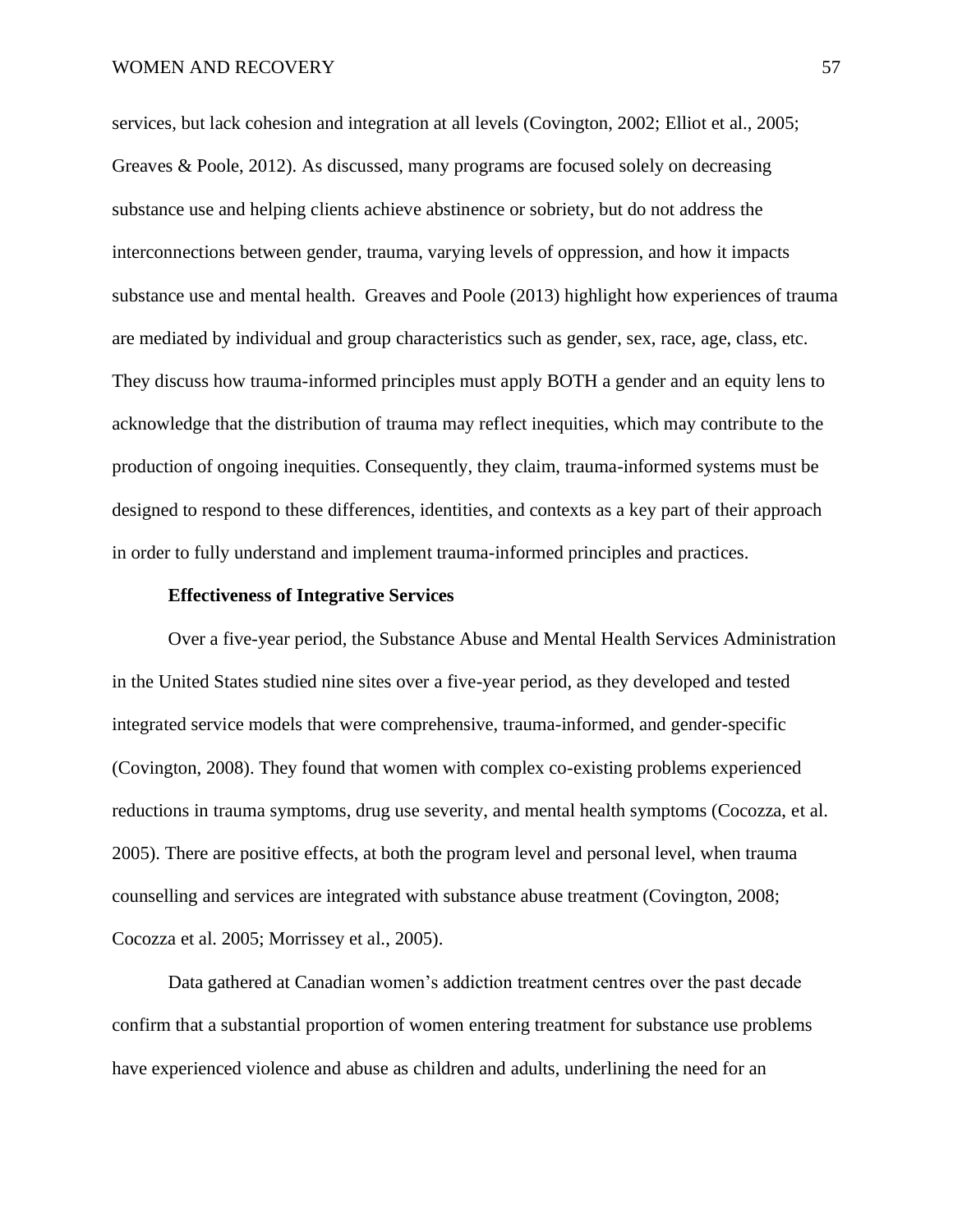services, but lack cohesion and integration at all levels (Covington, 2002; Elliot et al., 2005; Greaves & Poole, 2012). As discussed, many programs are focused solely on decreasing substance use and helping clients achieve abstinence or sobriety, but do not address the interconnections between gender, trauma, varying levels of oppression, and how it impacts substance use and mental health. Greaves and Poole (2013) highlight how experiences of trauma are mediated by individual and group characteristics such as gender, sex, race, age, class, etc. They discuss how trauma-informed principles must apply BOTH a gender and an equity lens to acknowledge that the distribution of trauma may reflect inequities, which may contribute to the production of ongoing inequities. Consequently, they claim, trauma-informed systems must be designed to respond to these differences, identities, and contexts as a key part of their approach in order to fully understand and implement trauma-informed principles and practices.

**Effectiveness of Integrative Services**

Over a five-year period, the Substance Abuse and Mental Health Services Administration in the United States studied nine sites over a five-year period, as they developed and tested integrated service models that were comprehensive, trauma-informed, and gender-specific (Covington, 2008). They found that women with complex co-existing problems experienced reductions in trauma symptoms, drug use severity, and mental health symptoms (Cocozza, et al. 2005). There are positive effects, at both the program level and personal level, when trauma counselling and services are integrated with substance abuse treatment (Covington, 2008; Cocozza et al. 2005; Morrissey et al., 2005).

Data gathered at Canadian women's addiction treatment centres over the past decade confirm that a substantial proportion of women entering treatment for substance use problems have experienced violence and abuse as children and adults, underlining the need for an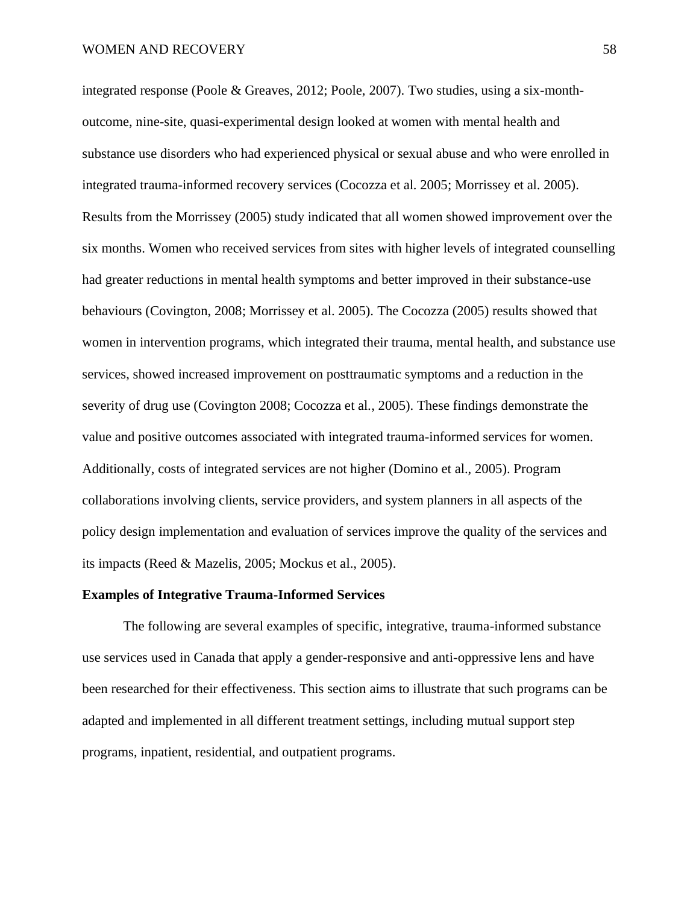integrated response (Poole & Greaves, 2012; Poole, 2007). Two studies, using a six-month-outcome, nine-site, quasi-experimental design looked at women with mental health and substance use disorders who had experienced physical or sexual abuse and who were enrolled in integrated trauma-informed recovery services (Cocozza et al. 2005; Morrissey et al. 2005). Results from the Morrissey (2005) study indicated that all women showed improvement over the six months. Women who received services from sites with higher levels of integrated counselling had greater reductions in mental health symptoms and better improved in their substance-use behaviours (Covington, 2008; Morrissey et al. 2005). The Cocozza (2005) results showed that women in intervention programs, which integrated their trauma, mental health, and substance use services, showed increased improvement on posttraumatic symptoms and a reduction in the severity of drug use (Covington 2008; Cocozza et al., 2005). These findings demonstrate the value and positive outcomes associated with integrated trauma-informed services for women. Additionally, costs of integrated services are not higher (Domino et al., 2005). Program collaborations involving clients, service providers, and system planners in all aspects of the policy design implementation and evaluation of services improve the quality of the services and its impacts (Reed & Mazelis, 2005; Mockus et al., 2005).

**Examples of Integrative Trauma-Informed Services**

The following are several examples of specific, integrative, trauma-informed substance use services used in Canada that apply a gender-responsive and anti-oppressive lens and have been researched for their effectiveness. This section aims to illustrate that such programs can be adapted and implemented in all different treatment settings, including mutual support step programs, inpatient, residential, and outpatient programs.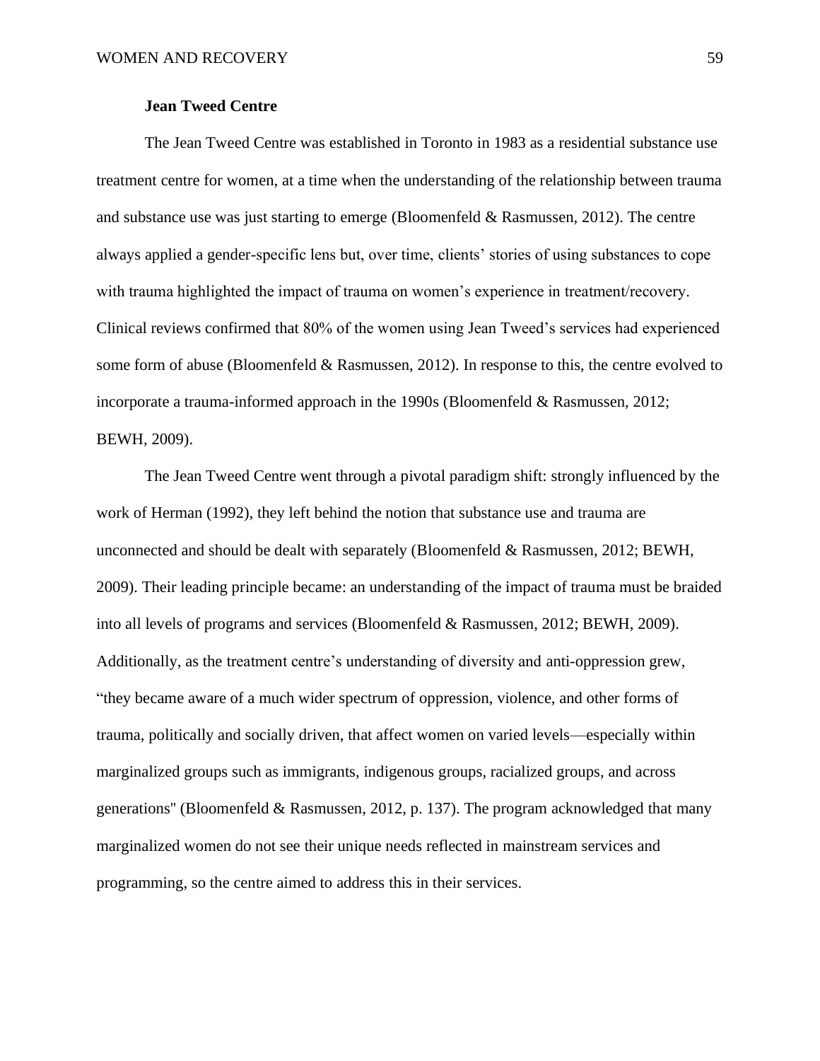### Jean Tweed Centre

The Jean Tweed Centre was established in Toronto in 1983 as a residential substance use treatment centre for women, at a time when the understanding of the relationship between trauma and substance use was just starting to emerge (Bloomenfeld & Rasmussen, 2012). The centre always applied a gender-specific lens but, over time, clients' stories of using substances to cope with trauma highlighted the impact of trauma on women's experience in treatment/recovery. Clinical reviews confirmed that 80% of the women using Jean Tweed's services had experienced some form of abuse (Bloomenfeld & Rasmussen, 2012). In response to this, the centre evolved to incorporate a trauma-informed approach in the 1990s (Bloomenfeld & Rasmussen, 2012; BEWH, 2009).

The Jean Tweed Centre went through a pivotal paradigm shift: strongly influenced by the work of Herman (1992), they left behind the notion that substance use and trauma are unconnected and should be dealt with separately (Bloomenfeld & Rasmussen, 2012; BEWH, 2009). Their leading principle became: an understanding of the impact of trauma must be braided into all levels of programs and services (Bloomenfeld & Rasmussen, 2012; BEWH, 2009). Additionally, as the treatment centre's understanding of diversity and anti-oppression grew, "they became aware of a much wider spectrum of oppression, violence, and other forms of trauma, politically and socially driven, that affect women on varied levels—especially within marginalized groups such as immigrants, indigenous groups, racialized groups, and across generations" (Bloomenfeld & Rasmussen, 2012, p. 137). The program acknowledged that many marginalized women do not see their unique needs reflected in mainstream services and programming, so the centre aimed to address this in their services.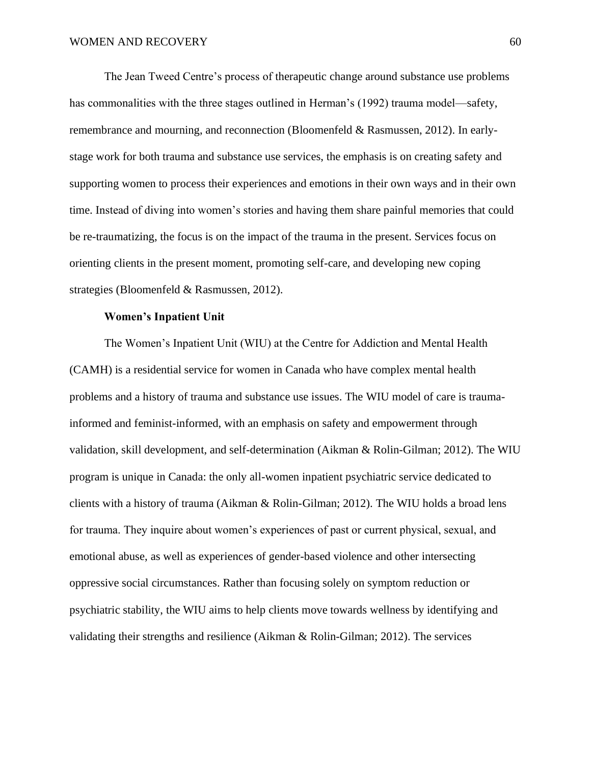The Jean Tweed Centre's process of therapeutic change around substance use problems has commonalities with the three stages outlined in Herman's (1992) trauma model—safety, remembrance and mourning, and reconnection (Bloomenfeld & Rasmussen, 2012). In early-stage work for both trauma and substance use services, the emphasis is on creating safety and supporting women to process their experiences and emotions in their own ways and in their own time. Instead of diving into women's stories and having them share painful memories that could be re-traumatizing, the focus is on the impact of the trauma in the present. Services focus on orienting clients in the present moment, promoting self-care, and developing new coping strategies (Bloomenfeld & Rasmussen, 2012).

### Women's Inpatient Unit

The Women's Inpatient Unit (WIU) at the Centre for Addiction and Mental Health (CAMH) is a residential service for women in Canada who have complex mental health problems and a history of trauma and substance use issues. The WIU model of care is trauma-informed and feminist-informed, with an emphasis on safety and empowerment through validation, skill development, and self-determination (Aikman & Rolin-Gilman; 2012). The WIU program is unique in Canada: the only all-women inpatient psychiatric service dedicated to clients with a history of trauma (Aikman & Rolin-Gilman; 2012). The WIU holds a broad lens for trauma. They inquire about women's experiences of past or current physical, sexual, and emotional abuse, as well as experiences of gender-based violence and other intersecting oppressive social circumstances. Rather than focusing solely on symptom reduction or psychiatric stability, the WIU aims to help clients move towards wellness by identifying and validating their strengths and resilience (Aikman & Rolin-Gilman; 2012). The services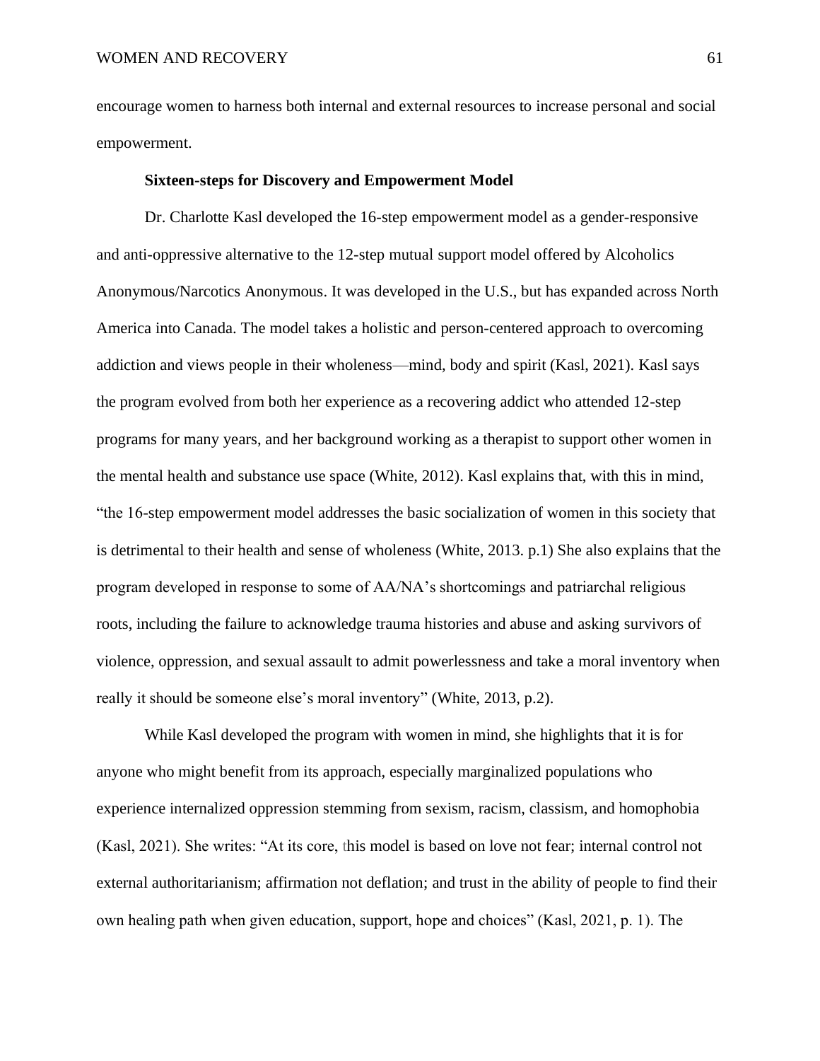encourage women to harness both internal and external resources to increase personal and social empowerment.

### Sixteen-steps for Discovery and Empowerment Model

Dr. Charlotte Kasl developed the 16-step empowerment model as a gender-responsive and anti-oppressive alternative to the 12-step mutual support model offered by Alcoholics Anonymous/Narcotics Anonymous. It was developed in the U.S., but has expanded across North America into Canada. The model takes a holistic and person-centered approach to overcoming addiction and views people in their wholeness—mind, body and spirit (Kasl, 2021). Kasl says the program evolved from both her experience as a recovering addict who attended 12-step programs for many years, and her background working as a therapist to support other women in the mental health and substance use space (White, 2012). Kasl explains that, with this in mind, "the 16-step empowerment model addresses the basic socialization of women in this society that is detrimental to their health and sense of wholeness (White, 2013. p.1) She also explains that the program developed in response to some of AA/NA's shortcomings and patriarchal religious roots, including the failure to acknowledge trauma histories and abuse and asking survivors of violence, oppression, and sexual assault to admit powerlessness and take a moral inventory when really it should be someone else's moral inventory" (White, 2013, p.2).

While Kasl developed the program with women in mind, she highlights that it is for anyone who might benefit from its approach, especially marginalized populations who experience internalized oppression stemming from sexism, racism, classism, and homophobia (Kasl, 2021). She writes: "At its core, this model is based on love not fear; internal control not external authoritarianism; affirmation not deflation; and trust in the ability of people to find their own healing path when given education, support, hope and choices" (Kasl, 2021, p. 1). The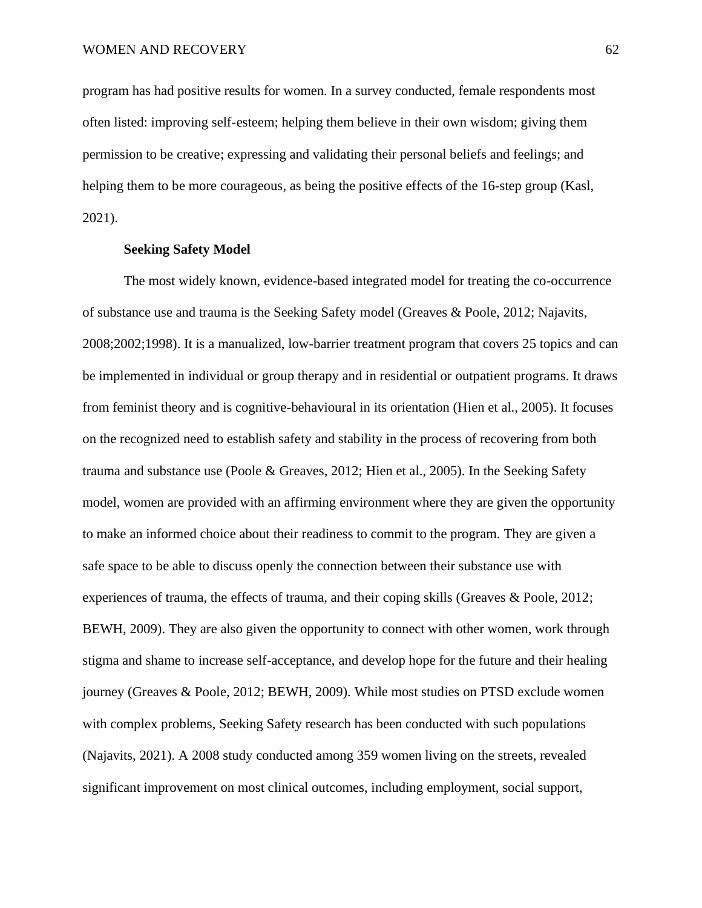program has had positive results for women. In a survey conducted, female respondents most often listed: improving self-esteem; helping them believe in their own wisdom; giving them permission to be creative; expressing and validating their personal beliefs and feelings; and helping them to be more courageous, as being the positive effects of the 16-step group (Kasl, 2021).

### Seeking Safety Model

The most widely known, evidence-based integrated model for treating the co-occurrence of substance use and trauma is the Seeking Safety model (Greaves & Poole, 2012; Najavits, 2008;2002;1998). It is a manualized, low-barrier treatment program that covers 25 topics and can be implemented in individual or group therapy and in residential or outpatient programs. It draws from feminist theory and is cognitive-behavioural in its orientation (Hien et al., 2005). It focuses on the recognized need to establish safety and stability in the process of recovering from both trauma and substance use (Poole & Greaves, 2012; Hien et al., 2005). In the Seeking Safety model, women are provided with an affirming environment where they are given the opportunity to make an informed choice about their readiness to commit to the program. They are given a safe space to be able to discuss openly the connection between their substance use with experiences of trauma, the effects of trauma, and their coping skills (Greaves & Poole, 2012; BEWH, 2009). They are also given the opportunity to connect with other women, work through stigma and shame to increase self-acceptance, and develop hope for the future and their healing journey (Greaves & Poole, 2012; BEWH, 2009). While most studies on PTSD exclude women with complex problems, Seeking Safety research has been conducted with such populations (Najavits, 2021). A 2008 study conducted among 359 women living on the streets, revealed significant improvement on most clinical outcomes, including employment, social support,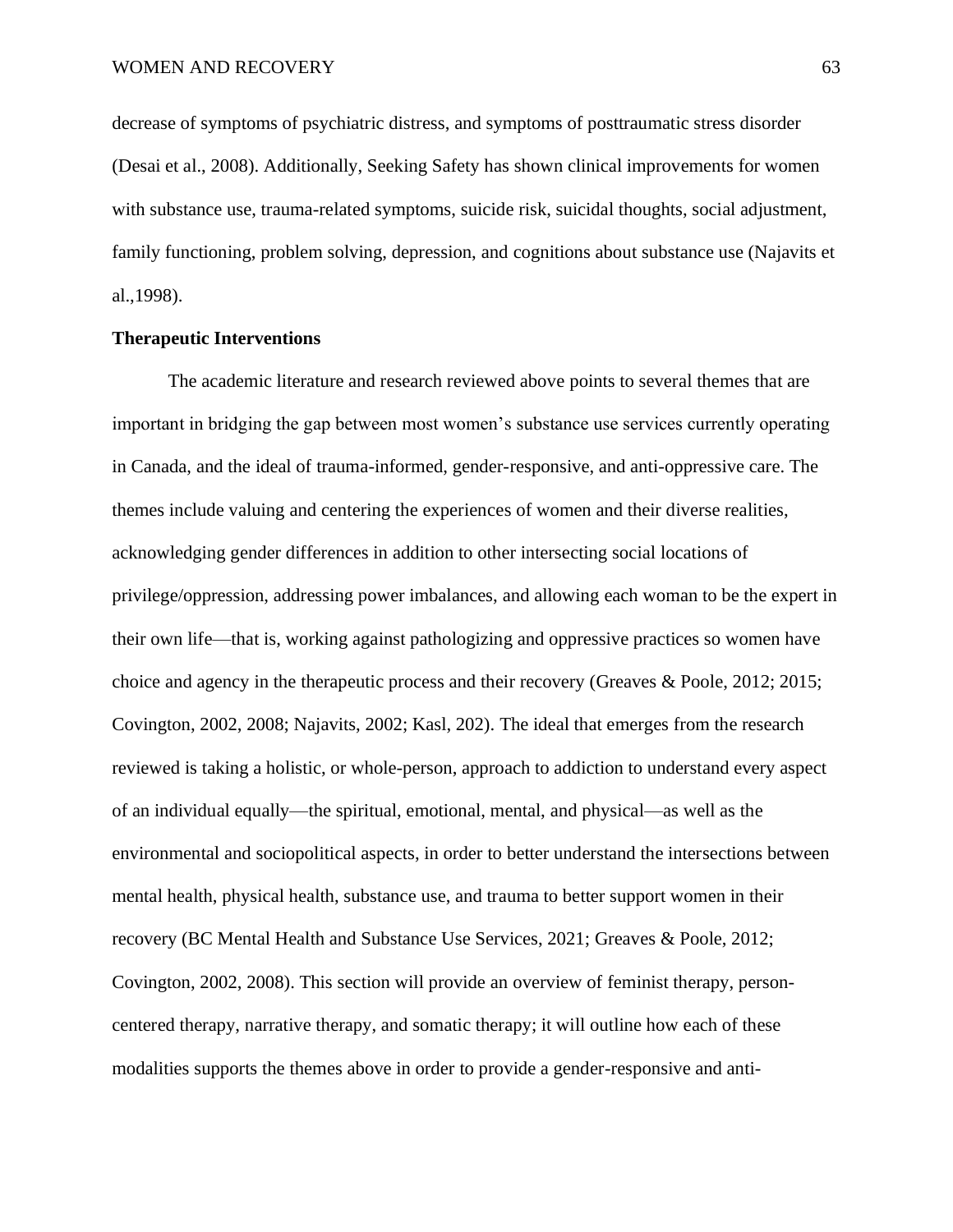decrease of symptoms of psychiatric distress, and symptoms of posttraumatic stress disorder (Desai et al., 2008). Additionally, Seeking Safety has shown clinical improvements for women with substance use, trauma-related symptoms, suicide risk, suicidal thoughts, social adjustment, family functioning, problem solving, depression, and cognitions about substance use (Najavits et al.,1998).

**Therapeutic Interventions**

The academic literature and research reviewed above points to several themes that are important in bridging the gap between most women's substance use services currently operating in Canada, and the ideal of trauma-informed, gender-responsive, and anti-oppressive care. The themes include valuing and centering the experiences of women and their diverse realities, acknowledging gender differences in addition to other intersecting social locations of privilege/oppression, addressing power imbalances, and allowing each woman to be the expert in their own life—that is, working against pathologizing and oppressive practices so women have choice and agency in the therapeutic process and their recovery (Greaves & Poole, 2012; 2015; Covington, 2002, 2008; Najavits, 2002; Kasl, 202). The ideal that emerges from the research reviewed is taking a holistic, or whole-person, approach to addiction to understand every aspect of an individual equally—the spiritual, emotional, mental, and physical—as well as the environmental and sociopolitical aspects, in order to better understand the intersections between mental health, physical health, substance use, and trauma to better support women in their recovery (BC Mental Health and Substance Use Services, 2021; Greaves & Poole, 2012; Covington, 2002, 2008). This section will provide an overview of feminist therapy, person-centered therapy, narrative therapy, and somatic therapy; it will outline how each of these modalities supports the themes above in order to provide a gender-responsive and anti-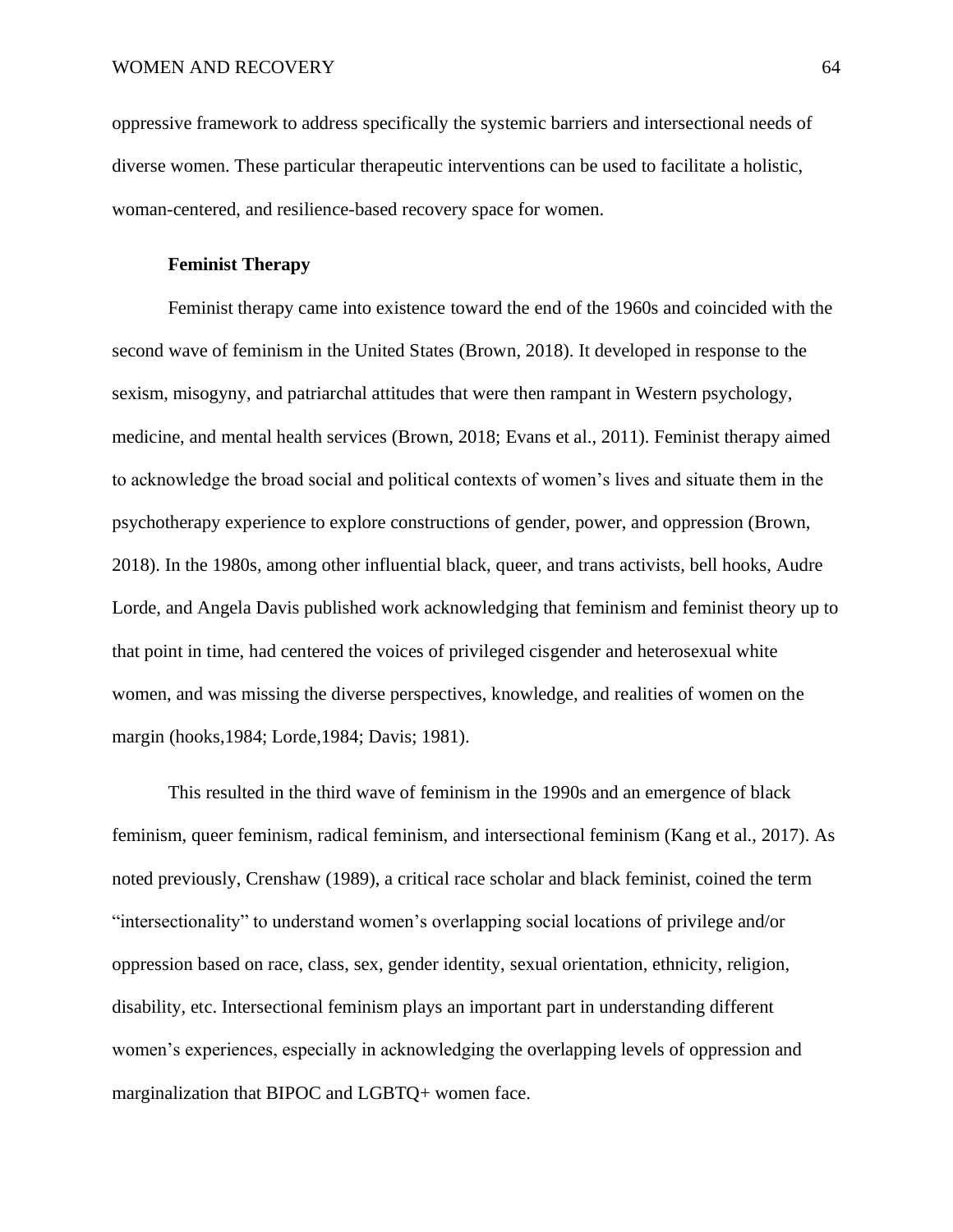oppressive framework to address specifically the systemic barriers and intersectional needs of diverse women. These particular therapeutic interventions can be used to facilitate a holistic, woman-centered, and resilience-based recovery space for women.

**Feminist Therapy**

Feminist therapy came into existence toward the end of the 1960s and coincided with the second wave of feminism in the United States (Brown, 2018). It developed in response to the sexism, misogyny, and patriarchal attitudes that were then rampant in Western psychology, medicine, and mental health services (Brown, 2018; Evans et al., 2011). Feminist therapy aimed to acknowledge the broad social and political contexts of women's lives and situate them in the psychotherapy experience to explore constructions of gender, power, and oppression (Brown, 2018). In the 1980s, among other influential black, queer, and trans activists, bell hooks, Audre Lorde, and Angela Davis published work acknowledging that feminism and feminist theory up to that point in time, had centered the voices of privileged cisgender and heterosexual white women, and was missing the diverse perspectives, knowledge, and realities of women on the margin (hooks,1984; Lorde,1984; Davis; 1981).

This resulted in the third wave of feminism in the 1990s and an emergence of black feminism, queer feminism, radical feminism, and intersectional feminism (Kang et al., 2017). As noted previously, Crenshaw (1989), a critical race scholar and black feminist, coined the term "intersectionality" to understand women's overlapping social locations of privilege and/or oppression based on race, class, sex, gender identity, sexual orientation, ethnicity, religion, disability, etc. Intersectional feminism plays an important part in understanding different women's experiences, especially in acknowledging the overlapping levels of oppression and marginalization that BIPOC and LGBTQ+ women face.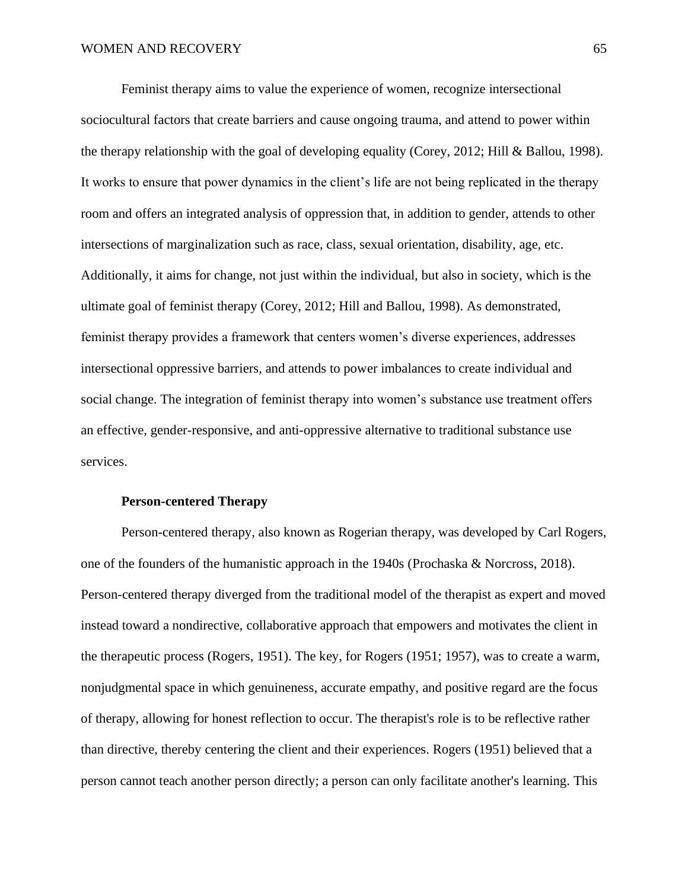Feminist therapy aims to value the experience of women, recognize intersectional sociocultural factors that create barriers and cause ongoing trauma, and attend to power within the therapy relationship with the goal of developing equality (Corey, 2012; Hill & Ballou, 1998). It works to ensure that power dynamics in the client's life are not being replicated in the therapy room and offers an integrated analysis of oppression that, in addition to gender, attends to other intersections of marginalization such as race, class, sexual orientation, disability, age, etc. Additionally, it aims for change, not just within the individual, but also in society, which is the ultimate goal of feminist therapy (Corey, 2012; Hill and Ballou, 1998). As demonstrated, feminist therapy provides a framework that centers women's diverse experiences, addresses intersectional oppressive barriers, and attends to power imbalances to create individual and social change. The integration of feminist therapy into women's substance use treatment offers an effective, gender-responsive, and anti-oppressive alternative to traditional substance use services.

### Person-centered Therapy

Person-centered therapy, also known as Rogerian therapy, was developed by Carl Rogers, one of the founders of the humanistic approach in the 1940s (Prochaska & Norcross, 2018). Person-centered therapy diverged from the traditional model of the therapist as expert and moved instead toward a nondirective, collaborative approach that empowers and motivates the client in the therapeutic process (Rogers, 1951). The key, for Rogers (1951; 1957), was to create a warm, nonjudgmental space in which genuineness, accurate empathy, and positive regard are the focus of therapy, allowing for honest reflection to occur. The therapist's role is to be reflective rather than directive, thereby centering the client and their experiences. Rogers (1951) believed that a person cannot teach another person directly; a person can only facilitate another's learning. This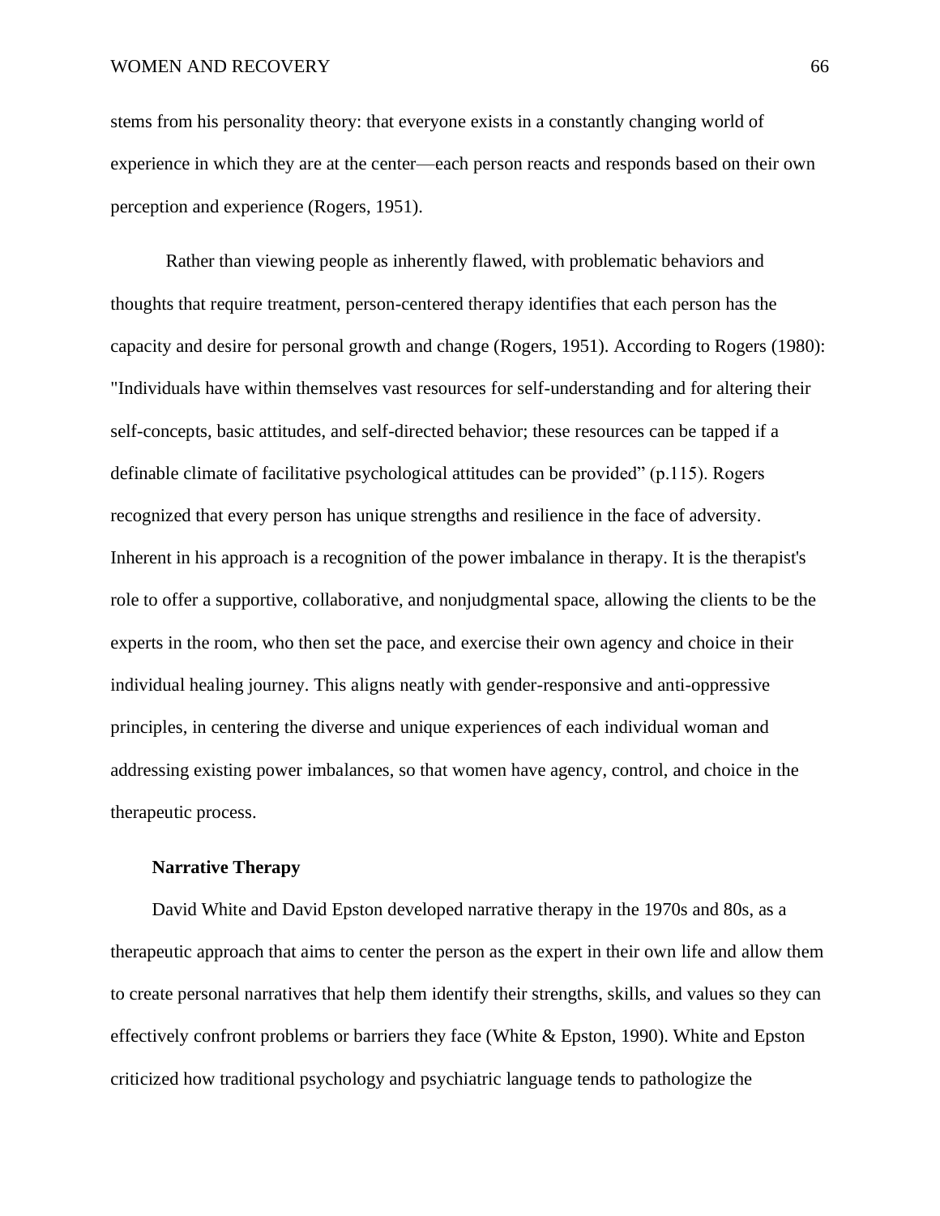stems from his personality theory: that everyone exists in a constantly changing world of experience in which they are at the center—each person reacts and responds based on their own perception and experience (Rogers, 1951).

Rather than viewing people as inherently flawed, with problematic behaviors and thoughts that require treatment, person-centered therapy identifies that each person has the capacity and desire for personal growth and change (Rogers, 1951). According to Rogers (1980): "Individuals have within themselves vast resources for self-understanding and for altering their self-concepts, basic attitudes, and self-directed behavior; these resources can be tapped if a definable climate of facilitative psychological attitudes can be provided" (p.115). Rogers recognized that every person has unique strengths and resilience in the face of adversity. Inherent in his approach is a recognition of the power imbalance in therapy. It is the therapist's role to offer a supportive, collaborative, and nonjudgmental space, allowing the clients to be the experts in the room, who then set the pace, and exercise their own agency and choice in their individual healing journey. This aligns neatly with gender-responsive and anti-oppressive principles, in centering the diverse and unique experiences of each individual woman and addressing existing power imbalances, so that women have agency, control, and choice in the therapeutic process.

**Narrative Therapy**

David White and David Epston developed narrative therapy in the 1970s and 80s, as a therapeutic approach that aims to center the person as the expert in their own life and allow them to create personal narratives that help them identify their strengths, skills, and values so they can effectively confront problems or barriers they face (White & Epston, 1990). White and Epston criticized how traditional psychology and psychiatric language tends to pathologize the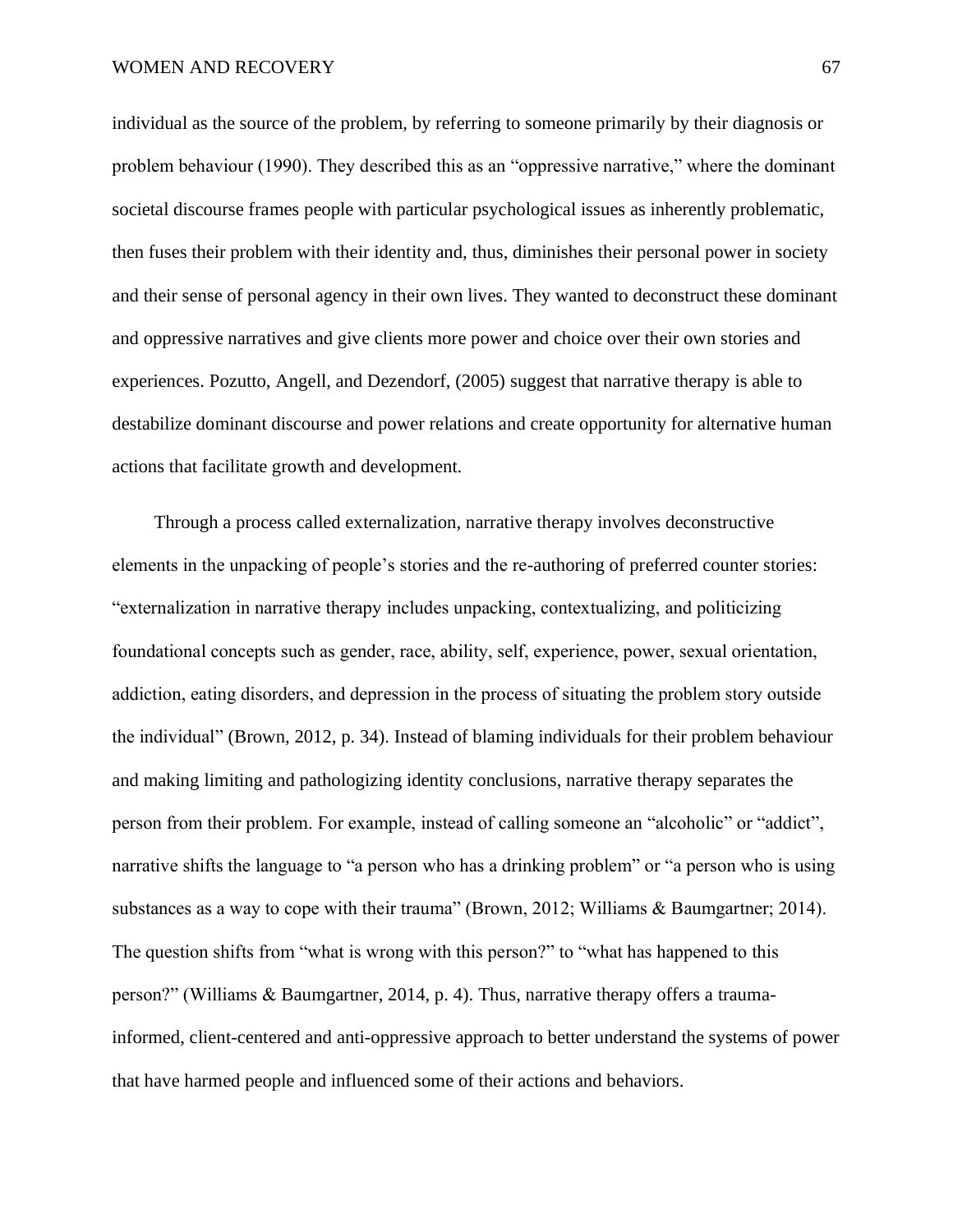individual as the source of the problem, by referring to someone primarily by their diagnosis or problem behaviour (1990). They described this as an "oppressive narrative," where the dominant societal discourse frames people with particular psychological issues as inherently problematic, then fuses their problem with their identity and, thus, diminishes their personal power in society and their sense of personal agency in their own lives. They wanted to deconstruct these dominant and oppressive narratives and give clients more power and choice over their own stories and experiences. Pozutto, Angell, and Dezendorf, (2005) suggest that narrative therapy is able to destabilize dominant discourse and power relations and create opportunity for alternative human actions that facilitate growth and development.

Through a process called externalization, narrative therapy involves deconstructive elements in the unpacking of people's stories and the re-authoring of preferred counter stories: "externalization in narrative therapy includes unpacking, contextualizing, and politicizing foundational concepts such as gender, race, ability, self, experience, power, sexual orientation, addiction, eating disorders, and depression in the process of situating the problem story outside the individual" (Brown, 2012, p. 34). Instead of blaming individuals for their problem behaviour and making limiting and pathologizing identity conclusions, narrative therapy separates the person from their problem. For example, instead of calling someone an "alcoholic" or "addict", narrative shifts the language to "a person who has a drinking problem" or "a person who is using substances as a way to cope with their trauma" (Brown, 2012; Williams & Baumgartner; 2014). The question shifts from "what is wrong with this person?" to "what has happened to this person?" (Williams & Baumgartner, 2014, p. 4). Thus, narrative therapy offers a trauma-informed, client-centered and anti-oppressive approach to better understand the systems of power that have harmed people and influenced some of their actions and behaviors.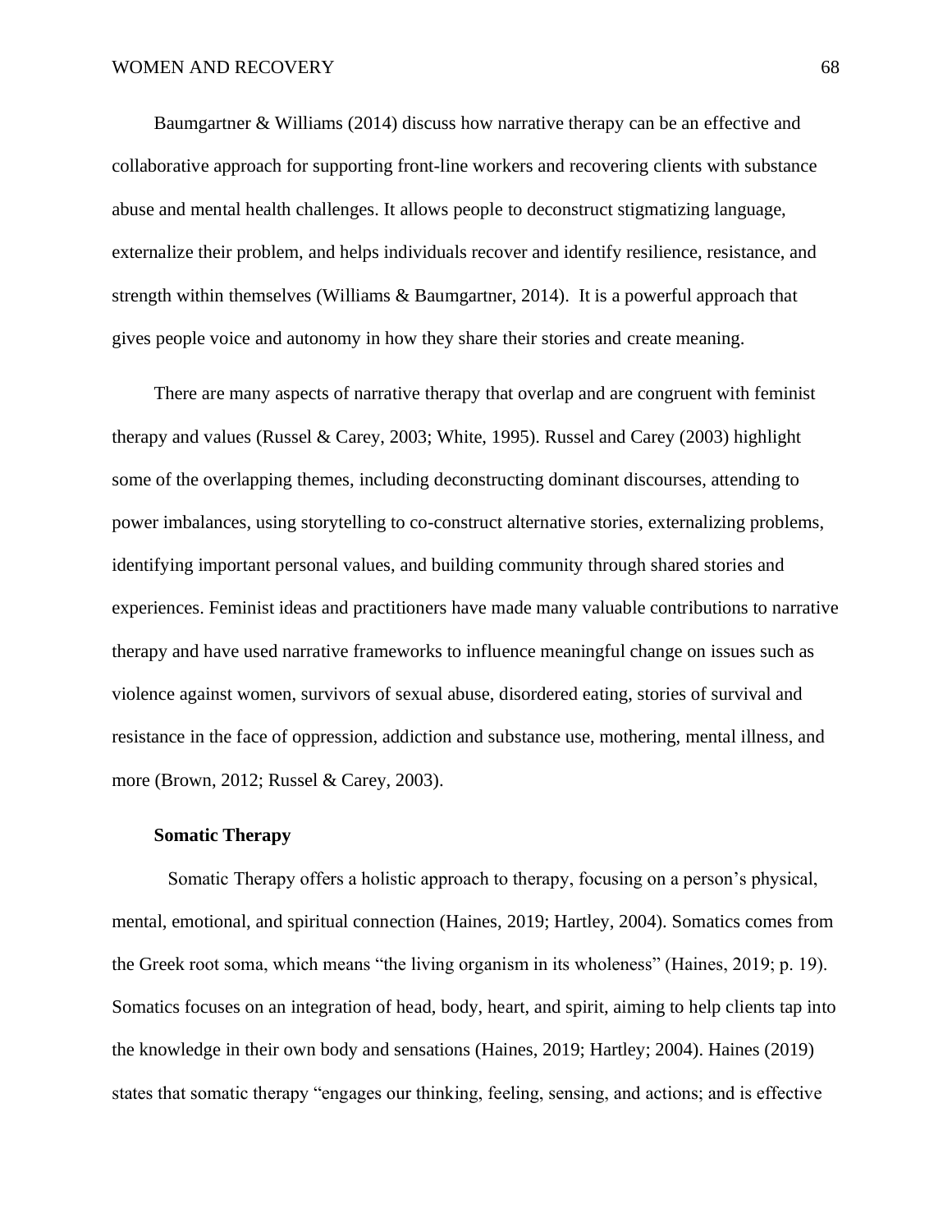Baumgartner & Williams (2014) discuss how narrative therapy can be an effective and collaborative approach for supporting front-line workers and recovering clients with substance abuse and mental health challenges. It allows people to deconstruct stigmatizing language, externalize their problem, and helps individuals recover and identify resilience, resistance, and strength within themselves (Williams & Baumgartner, 2014). It is a powerful approach that gives people voice and autonomy in how they share their stories and create meaning.

There are many aspects of narrative therapy that overlap and are congruent with feminist therapy and values (Russel & Carey, 2003; White, 1995). Russel and Carey (2003) highlight some of the overlapping themes, including deconstructing dominant discourses, attending to power imbalances, using storytelling to co-construct alternative stories, externalizing problems, identifying important personal values, and building community through shared stories and experiences. Feminist ideas and practitioners have made many valuable contributions to narrative therapy and have used narrative frameworks to influence meaningful change on issues such as violence against women, survivors of sexual abuse, disordered eating, stories of survival and resistance in the face of oppression, addiction and substance use, mothering, mental illness, and more (Brown, 2012; Russel & Carey, 2003).

**Somatic Therapy**

Somatic Therapy offers a holistic approach to therapy, focusing on a person's physical, mental, emotional, and spiritual connection (Haines, 2019; Hartley, 2004). Somatics comes from the Greek root soma, which means "the living organism in its wholeness" (Haines, 2019; p. 19). Somatics focuses on an integration of head, body, heart, and spirit, aiming to help clients tap into the knowledge in their own body and sensations (Haines, 2019; Hartley; 2004). Haines (2019) states that somatic therapy "engages our thinking, feeling, sensing, and actions; and is effective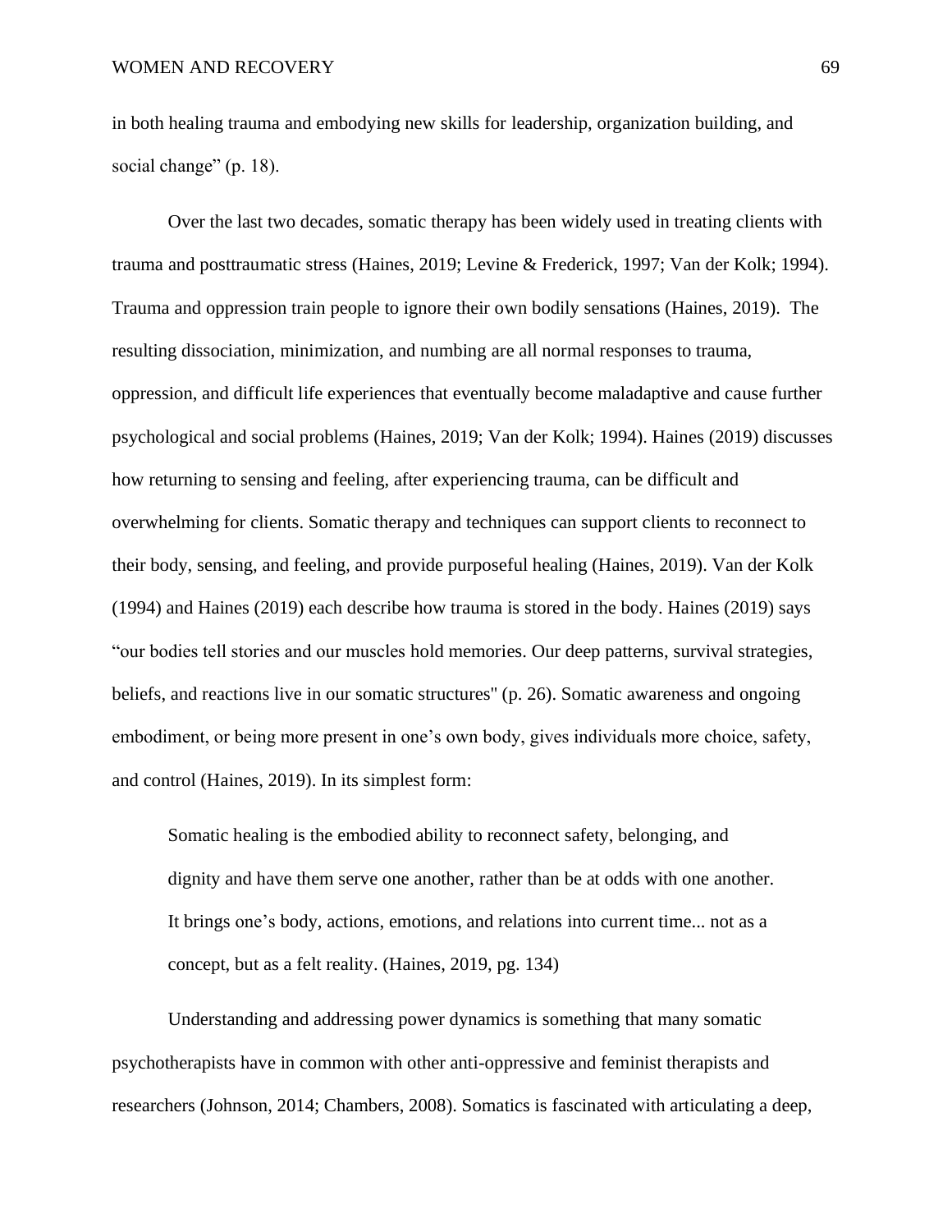in both healing trauma and embodying new skills for leadership, organization building, and social change" (p. 18).

Over the last two decades, somatic therapy has been widely used in treating clients with trauma and posttraumatic stress (Haines, 2019; Levine & Frederick, 1997; Van der Kolk; 1994). Trauma and oppression train people to ignore their own bodily sensations (Haines, 2019). The resulting dissociation, minimization, and numbing are all normal responses to trauma, oppression, and difficult life experiences that eventually become maladaptive and cause further psychological and social problems (Haines, 2019; Van der Kolk; 1994). Haines (2019) discusses how returning to sensing and feeling, after experiencing trauma, can be difficult and overwhelming for clients. Somatic therapy and techniques can support clients to reconnect to their body, sensing, and feeling, and provide purposeful healing (Haines, 2019). Van der Kolk (1994) and Haines (2019) each describe how trauma is stored in the body. Haines (2019) says "our bodies tell stories and our muscles hold memories. Our deep patterns, survival strategies, beliefs, and reactions live in our somatic structures" (p. 26). Somatic awareness and ongoing embodiment, or being more present in one's own body, gives individuals more choice, safety, and control (Haines, 2019). In its simplest form:

> Somatic healing is the embodied ability to reconnect safety, belonging, and dignity and have them serve one another, rather than be at odds with one another. It brings one's body, actions, emotions, and relations into current time... not as a concept, but as a felt reality. (Haines, 2019, pg. 134)

Understanding and addressing power dynamics is something that many somatic psychotherapists have in common with other anti-oppressive and feminist therapists and researchers (Johnson, 2014; Chambers, 2008). Somatics is fascinated with articulating a deep,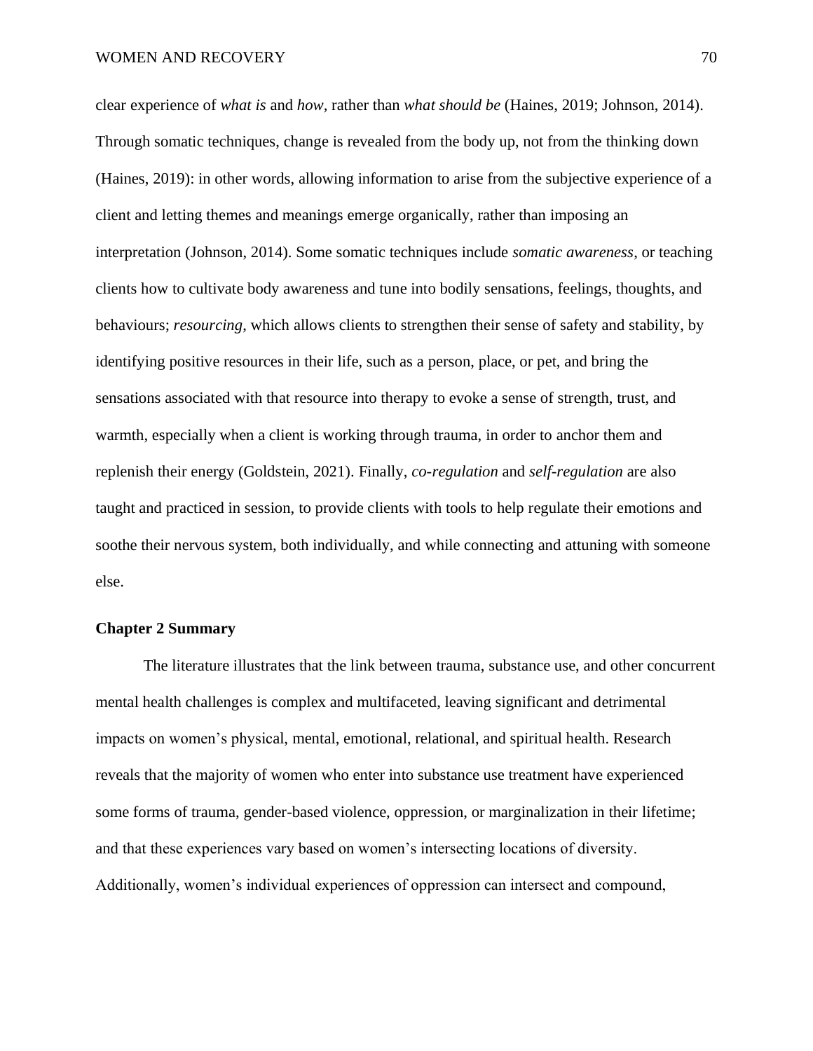clear experience of *what is* and *how*, rather than *what should be* (Haines, 2019; Johnson, 2014). Through somatic techniques, change is revealed from the body up, not from the thinking down (Haines, 2019): in other words, allowing information to arise from the subjective experience of a client and letting themes and meanings emerge organically, rather than imposing an interpretation (Johnson, 2014). Some somatic techniques include *somatic awareness*, or teaching clients how to cultivate body awareness and tune into bodily sensations, feelings, thoughts, and behaviours; *resourcing*, which allows clients to strengthen their sense of safety and stability, by identifying positive resources in their life, such as a person, place, or pet, and bring the sensations associated with that resource into therapy to evoke a sense of strength, trust, and warmth, especially when a client is working through trauma, in order to anchor them and replenish their energy (Goldstein, 2021). Finally, *co-regulation* and *self-regulation* are also taught and practiced in session, to provide clients with tools to help regulate their emotions and soothe their nervous system, both individually, and while connecting and attuning with someone else.

**Chapter 2 Summary**

The literature illustrates that the link between trauma, substance use, and other concurrent mental health challenges is complex and multifaceted, leaving significant and detrimental impacts on women's physical, mental, emotional, relational, and spiritual health. Research reveals that the majority of women who enter into substance use treatment have experienced some forms of trauma, gender-based violence, oppression, or marginalization in their lifetime; and that these experiences vary based on women's intersecting locations of diversity. Additionally, women's individual experiences of oppression can intersect and compound,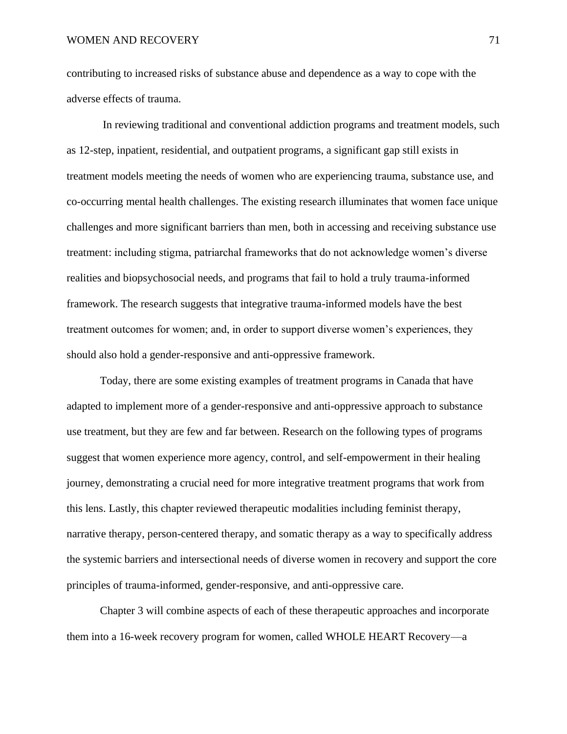contributing to increased risks of substance abuse and dependence as a way to cope with the adverse effects of trauma.

In reviewing traditional and conventional addiction programs and treatment models, such as 12-step, inpatient, residential, and outpatient programs, a significant gap still exists in treatment models meeting the needs of women who are experiencing trauma, substance use, and co-occurring mental health challenges. The existing research illuminates that women face unique challenges and more significant barriers than men, both in accessing and receiving substance use treatment: including stigma, patriarchal frameworks that do not acknowledge women's diverse realities and biopsychosocial needs, and programs that fail to hold a truly trauma-informed framework. The research suggests that integrative trauma-informed models have the best treatment outcomes for women; and, in order to support diverse women's experiences, they should also hold a gender-responsive and anti-oppressive framework.

Today, there are some existing examples of treatment programs in Canada that have adapted to implement more of a gender-responsive and anti-oppressive approach to substance use treatment, but they are few and far between. Research on the following types of programs suggest that women experience more agency, control, and self-empowerment in their healing journey, demonstrating a crucial need for more integrative treatment programs that work from this lens. Lastly, this chapter reviewed therapeutic modalities including feminist therapy, narrative therapy, person-centered therapy, and somatic therapy as a way to specifically address the systemic barriers and intersectional needs of diverse women in recovery and support the core principles of trauma-informed, gender-responsive, and anti-oppressive care.

Chapter 3 will combine aspects of each of these therapeutic approaches and incorporate them into a 16-week recovery program for women, called WHOLE HEART Recovery—a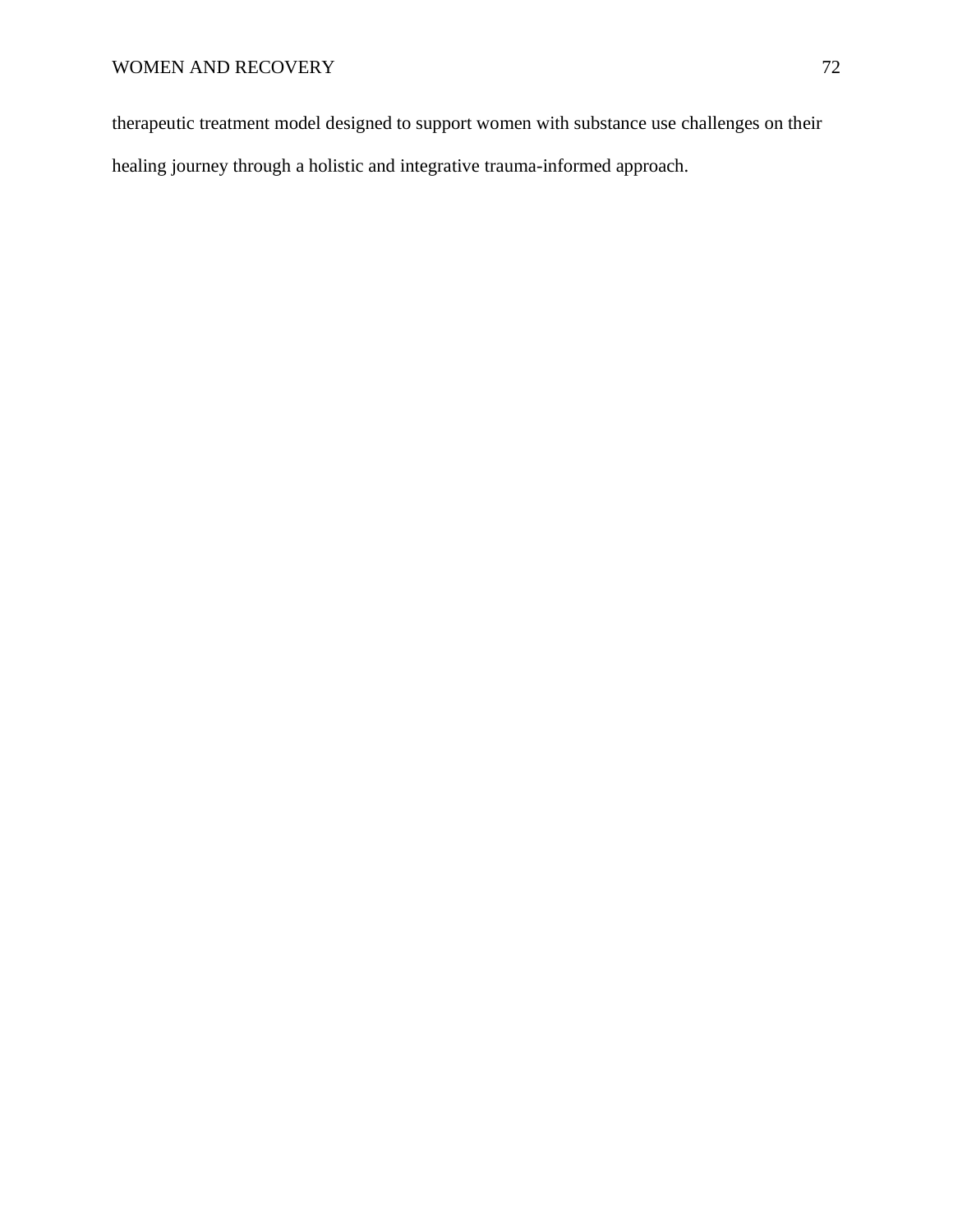therapeutic treatment model designed to support women with substance use challenges on their healing journey through a holistic and integrative trauma-informed approach.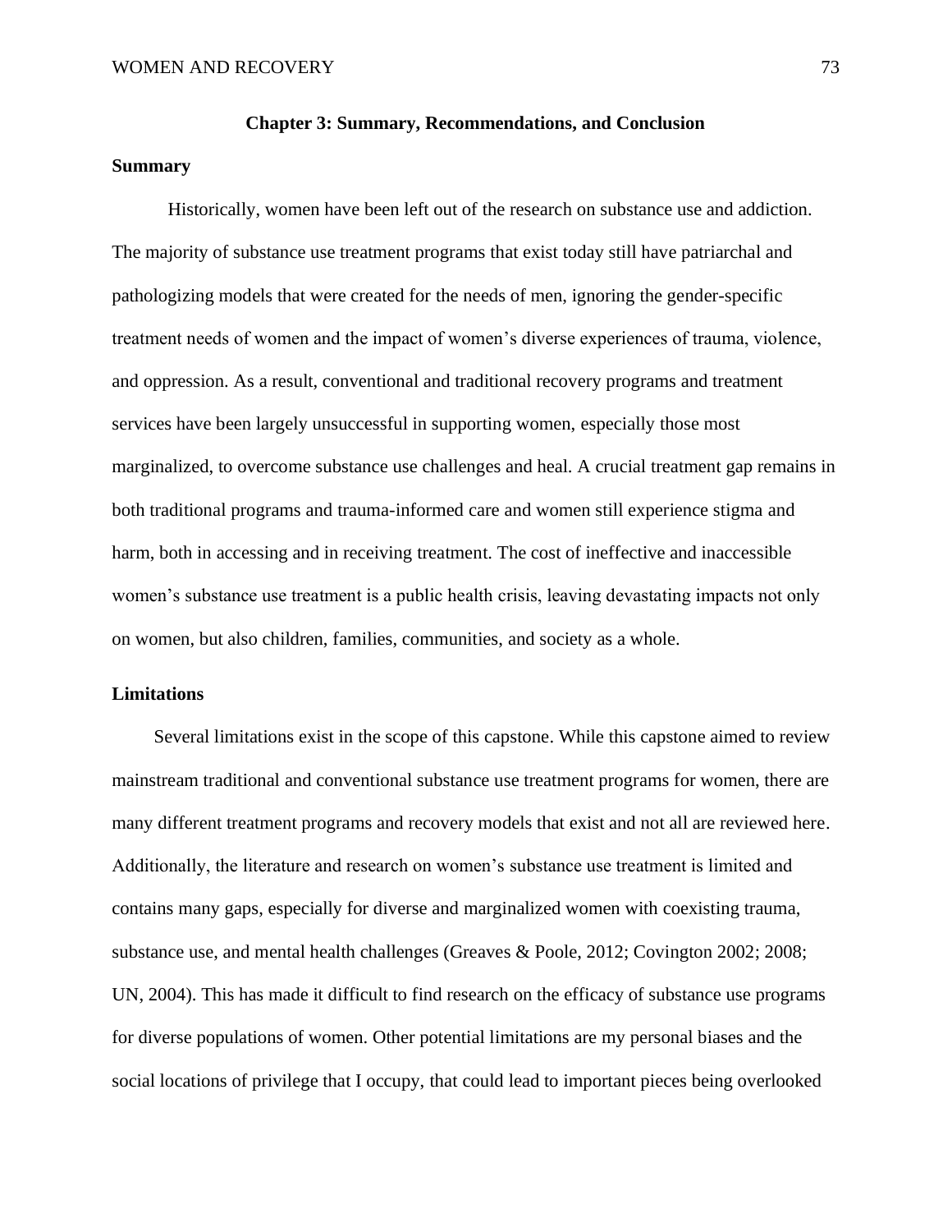## Chapter 3: Summary, Recommendations, and Conclusion

### Summary

Historically, women have been left out of the research on substance use and addiction. The majority of substance use treatment programs that exist today still have patriarchal and pathologizing models that were created for the needs of men, ignoring the gender-specific treatment needs of women and the impact of women's diverse experiences of trauma, violence, and oppression. As a result, conventional and traditional recovery programs and treatment services have been largely unsuccessful in supporting women, especially those most marginalized, to overcome substance use challenges and heal. A crucial treatment gap remains in both traditional programs and trauma-informed care and women still experience stigma and harm, both in accessing and in receiving treatment. The cost of ineffective and inaccessible women's substance use treatment is a public health crisis, leaving devastating impacts not only on women, but also children, families, communities, and society as a whole.

### Limitations

Several limitations exist in the scope of this capstone. While this capstone aimed to review mainstream traditional and conventional substance use treatment programs for women, there are many different treatment programs and recovery models that exist and not all are reviewed here. Additionally, the literature and research on women's substance use treatment is limited and contains many gaps, especially for diverse and marginalized women with coexisting trauma, substance use, and mental health challenges (Greaves & Poole, 2012; Covington 2002; 2008; UN, 2004). This has made it difficult to find research on the efficacy of substance use programs for diverse populations of women. Other potential limitations are my personal biases and the social locations of privilege that I occupy, that could lead to important pieces being overlooked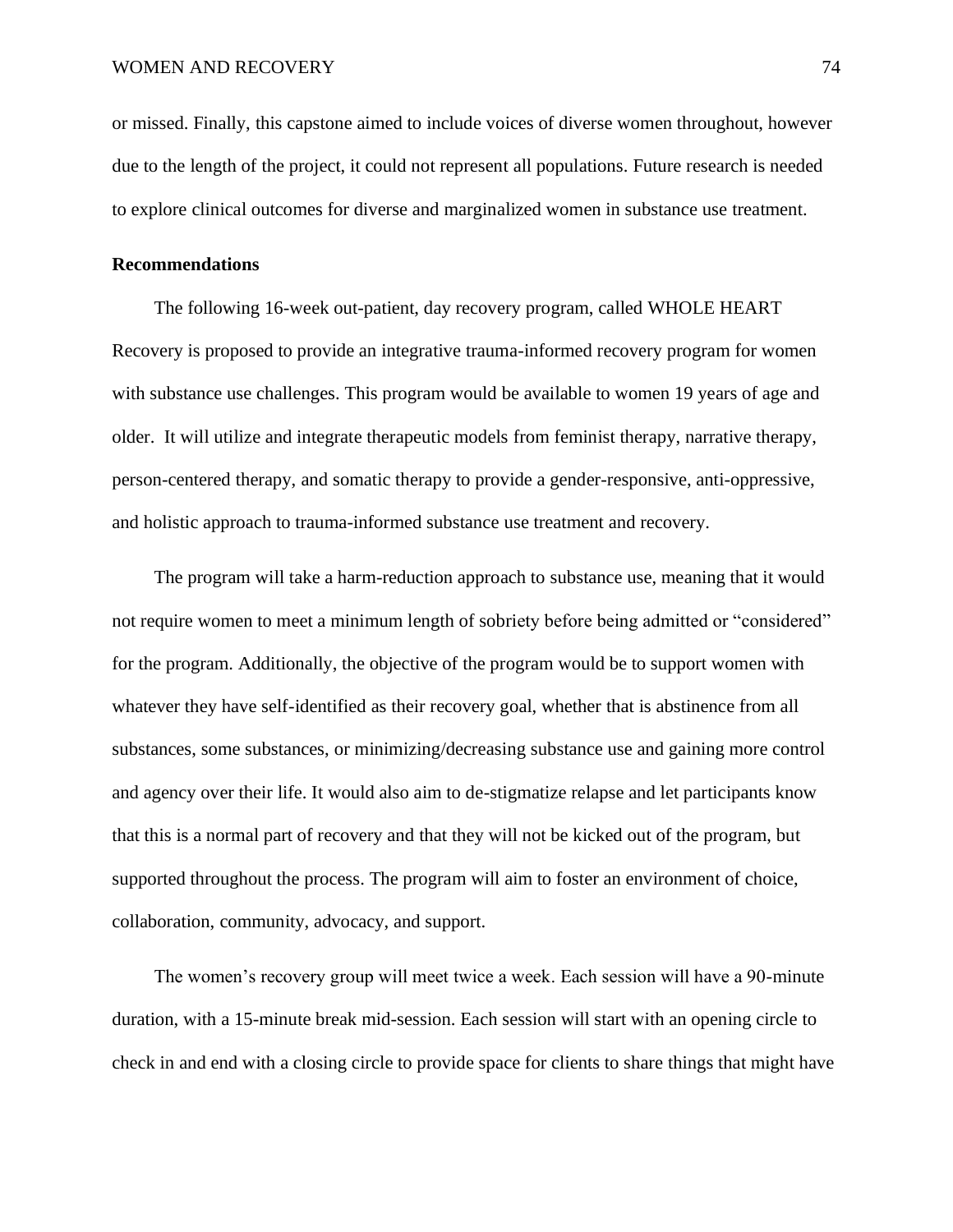or missed. Finally, this capstone aimed to include voices of diverse women throughout, however due to the length of the project, it could not represent all populations. Future research is needed to explore clinical outcomes for diverse and marginalized women in substance use treatment.

### Recommendations

The following 16-week out-patient, day recovery program, called WHOLE HEART Recovery is proposed to provide an integrative trauma-informed recovery program for women with substance use challenges. This program would be available to women 19 years of age and older. It will utilize and integrate therapeutic models from feminist therapy, narrative therapy, person-centered therapy, and somatic therapy to provide a gender-responsive, anti-oppressive, and holistic approach to trauma-informed substance use treatment and recovery.

The program will take a harm-reduction approach to substance use, meaning that it would not require women to meet a minimum length of sobriety before being admitted or "considered" for the program. Additionally, the objective of the program would be to support women with whatever they have self-identified as their recovery goal, whether that is abstinence from all substances, some substances, or minimizing/decreasing substance use and gaining more control and agency over their life. It would also aim to de-stigmatize relapse and let participants know that this is a normal part of recovery and that they will not be kicked out of the program, but supported throughout the process. The program will aim to foster an environment of choice, collaboration, community, advocacy, and support.

The women's recovery group will meet twice a week. Each session will have a 90-minute duration, with a 15-minute break mid-session. Each session will start with an opening circle to check in and end with a closing circle to provide space for clients to share things that might have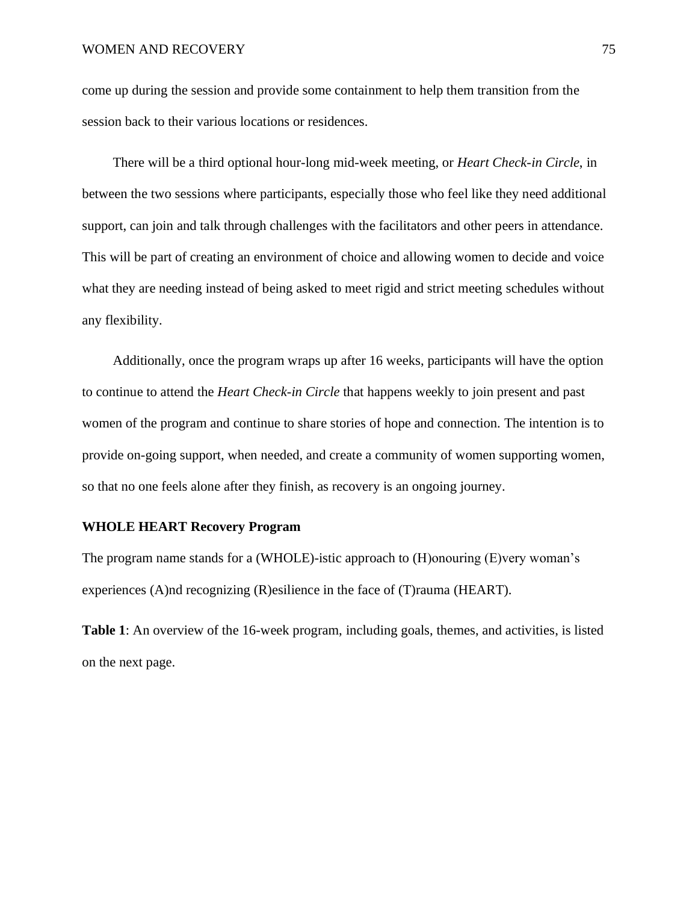come up during the session and provide some containment to help them transition from the session back to their various locations or residences.

There will be a third optional hour-long mid-week meeting, or *Heart Check-in Circle,* in between the two sessions where participants, especially those who feel like they need additional support, can join and talk through challenges with the facilitators and other peers in attendance. This will be part of creating an environment of choice and allowing women to decide and voice what they are needing instead of being asked to meet rigid and strict meeting schedules without any flexibility.

Additionally, once the program wraps up after 16 weeks, participants will have the option to continue to attend the *Heart Check-in Circle* that happens weekly to join present and past women of the program and continue to share stories of hope and connection. The intention is to provide on-going support, when needed, and create a community of women supporting women, so that no one feels alone after they finish, as recovery is an ongoing journey.

**WHOLE HEART Recovery Program**

The program name stands for a (WHOLE)-istic approach to (H)onouring (E)very woman's experiences (A)nd recognizing (R)esilience in the face of (T)rauma (HEART).

**Table 1**: An overview of the 16-week program, including goals, themes, and activities, is listed on the next page.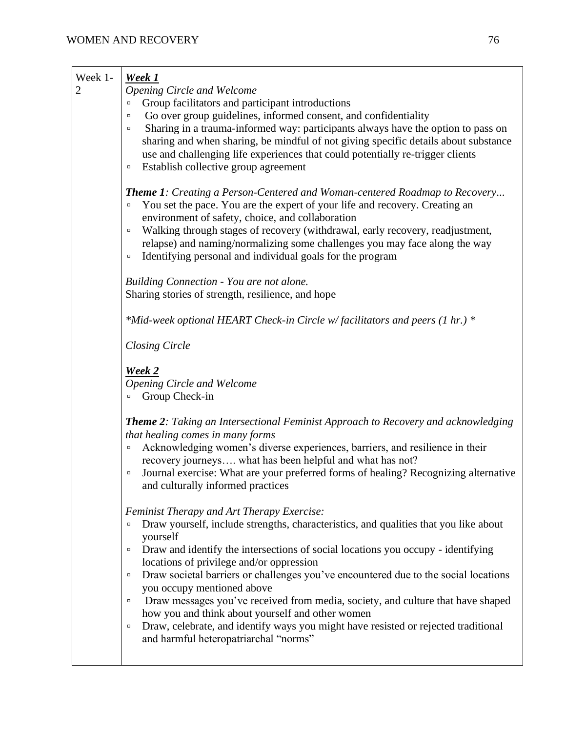| Week 1-2 | ***Week 1***<br>*Opening Circle and Welcome*<br>▫ Group facilitators and participant introductions<br>▫ Go over group guidelines, informed consent, and confidentiality<br>▫ Sharing in a trauma-informed way: participants always have the option to pass on sharing and when sharing, be mindful of not giving specific details about substance use and challenging life experiences that could potentially re-trigger clients<br>▫ Establish collective group agreement<br><br>***Theme 1****: Creating a Person-Centered and Woman-centered Roadmap to Recovery...*<br>▫ You set the pace. You are the expert of your life and recovery. Creating an environment of safety, choice, and collaboration<br>▫ Walking through stages of recovery (withdrawal, early recovery, readjustment, relapse) and naming/normalizing some challenges you may face along the way<br>▫ Identifying personal and individual goals for the program<br><br>*Building Connection - You are not alone.*<br>Sharing stories of strength, resilience, and hope<br><br>*\*Mid-week optional HEART Check-in Circle w/ facilitators and peers (1 hr.) \**<br><br>*Closing Circle*<br><br>***Week 2***<br>*Opening Circle and Welcome*<br>▫ Group Check-in<br><br>***Theme 2****: Taking an Intersectional Feminist Approach to Recovery and acknowledging that healing comes in many forms*<br>▫ Acknowledging women's diverse experiences, barriers, and resilience in their recovery journeys…. what has been helpful and what has not?<br>▫ Journal exercise: What are your preferred forms of healing? Recognizing alternative and culturally informed practices<br><br>*Feminist Therapy and Art Therapy Exercise:*<br>▫ Draw yourself, include strengths, characteristics, and qualities that you like about yourself<br>▫ Draw and identify the intersections of social locations you occupy - identifying locations of privilege and/or oppression<br>▫ Draw societal barriers or challenges you've encountered due to the social locations you occupy mentioned above<br>▫ Draw messages you've received from media, society, and culture that have shaped how you and think about yourself and other women<br>▫ Draw, celebrate, and identify ways you might have resisted or rejected traditional and harmful heteropatriarchal "norms" |
|---|---|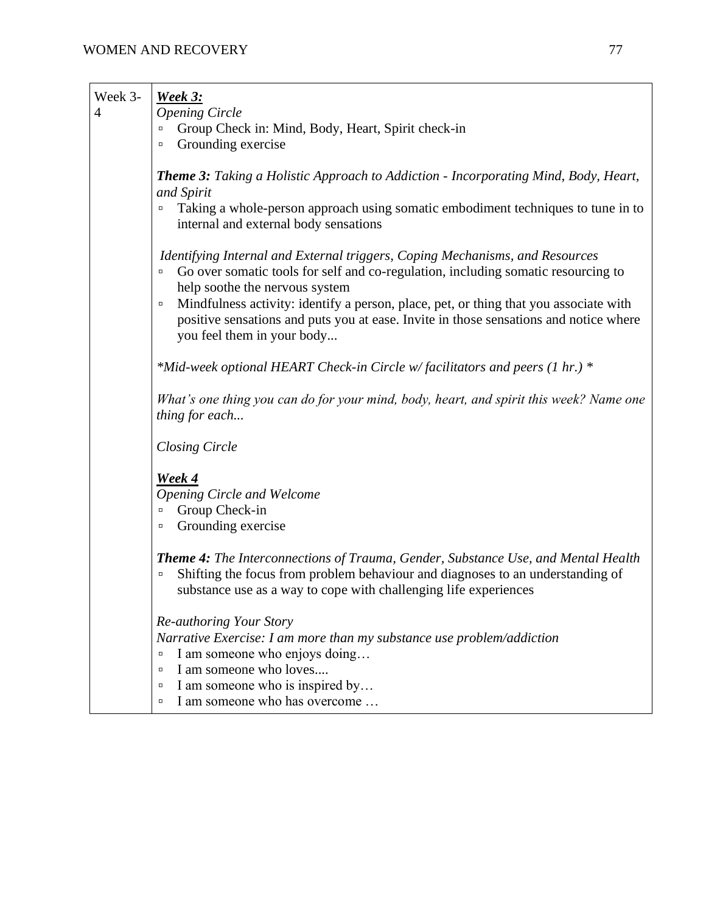| Week 3-4 | ***Week 3:***<br>*Opening Circle*<br>▫ Group Check in: Mind, Body, Heart, Spirit check-in<br>▫ Grounding exercise<br><br>***Theme 3:*** *Taking a Holistic Approach to Addiction - Incorporating Mind, Body, Heart, and Spirit*<br>▫ Taking a whole-person approach using somatic embodiment techniques to tune in to internal and external body sensations<br><br>*Identifying Internal and External triggers, Coping Mechanisms, and Resources*<br>▫ Go over somatic tools for self and co-regulation, including somatic resourcing to help soothe the nervous system<br>▫ Mindfulness activity: identify a person, place, pet, or thing that you associate with positive sensations and puts you at ease. Invite in those sensations and notice where you feel them in your body...<br><br>*\*Mid-week optional HEART Check-in Circle w/ facilitators and peers (1 hr.) \**<br><br>*What's one thing you can do for your mind, body, heart, and spirit this week? Name one thing for each...*<br><br>*Closing Circle*<br><br>***Week 4***<br>*Opening Circle and Welcome*<br>▫ Group Check-in<br>▫ Grounding exercise<br><br>***Theme 4:*** *The Interconnections of Trauma, Gender, Substance Use, and Mental Health*<br>▫ Shifting the focus from problem behaviour and diagnoses to an understanding of substance use as a way to cope with challenging life experiences<br><br>*Re-authoring Your Story*<br>*Narrative Exercise: I am more than my substance use problem/addiction*<br>▫ I am someone who enjoys doing…<br>▫ I am someone who loves....<br>▫ I am someone who is inspired by…<br>▫ I am someone who has overcome … |
|---|---|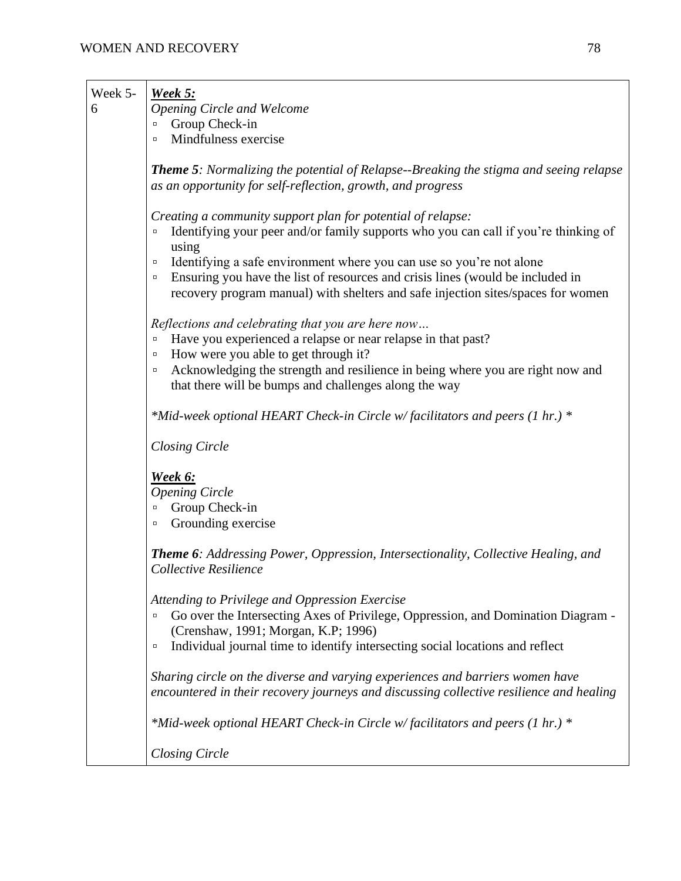| Week 5-6 | ***Week 5:***<br>*Opening Circle and Welcome*<br>▫ Group Check-in<br>▫ Mindfulness exercise<br><br>***Theme 5****: Normalizing the potential of Relapse--Breaking the stigma and seeing relapse as an opportunity for self-reflection, growth, and progress*<br><br>*Creating a community support plan for potential of relapse:*<br>▫ Identifying your peer and/or family supports who you can call if you're thinking of using<br>▫ Identifying a safe environment where you can use so you're not alone<br>▫ Ensuring you have the list of resources and crisis lines (would be included in recovery program manual) with shelters and safe injection sites/spaces for women<br><br>*Reflections and celebrating that you are here now…*<br>▫ Have you experienced a relapse or near relapse in that past?<br>▫ How were you able to get through it?<br>▫ Acknowledging the strength and resilience in being where you are right now and that there will be bumps and challenges along the way<br><br>*\*Mid-week optional HEART Check-in Circle w/ facilitators and peers (1 hr.) \**<br><br>*Closing Circle*<br><br>***Week 6:***<br>*Opening Circle*<br>▫ Group Check-in<br>▫ Grounding exercise<br><br>***Theme 6****: Addressing Power, Oppression, Intersectionality, Collective Healing, and Collective Resilience*<br><br>*Attending to Privilege and Oppression Exercise*<br>▫ Go over the Intersecting Axes of Privilege, Oppression, and Domination Diagram - (Crenshaw, 1991; Morgan, K.P; 1996)<br>▫ Individual journal time to identify intersecting social locations and reflect<br><br>*Sharing circle on the diverse and varying experiences and barriers women have encountered in their recovery journeys and discussing collective resilience and healing*<br><br>*\*Mid-week optional HEART Check-in Circle w/ facilitators and peers (1 hr.) \**<br><br>*Closing Circle* |
|---|---|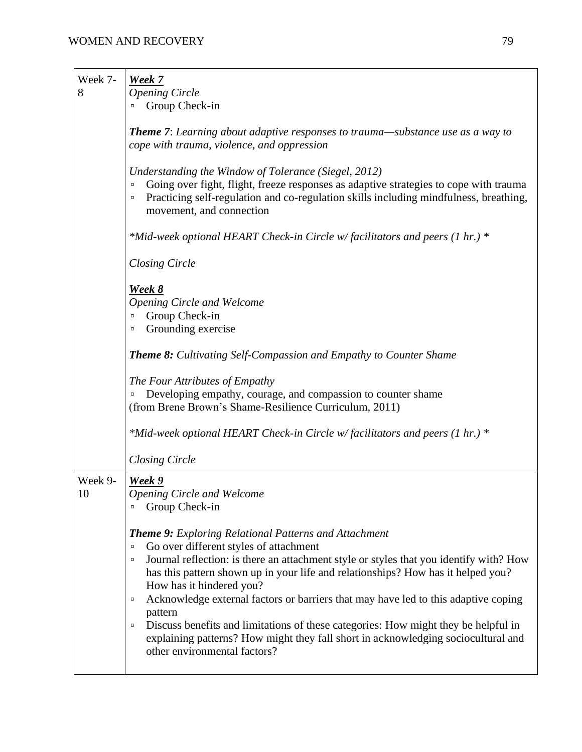| | |
|---|---|
| Week 7-8 | ***Week 7***<br>*Opening Circle*<br>▫ Group Check-in<br><br>***Theme 7***: *Learning about adaptive responses to trauma—substance use as a way to cope with trauma, violence, and oppression*<br><br>*Understanding the Window of Tolerance (Siegel, 2012)*<br>▫ Going over fight, flight, freeze responses as adaptive strategies to cope with trauma<br>▫ Practicing self-regulation and co-regulation skills including mindfulness, breathing, movement, and connection<br><br>*\*Mid-week optional HEART Check-in Circle w/ facilitators and peers (1 hr.) \**<br><br>*Closing Circle*<br><br>***Week 8***<br>*Opening Circle and Welcome*<br>▫ Group Check-in<br>▫ Grounding exercise<br><br>***Theme 8:*** *Cultivating Self-Compassion and Empathy to Counter Shame*<br><br>*The Four Attributes of Empathy*<br>▫ Developing empathy, courage, and compassion to counter shame<br>(from Brene Brown's Shame-Resilience Curriculum, 2011)<br><br>*\*Mid-week optional HEART Check-in Circle w/ facilitators and peers (1 hr.) \**<br><br>*Closing Circle* |
| Week 9-10 | ***Week 9***<br>*Opening Circle and Welcome*<br>▫ Group Check-in<br><br>***Theme 9:*** *Exploring Relational Patterns and Attachment*<br>▫ Go over different styles of attachment<br>▫ Journal reflection: is there an attachment style or styles that you identify with? How has this pattern shown up in your life and relationships? How has it helped you? How has it hindered you?<br>▫ Acknowledge external factors or barriers that may have led to this adaptive coping pattern<br>▫ Discuss benefits and limitations of these categories: How might they be helpful in explaining patterns? How might they fall short in acknowledging sociocultural and other environmental factors? |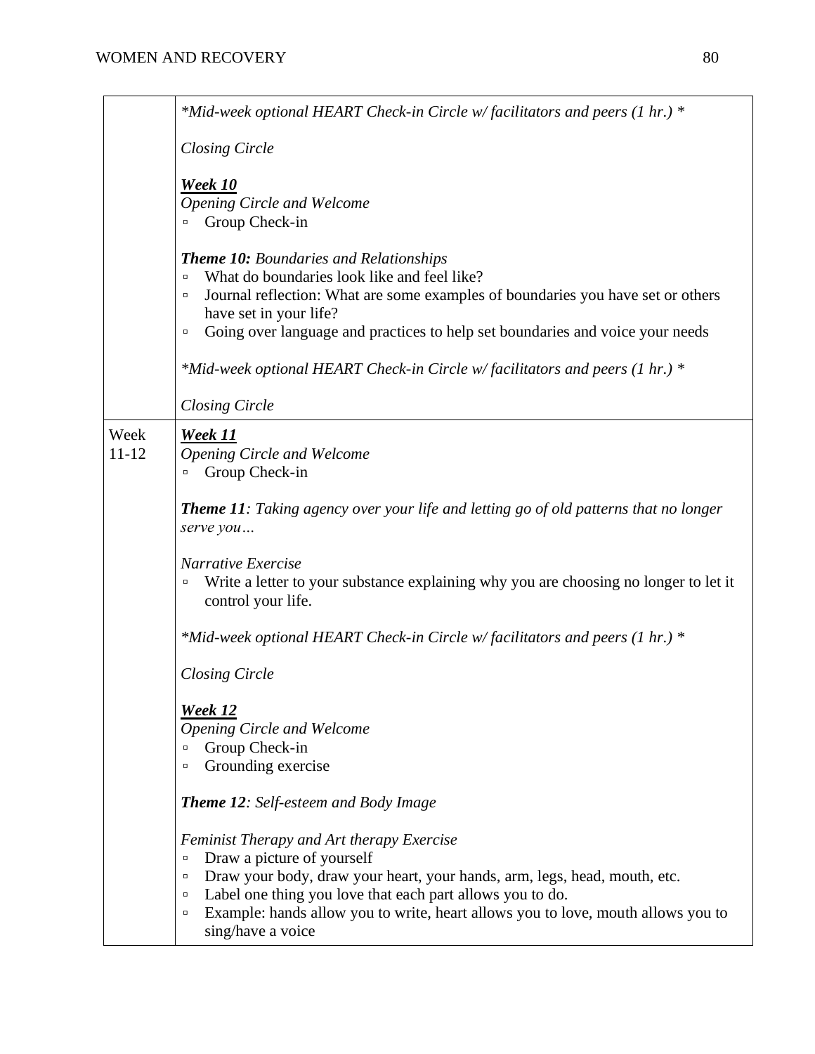| | |
|---|---|
| | *\*Mid-week optional HEART Check-in Circle w/ facilitators and peers (1 hr.) \**<br><br>*Closing Circle*<br><br>***<u>Week 10</u>***<br>*Opening Circle and Welcome*<br>▫ Group Check-in<br><br>***Theme 10:*** *Boundaries and Relationships*<br>▫ What do boundaries look like and feel like?<br>▫ Journal reflection: What are some examples of boundaries you have set or others have set in your life?<br>▫ Going over language and practices to help set boundaries and voice your needs<br><br>*\*Mid-week optional HEART Check-in Circle w/ facilitators and peers (1 hr.) \**<br><br>*Closing Circle* |
| Week 11-12 | ***<u>Week 11</u>***<br>*Opening Circle and Welcome*<br>▫ Group Check-in<br><br>***Theme 11****: Taking agency over your life and letting go of old patterns that no longer serve you…*<br><br>*Narrative Exercise*<br>▫ Write a letter to your substance explaining why you are choosing no longer to let it control your life.<br><br>*\*Mid-week optional HEART Check-in Circle w/ facilitators and peers (1 hr.) \**<br><br>*Closing Circle*<br><br>***<u>Week 12</u>***<br>*Opening Circle and Welcome*<br>▫ Group Check-in<br>▫ Grounding exercise<br><br>***Theme 12****: Self-esteem and Body Image*<br><br>*Feminist Therapy and Art therapy Exercise*<br>▫ Draw a picture of yourself<br>▫ Draw your body, draw your heart, your hands, arm, legs, head, mouth, etc.<br>▫ Label one thing you love that each part allows you to do.<br>▫ Example: hands allow you to write, heart allows you to love, mouth allows you to sing/have a voice |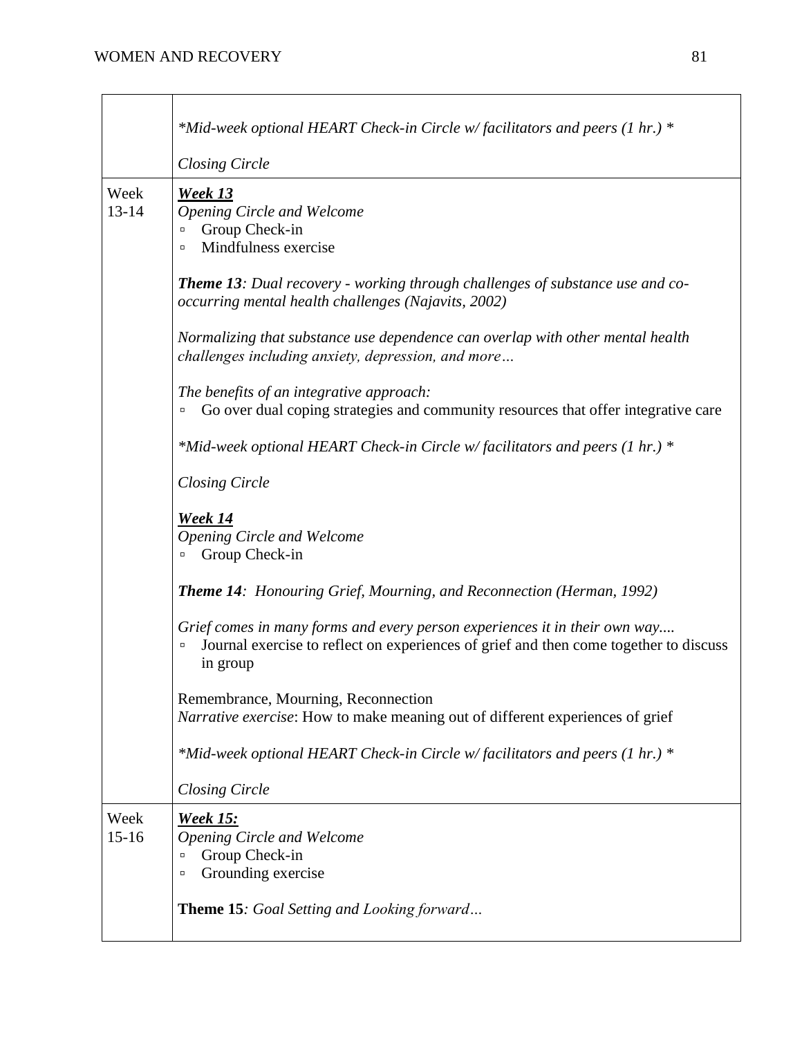| | |
|---|---|
| | *\*Mid-week optional HEART Check-in Circle w/ facilitators and peers (1 hr.) \**<br><br>*Closing Circle* |
| Week 13-14 | ***<u>Week 13</u>***<br>*Opening Circle and Welcome*<br>▫ Group Check-in<br>▫ Mindfulness exercise<br><br>***Theme 13****: Dual recovery - working through challenges of substance use and co-occurring mental health challenges (Najavits, 2002)*<br><br>*Normalizing that substance use dependence can overlap with other mental health challenges including anxiety, depression, and more…*<br><br>*The benefits of an integrative approach:*<br>▫ Go over dual coping strategies and community resources that offer integrative care<br><br>*\*Mid-week optional HEART Check-in Circle w/ facilitators and peers (1 hr.) \**<br><br>*Closing Circle*<br><br>***<u>Week 14</u>***<br>*Opening Circle and Welcome*<br>▫ Group Check-in<br><br>***Theme 14****: Honouring Grief, Mourning, and Reconnection (Herman, 1992)*<br><br>*Grief comes in many forms and every person experiences it in their own way....*<br>▫ Journal exercise to reflect on experiences of grief and then come together to discuss in group<br><br>Remembrance, Mourning, Reconnection<br>*Narrative exercise*: How to make meaning out of different experiences of grief<br><br>*\*Mid-week optional HEART Check-in Circle w/ facilitators and peers (1 hr.) \**<br><br>*Closing Circle* |
| Week 15-16 | ***<u>Week 15:</u>***<br>*Opening Circle and Welcome*<br>▫ Group Check-in<br>▫ Grounding exercise<br><br>**Theme 15***: Goal Setting and Looking forward…* |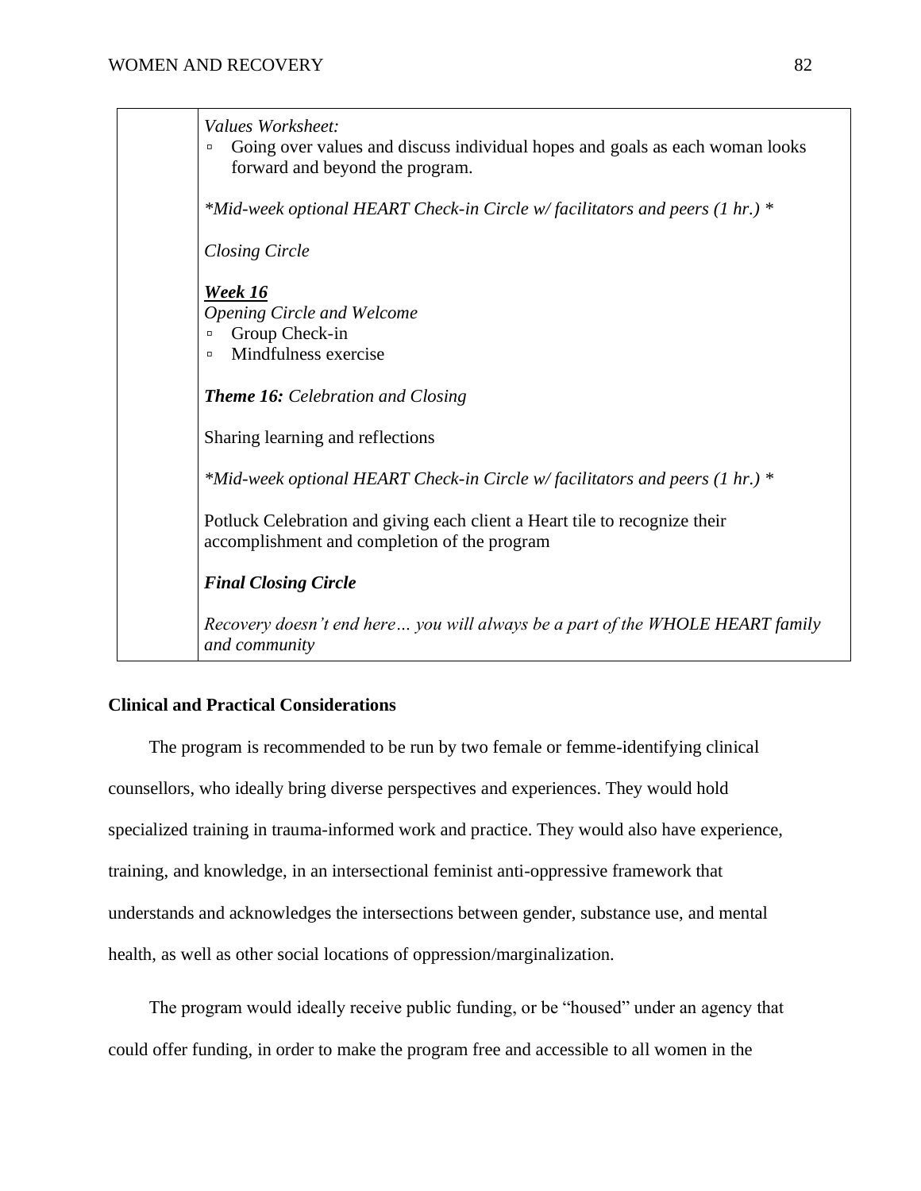| | |
|---|---|
| | *Values Worksheet:*<br>▫ Going over values and discuss individual hopes and goals as each woman looks forward and beyond the program.<br><br>*\*Mid-week optional HEART Check-in Circle w/ facilitators and peers (1 hr.) \**<br><br>*Closing Circle*<br><br>***Week 16***<br>*Opening Circle and Welcome*<br>▫ Group Check-in<br>▫ Mindfulness exercise<br><br>***Theme 16:*** *Celebration and Closing*<br><br>Sharing learning and reflections<br><br>*\*Mid-week optional HEART Check-in Circle w/ facilitators and peers (1 hr.) \**<br><br>Potluck Celebration and giving each client a Heart tile to recognize their accomplishment and completion of the program<br><br>***Final Closing Circle***<br><br>*Recovery doesn't end here… you will always be a part of the WHOLE HEART family and community* |

**Clinical and Practical Considerations**

The program is recommended to be run by two female or femme-identifying clinical counsellors, who ideally bring diverse perspectives and experiences. They would hold specialized training in trauma-informed work and practice. They would also have experience, training, and knowledge, in an intersectional feminist anti-oppressive framework that understands and acknowledges the intersections between gender, substance use, and mental health, as well as other social locations of oppression/marginalization.

The program would ideally receive public funding, or be "housed" under an agency that could offer funding, in order to make the program free and accessible to all women in the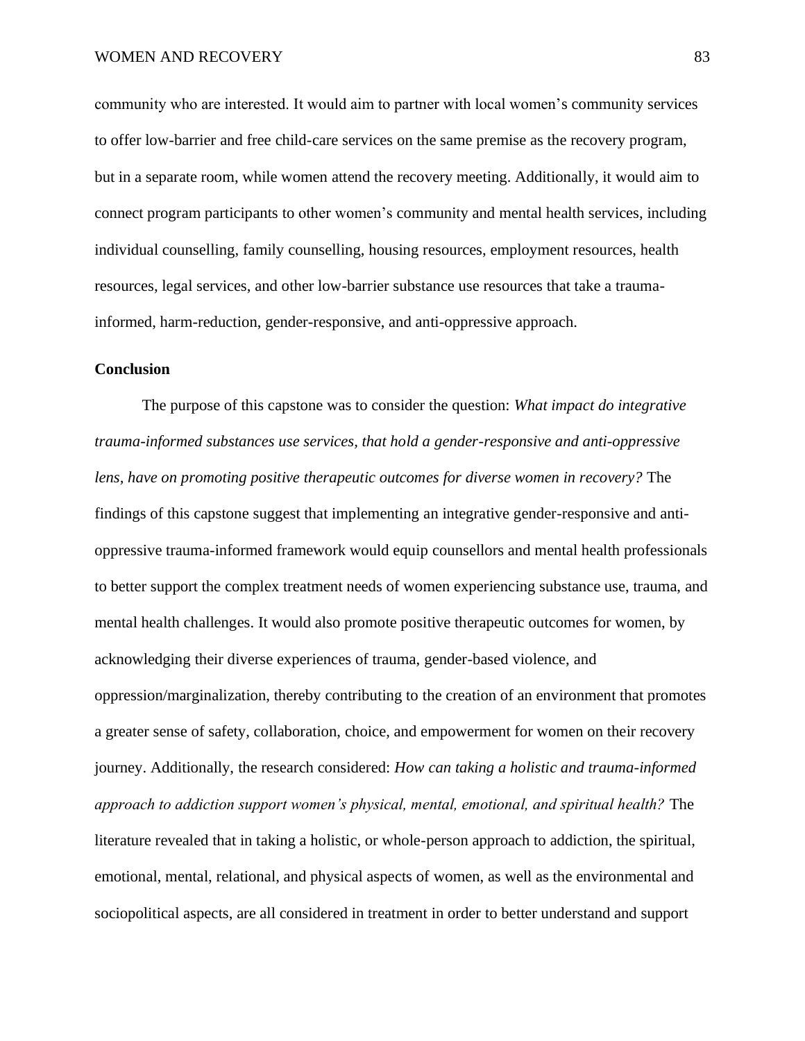community who are interested. It would aim to partner with local women's community services to offer low-barrier and free child-care services on the same premise as the recovery program, but in a separate room, while women attend the recovery meeting. Additionally, it would aim to connect program participants to other women's community and mental health services, including individual counselling, family counselling, housing resources, employment resources, health resources, legal services, and other low-barrier substance use resources that take a trauma-informed, harm-reduction, gender-responsive, and anti-oppressive approach.

## Conclusion

The purpose of this capstone was to consider the question: *What impact do integrative trauma-informed substances use services, that hold a gender-responsive and anti-oppressive lens, have on promoting positive therapeutic outcomes for diverse women in recovery?* The findings of this capstone suggest that implementing an integrative gender-responsive and anti-oppressive trauma-informed framework would equip counsellors and mental health professionals to better support the complex treatment needs of women experiencing substance use, trauma, and mental health challenges. It would also promote positive therapeutic outcomes for women, by acknowledging their diverse experiences of trauma, gender-based violence, and oppression/marginalization, thereby contributing to the creation of an environment that promotes a greater sense of safety, collaboration, choice, and empowerment for women on their recovery journey. Additionally, the research considered: *How can taking a holistic and trauma-informed approach to addiction support women's physical, mental, emotional, and spiritual health?* The literature revealed that in taking a holistic, or whole-person approach to addiction, the spiritual, emotional, mental, relational, and physical aspects of women, as well as the environmental and sociopolitical aspects, are all considered in treatment in order to better understand and support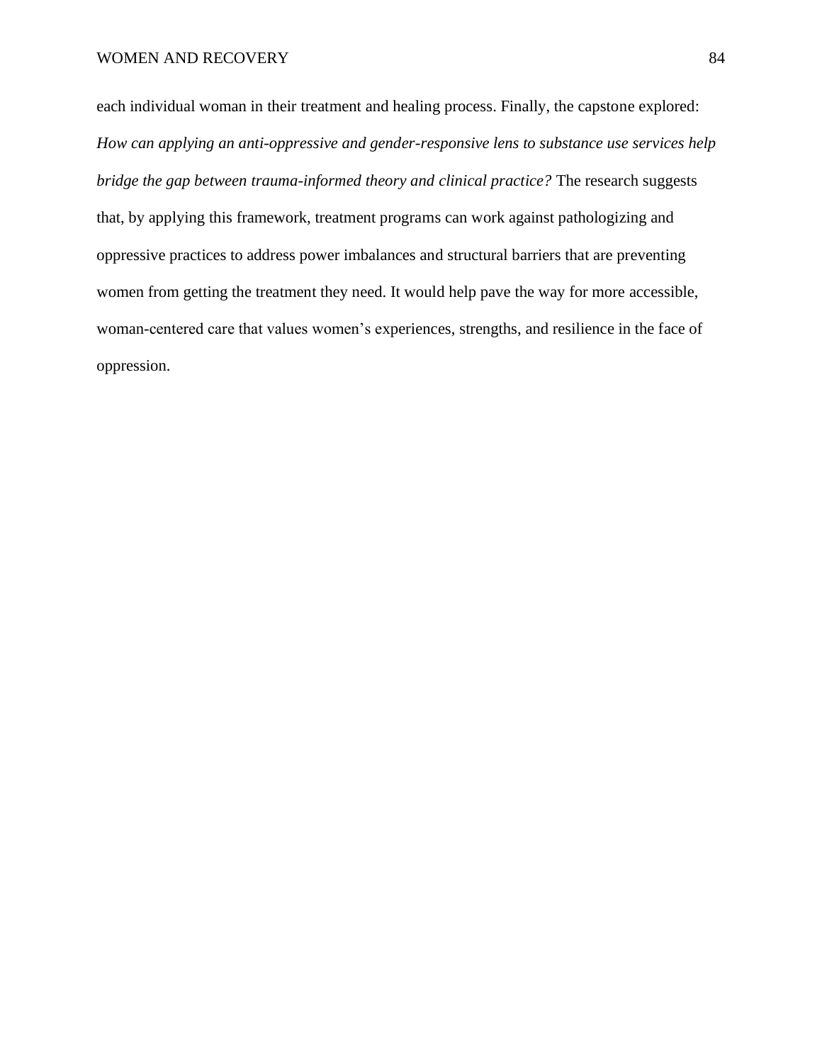each individual woman in their treatment and healing process. Finally, the capstone explored: *How can applying an anti-oppressive and gender-responsive lens to substance use services help bridge the gap between trauma-informed theory and clinical practice?* The research suggests that, by applying this framework, treatment programs can work against pathologizing and oppressive practices to address power imbalances and structural barriers that are preventing women from getting the treatment they need. It would help pave the way for more accessible, woman-centered care that values women's experiences, strengths, and resilience in the face of oppression.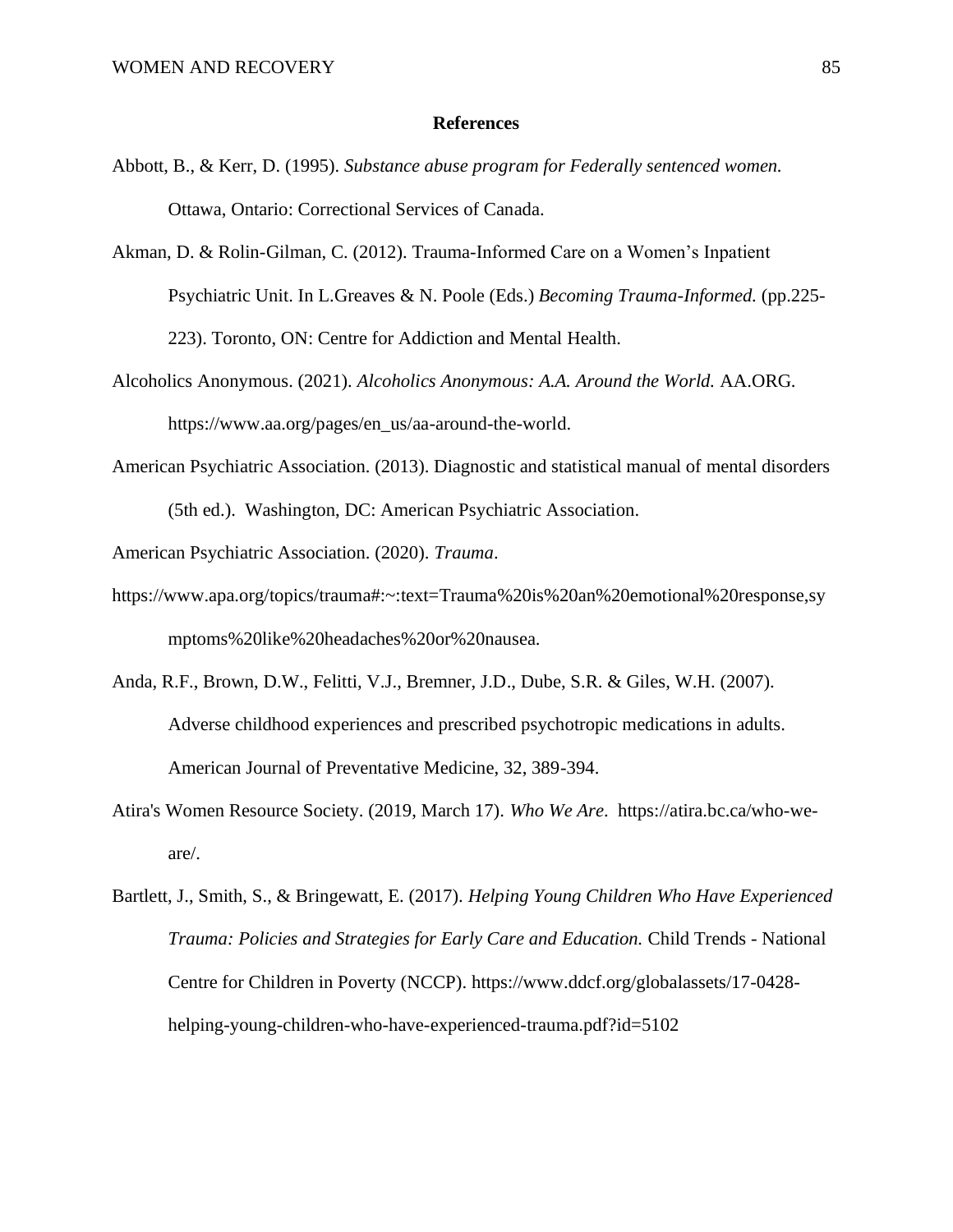**References**

Abbott, B., & Kerr, D. (1995). *Substance abuse program for Federally sentenced women.* Ottawa, Ontario: Correctional Services of Canada.

Akman, D. & Rolin-Gilman, C. (2012). Trauma-Informed Care on a Women's Inpatient Psychiatric Unit. In L.Greaves & N. Poole (Eds.) *Becoming Trauma-Informed.* (pp.225-223). Toronto, ON: Centre for Addiction and Mental Health.

Alcoholics Anonymous. (2021). *Alcoholics Anonymous: A.A. Around the World.* AA.ORG. https://www.aa.org/pages/en_us/aa-around-the-world.

American Psychiatric Association. (2013). Diagnostic and statistical manual of mental disorders (5th ed.). Washington, DC: American Psychiatric Association.

American Psychiatric Association. (2020). *Trauma*. https://www.apa.org/topics/trauma#:~:text=Trauma%20is%20an%20emotional%20response,symptoms%20like%20headaches%20or%20nausea.

Anda, R.F., Brown, D.W., Felitti, V.J., Bremner, J.D., Dube, S.R. & Giles, W.H. (2007). Adverse childhood experiences and prescribed psychotropic medications in adults. American Journal of Preventative Medicine, 32, 389-394.

Atira's Women Resource Society. (2019, March 17). *Who We Are*. https://atira.bc.ca/who-we-are/.

Bartlett, J., Smith, S., & Bringewatt, E. (2017). *Helping Young Children Who Have Experienced Trauma: Policies and Strategies for Early Care and Education.* Child Trends - National Centre for Children in Poverty (NCCP). https://www.ddcf.org/globalassets/17-0428-helping-young-children-who-have-experienced-trauma.pdf?id=5102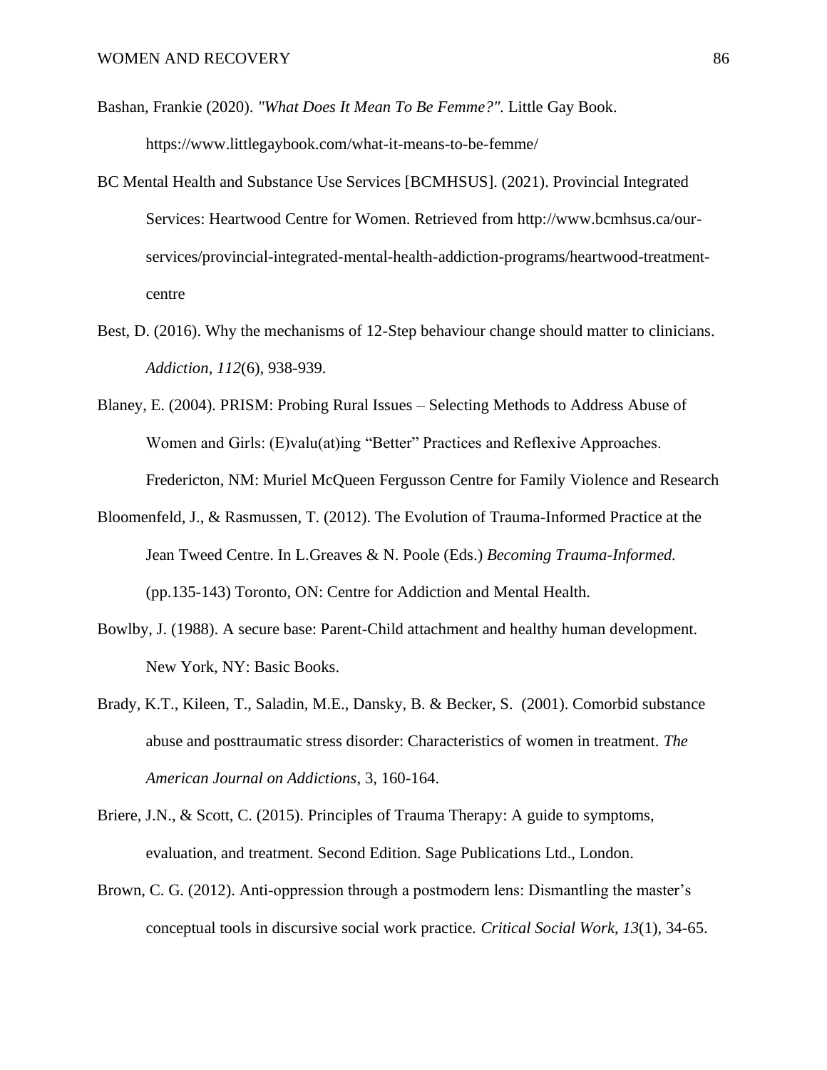Bashan, Frankie (2020). *"What Does It Mean To Be Femme?".* Little Gay Book. https://www.littlegaybook.com/what-it-means-to-be-femme/

BC Mental Health and Substance Use Services [BCMHSUS]. (2021). Provincial Integrated Services: Heartwood Centre for Women. Retrieved from http://www.bcmhsus.ca/our-services/provincial-integrated-mental-health-addiction-programs/heartwood-treatment-centre

Best, D. (2016). Why the mechanisms of 12-Step behaviour change should matter to clinicians. *Addiction*, *112*(6), 938-939.

Blaney, E. (2004). PRISM: Probing Rural Issues – Selecting Methods to Address Abuse of Women and Girls: (E)valu(at)ing "Better" Practices and Reflexive Approaches. Fredericton, NM: Muriel McQueen Fergusson Centre for Family Violence and Research

Bloomenfeld, J., & Rasmussen, T. (2012). The Evolution of Trauma-Informed Practice at the Jean Tweed Centre. In L.Greaves & N. Poole (Eds.) *Becoming Trauma-Informed.* (pp.135-143) Toronto, ON: Centre for Addiction and Mental Health.

Bowlby, J. (1988). A secure base: Parent-Child attachment and healthy human development. New York, NY: Basic Books.

Brady, K.T., Kileen, T., Saladin, M.E., Dansky, B. & Becker, S. (2001). Comorbid substance abuse and posttraumatic stress disorder: Characteristics of women in treatment. *The American Journal on Addictions*, 3, 160-164.

Briere, J.N., & Scott, C. (2015). Principles of Trauma Therapy: A guide to symptoms, evaluation, and treatment. Second Edition. Sage Publications Ltd., London.

Brown, C. G. (2012). Anti-oppression through a postmodern lens: Dismantling the master's conceptual tools in discursive social work practice. *Critical Social Work*, *13*(1), 34-65.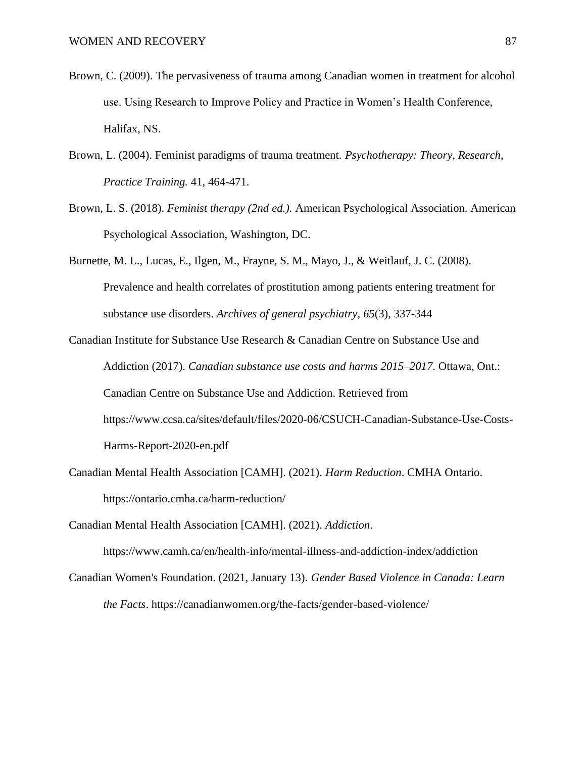Brown, C. (2009). The pervasiveness of trauma among Canadian women in treatment for alcohol use. Using Research to Improve Policy and Practice in Women's Health Conference, Halifax, NS.

Brown, L. (2004). Feminist paradigms of trauma treatment. *Psychotherapy: Theory, Research, Practice Training.* 41, 464-471.

Brown, L. S. (2018). *Feminist therapy (2nd ed.).* American Psychological Association. American Psychological Association, Washington, DC.

Burnette, M. L., Lucas, E., Ilgen, M., Frayne, S. M., Mayo, J., & Weitlauf, J. C. (2008). Prevalence and health correlates of prostitution among patients entering treatment for substance use disorders. *Archives of general psychiatry*, *65*(3), 337-344

Canadian Institute for Substance Use Research & Canadian Centre on Substance Use and Addiction (2017). *Canadian substance use costs and harms 2015–2017*. Ottawa, Ont.: Canadian Centre on Substance Use and Addiction. Retrieved from https://www.ccsa.ca/sites/default/files/2020-06/CSUCH-Canadian-Substance-Use-Costs-Harms-Report-2020-en.pdf

Canadian Mental Health Association [CAMH]. (2021). *Harm Reduction*. CMHA Ontario. https://ontario.cmha.ca/harm-reduction/

Canadian Mental Health Association [CAMH]. (2021). *Addiction*. https://www.camh.ca/en/health-info/mental-illness-and-addiction-index/addiction

Canadian Women's Foundation. (2021, January 13). *Gender Based Violence in Canada: Learn the Facts*. https://canadianwomen.org/the-facts/gender-based-violence/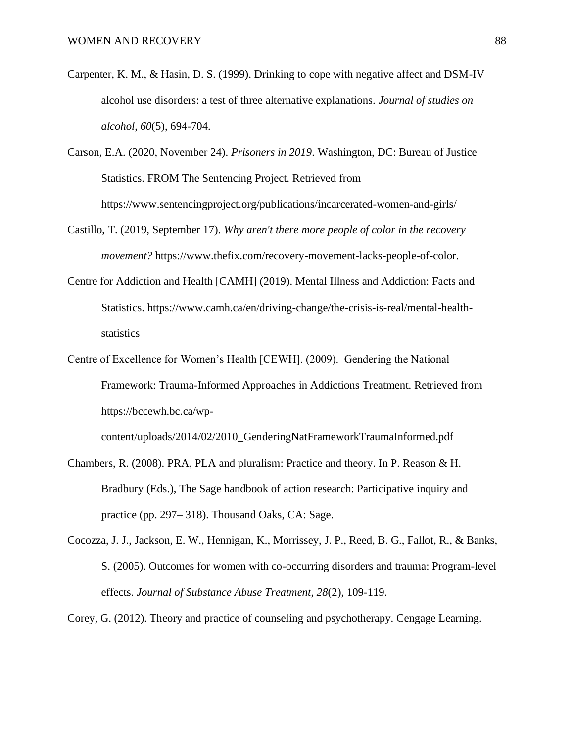Carpenter, K. M., & Hasin, D. S. (1999). Drinking to cope with negative affect and DSM-IV alcohol use disorders: a test of three alternative explanations. *Journal of studies on alcohol*, *60*(5), 694-704.

Carson, E.A. (2020, November 24). *Prisoners in 2019*. Washington, DC: Bureau of Justice Statistics. FROM The Sentencing Project. Retrieved from https://www.sentencingproject.org/publications/incarcerated-women-and-girls/

Castillo, T. (2019, September 17). *Why aren't there more people of color in the recovery movement?* https://www.thefix.com/recovery-movement-lacks-people-of-color.

Centre for Addiction and Health [CAMH] (2019). Mental Illness and Addiction: Facts and Statistics. https://www.camh.ca/en/driving-change/the-crisis-is-real/mental-health-statistics

Centre of Excellence for Women's Health [CEWH]. (2009). Gendering the National Framework: Trauma-Informed Approaches in Addictions Treatment. Retrieved from https://bccewh.bc.ca/wp-content/uploads/2014/02/2010_GenderingNatFrameworkTraumaInformed.pdf

Chambers, R. (2008). PRA, PLA and pluralism: Practice and theory. In P. Reason & H. Bradbury (Eds.), The Sage handbook of action research: Participative inquiry and practice (pp. 297– 318). Thousand Oaks, CA: Sage.

Cocozza, J. J., Jackson, E. W., Hennigan, K., Morrissey, J. P., Reed, B. G., Fallot, R., & Banks, S. (2005). Outcomes for women with co-occurring disorders and trauma: Program-level effects. *Journal of Substance Abuse Treatment*, *28*(2), 109-119.

Corey, G. (2012). Theory and practice of counseling and psychotherapy. Cengage Learning.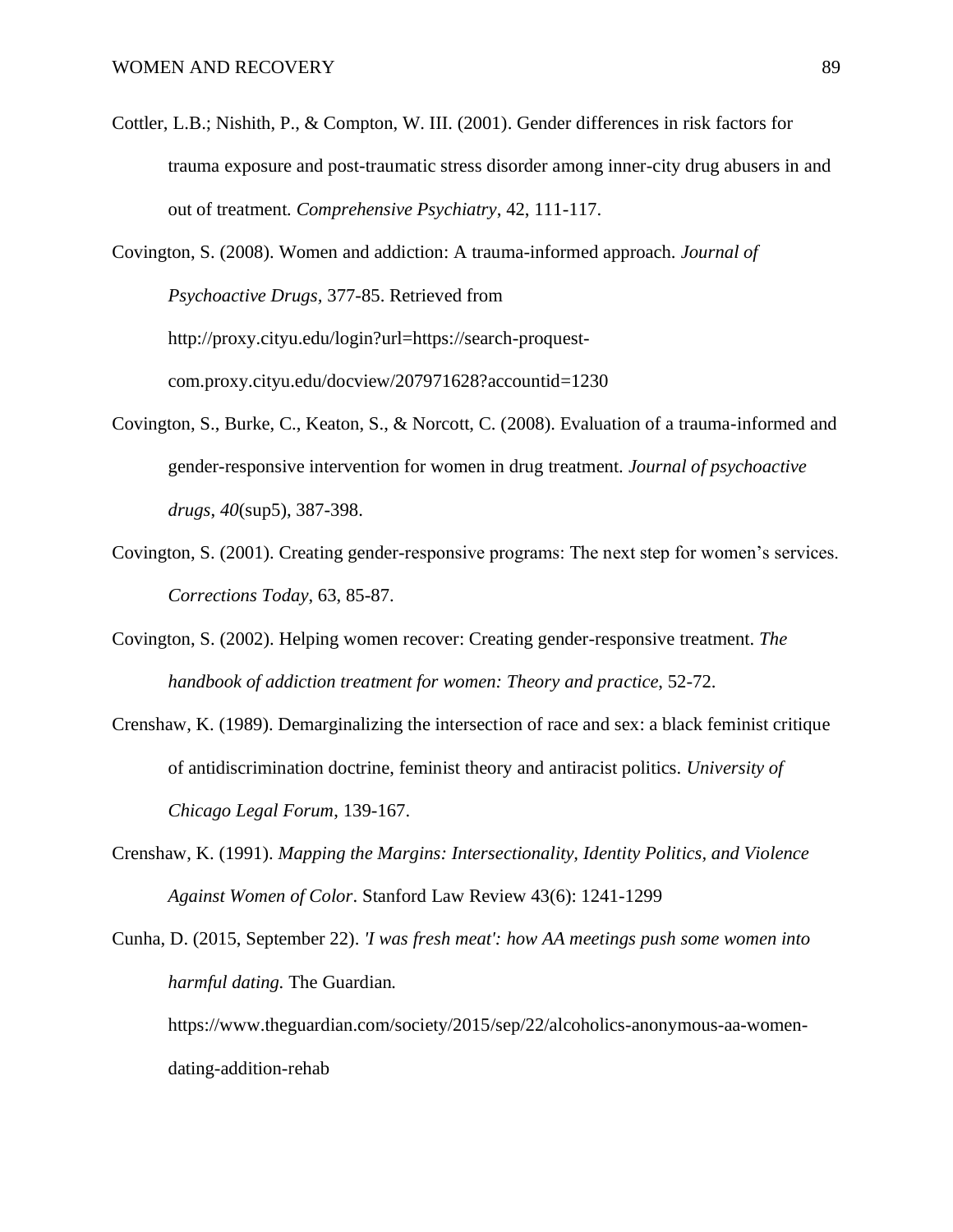Cottler, L.B.; Nishith, P., & Compton, W. III. (2001). Gender differences in risk factors for trauma exposure and post-traumatic stress disorder among inner-city drug abusers in and out of treatment. *Comprehensive Psychiatry*, 42, 111-117.

Covington, S. (2008). Women and addiction: A trauma-informed approach. *Journal of Psychoactive Drugs*, 377-85. Retrieved from http://proxy.cityu.edu/login?url=https://search-proquest-com.proxy.cityu.edu/docview/207971628?accountid=1230

Covington, S., Burke, C., Keaton, S., & Norcott, C. (2008). Evaluation of a trauma-informed and gender-responsive intervention for women in drug treatment. *Journal of psychoactive drugs*, *40*(sup5), 387-398.

Covington, S. (2001). Creating gender-responsive programs: The next step for women's services. *Corrections Today*, 63, 85-87.

Covington, S. (2002). Helping women recover: Creating gender-responsive treatment. *The handbook of addiction treatment for women: Theory and practice*, 52-72.

Crenshaw, K. (1989). Demarginalizing the intersection of race and sex: a black feminist critique of antidiscrimination doctrine, feminist theory and antiracist politics. *University of Chicago Legal Forum*, 139-167.

Crenshaw, K. (1991). *Mapping the Margins: Intersectionality, Identity Politics, and Violence Against Women of Color*. Stanford Law Review 43(6): 1241-1299

Cunha, D. (2015, September 22). *'I was fresh meat': how AA meetings push some women into harmful dating.* The Guardian. https://www.theguardian.com/society/2015/sep/22/alcoholics-anonymous-aa-women-dating-addition-rehab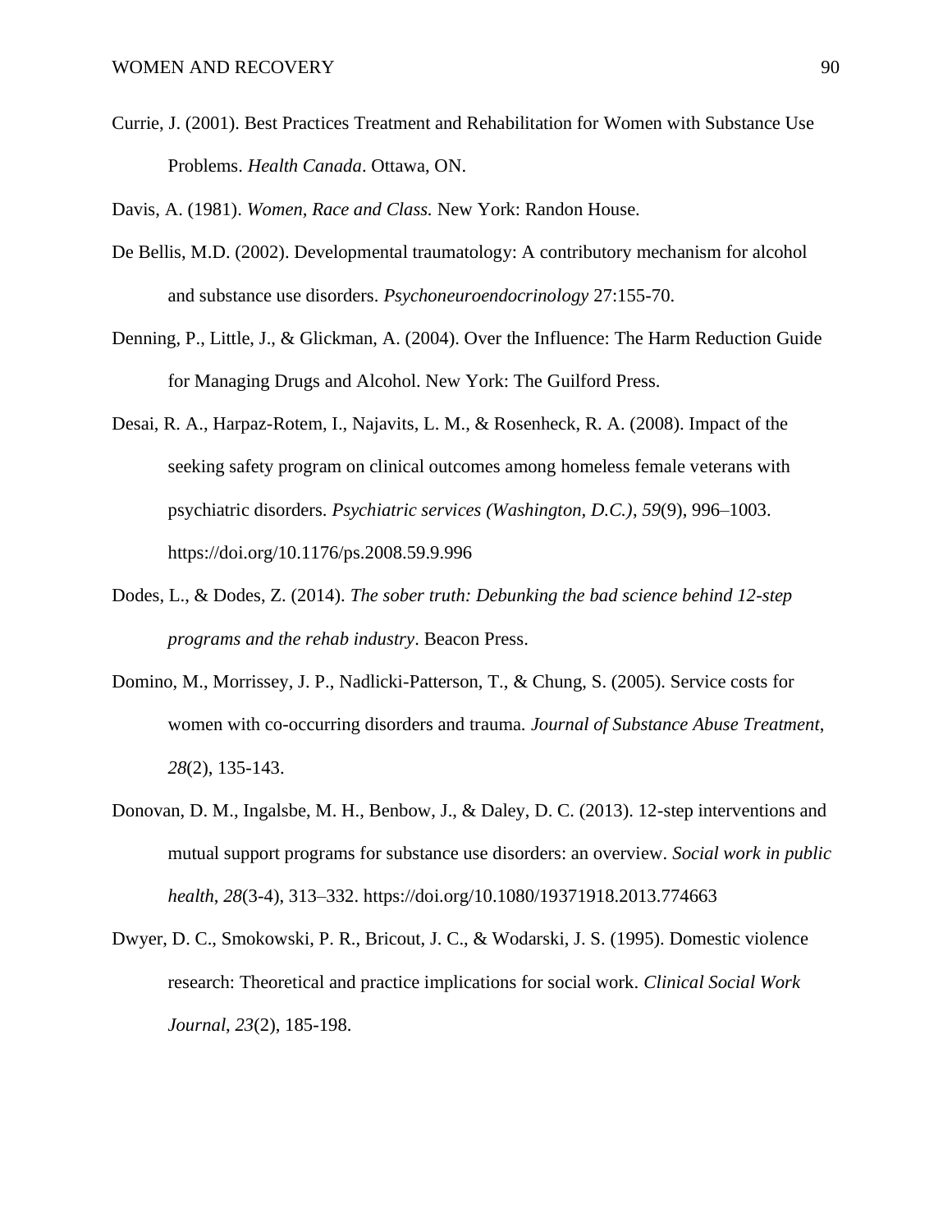Currie, J. (2001). Best Practices Treatment and Rehabilitation for Women with Substance Use Problems. *Health Canada*. Ottawa, ON.

Davis, A. (1981). *Women, Race and Class.* New York: Randon House.

De Bellis, M.D. (2002). Developmental traumatology: A contributory mechanism for alcohol and substance use disorders. *Psychoneuroendocrinology* 27:155-70.

Denning, P., Little, J., & Glickman, A. (2004). Over the Influence: The Harm Reduction Guide for Managing Drugs and Alcohol. New York: The Guilford Press.

Desai, R. A., Harpaz-Rotem, I., Najavits, L. M., & Rosenheck, R. A. (2008). Impact of the seeking safety program on clinical outcomes among homeless female veterans with psychiatric disorders. *Psychiatric services (Washington, D.C.)*, *59*(9), 996–1003. https://doi.org/10.1176/ps.2008.59.9.996

Dodes, L., & Dodes, Z. (2014). *The sober truth: Debunking the bad science behind 12-step programs and the rehab industry*. Beacon Press.

Domino, M., Morrissey, J. P., Nadlicki-Patterson, T., & Chung, S. (2005). Service costs for women with co-occurring disorders and trauma. *Journal of Substance Abuse Treatment*, *28*(2), 135-143.

Donovan, D. M., Ingalsbe, M. H., Benbow, J., & Daley, D. C. (2013). 12-step interventions and mutual support programs for substance use disorders: an overview. *Social work in public health*, *28*(3-4), 313–332. https://doi.org/10.1080/19371918.2013.774663

Dwyer, D. C., Smokowski, P. R., Bricout, J. C., & Wodarski, J. S. (1995). Domestic violence research: Theoretical and practice implications for social work. *Clinical Social Work Journal*, *23*(2), 185-198.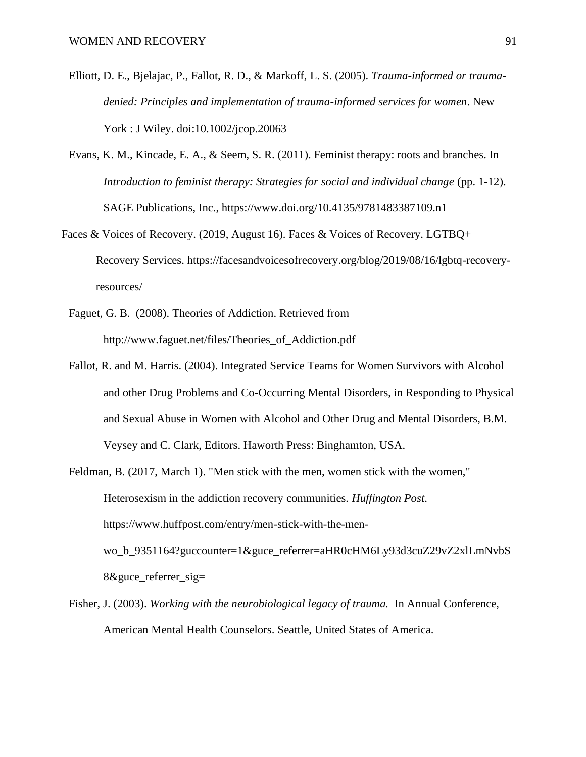Elliott, D. E., Bjelajac, P., Fallot, R. D., & Markoff, L. S. (2005). *Trauma-informed or trauma-denied: Principles and implementation of trauma-informed services for women*. New York : J Wiley. doi:10.1002/jcop.20063

Evans, K. M., Kincade, E. A., & Seem, S. R. (2011). Feminist therapy: roots and branches. In *Introduction to feminist therapy: Strategies for social and individual change* (pp. 1-12). SAGE Publications, Inc., https://www.doi.org/10.4135/9781483387109.n1

Faces & Voices of Recovery. (2019, August 16). Faces & Voices of Recovery. LGTBQ+ Recovery Services. https://facesandvoicesofrecovery.org/blog/2019/08/16/lgbtq-recovery-resources/

Faguet, G. B. (2008). Theories of Addiction. Retrieved from http://www.faguet.net/files/Theories_of_Addiction.pdf

Fallot, R. and M. Harris. (2004). Integrated Service Teams for Women Survivors with Alcohol and other Drug Problems and Co-Occurring Mental Disorders, in Responding to Physical and Sexual Abuse in Women with Alcohol and Other Drug and Mental Disorders, B.M. Veysey and C. Clark, Editors. Haworth Press: Binghamton, USA.

Feldman, B. (2017, March 1). "Men stick with the men, women stick with the women," Heterosexism in the addiction recovery communities. *Huffington Post*. https://www.huffpost.com/entry/men-stick-with-the-men-wo_b_9351164?guccounter=1&guce_referrer=aHR0cHM6Ly93d3cuZ29vZ2xlLmNvbS8&guce_referrer_sig=

Fisher, J. (2003). *Working with the neurobiological legacy of trauma.* In Annual Conference, American Mental Health Counselors. Seattle, United States of America.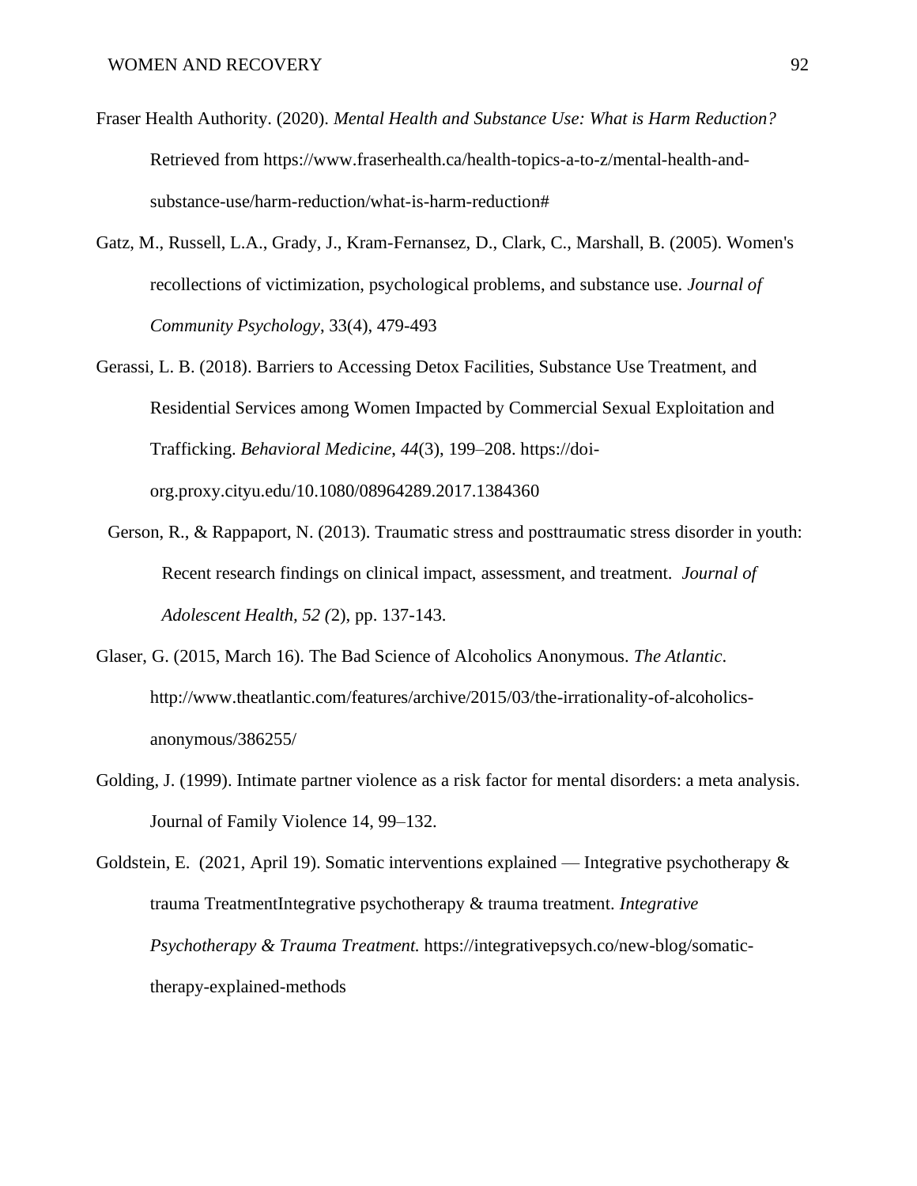Fraser Health Authority. (2020). *Mental Health and Substance Use: What is Harm Reduction?* Retrieved from https://www.fraserhealth.ca/health-topics-a-to-z/mental-health-and-substance-use/harm-reduction/what-is-harm-reduction#

Gatz, M., Russell, L.A., Grady, J., Kram-Fernansez, D., Clark, C., Marshall, B. (2005). Women's recollections of victimization, psychological problems, and substance use. *Journal of Community Psychology*, 33(4), 479-493

Gerassi, L. B. (2018). Barriers to Accessing Detox Facilities, Substance Use Treatment, and Residential Services among Women Impacted by Commercial Sexual Exploitation and Trafficking. *Behavioral Medicine*, *44*(3), 199–208. https://doi-org.proxy.cityu.edu/10.1080/08964289.2017.1384360

Gerson, R., & Rappaport, N. (2013). Traumatic stress and posttraumatic stress disorder in youth: Recent research findings on clinical impact, assessment, and treatment. *Journal of Adolescent Health, 52 (*2), pp. 137-143.

Glaser, G. (2015, March 16). The Bad Science of Alcoholics Anonymous. *The Atlantic*. http://www.theatlantic.com/features/archive/2015/03/the-irrationality-of-alcoholics-anonymous/386255/

Golding, J. (1999). Intimate partner violence as a risk factor for mental disorders: a meta analysis. Journal of Family Violence 14, 99–132.

Goldstein, E. (2021, April 19). Somatic interventions explained — Integrative psychotherapy & trauma TreatmentIntegrative psychotherapy & trauma treatment. *Integrative Psychotherapy & Trauma Treatment.* https://integrativepsych.co/new-blog/somatic-therapy-explained-methods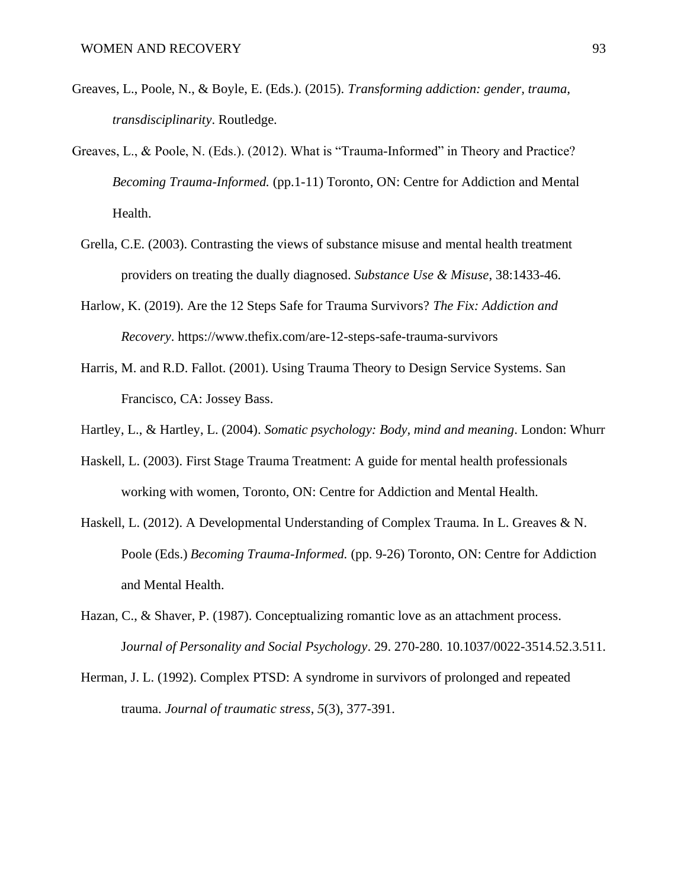Greaves, L., Poole, N., & Boyle, E. (Eds.). (2015). *Transforming addiction: gender, trauma, transdisciplinarity*. Routledge.

Greaves, L., & Poole, N. (Eds.). (2012). What is "Trauma-Informed" in Theory and Practice? *Becoming Trauma-Informed.* (pp.1-11) Toronto, ON: Centre for Addiction and Mental Health.

Grella, C.E. (2003). Contrasting the views of substance misuse and mental health treatment providers on treating the dually diagnosed. *Substance Use & Misuse*, 38:1433-46.

Harlow, K. (2019). Are the 12 Steps Safe for Trauma Survivors? *The Fix: Addiction and Recovery*. https://www.thefix.com/are-12-steps-safe-trauma-survivors

Harris, M. and R.D. Fallot. (2001). Using Trauma Theory to Design Service Systems. San Francisco, CA: Jossey Bass.

Hartley, L., & Hartley, L. (2004). *Somatic psychology: Body, mind and meaning*. London: Whurr

Haskell, L. (2003). First Stage Trauma Treatment: A guide for mental health professionals working with women, Toronto, ON: Centre for Addiction and Mental Health.

Haskell, L. (2012). A Developmental Understanding of Complex Trauma. In L. Greaves & N. Poole (Eds.) *Becoming Trauma-Informed.* (pp. 9-26) Toronto, ON: Centre for Addiction and Mental Health.

Hazan, C., & Shaver, P. (1987). Conceptualizing romantic love as an attachment process. J*ournal of Personality and Social Psychology*. 29. 270-280. 10.1037/0022-3514.52.3.511.

Herman, J. L. (1992). Complex PTSD: A syndrome in survivors of prolonged and repeated trauma. *Journal of traumatic stress*, *5*(3), 377-391.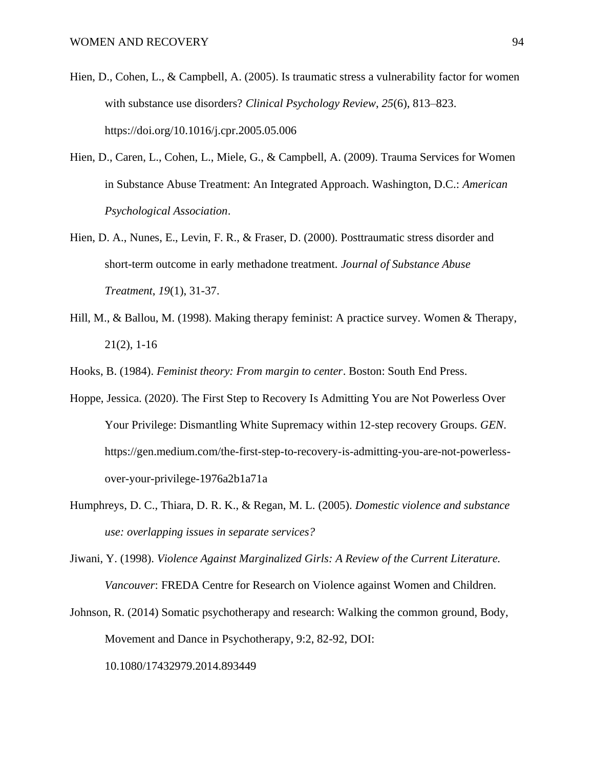Hien, D., Cohen, L., & Campbell, A. (2005). Is traumatic stress a vulnerability factor for women with substance use disorders? *Clinical Psychology Review*, *25*(6), 813–823. https://doi.org/10.1016/j.cpr.2005.05.006

Hien, D., Caren, L., Cohen, L., Miele, G., & Campbell, A. (2009). Trauma Services for Women in Substance Abuse Treatment: An Integrated Approach. Washington, D.C.: *American Psychological Association*.

Hien, D. A., Nunes, E., Levin, F. R., & Fraser, D. (2000). Posttraumatic stress disorder and short-term outcome in early methadone treatment. *Journal of Substance Abuse Treatment*, *19*(1), 31-37.

Hill, M., & Ballou, M. (1998). Making therapy feminist: A practice survey. Women & Therapy, 21(2), 1-16

Hooks, B. (1984). *Feminist theory: From margin to center*. Boston: South End Press.

Hoppe, Jessica. (2020). The First Step to Recovery Is Admitting You are Not Powerless Over Your Privilege: Dismantling White Supremacy within 12-step recovery Groups. *GEN*. https://gen.medium.com/the-first-step-to-recovery-is-admitting-you-are-not-powerless-over-your-privilege-1976a2b1a71a

Humphreys, D. C., Thiara, D. R. K., & Regan, M. L. (2005). *Domestic violence and substance use: overlapping issues in separate services?*

Jiwani, Y. (1998). *Violence Against Marginalized Girls: A Review of the Current Literature. Vancouver*: FREDA Centre for Research on Violence against Women and Children.

Johnson, R. (2014) Somatic psychotherapy and research: Walking the common ground, Body, Movement and Dance in Psychotherapy, 9:2, 82-92, DOI: 10.1080/17432979.2014.893449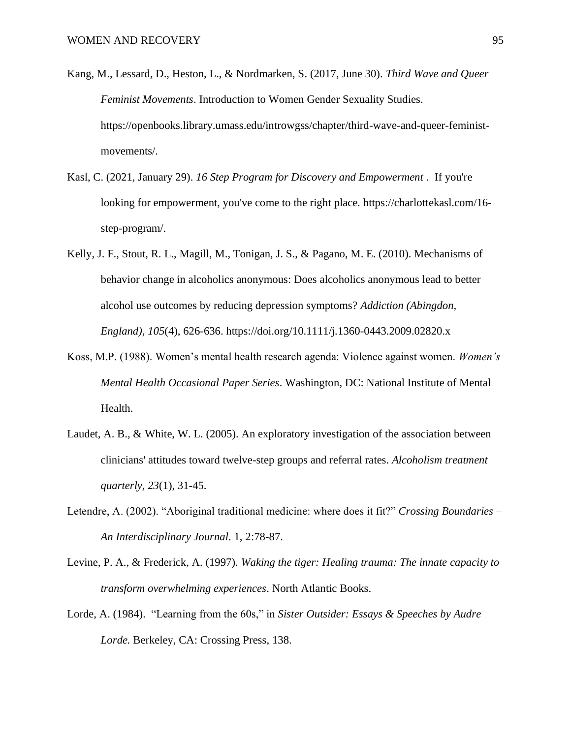Kang, M., Lessard, D., Heston, L., & Nordmarken, S. (2017, June 30). *Third Wave and Queer Feminist Movements*. Introduction to Women Gender Sexuality Studies. https://openbooks.library.umass.edu/introwgss/chapter/third-wave-and-queer-feminist-movements/.

Kasl, C. (2021, January 29). *16 Step Program for Discovery and Empowerment* . If you're looking for empowerment, you've come to the right place. https://charlottekasl.com/16-step-program/.

Kelly, J. F., Stout, R. L., Magill, M., Tonigan, J. S., & Pagano, M. E. (2010). Mechanisms of behavior change in alcoholics anonymous: Does alcoholics anonymous lead to better alcohol use outcomes by reducing depression symptoms? *Addiction (Abingdon, England)*, *105*(4), 626-636. https://doi.org/10.1111/j.1360-0443.2009.02820.x

Koss, M.P. (1988). Women's mental health research agenda: Violence against women. *Women's Mental Health Occasional Paper Series*. Washington, DC: National Institute of Mental Health.

Laudet, A. B., & White, W. L. (2005). An exploratory investigation of the association between clinicians' attitudes toward twelve-step groups and referral rates. *Alcoholism treatment quarterly*, *23*(1), 31-45.

Letendre, A. (2002). "Aboriginal traditional medicine: where does it fit?" *Crossing Boundaries – An Interdisciplinary Journal*. 1, 2:78-87.

Levine, P. A., & Frederick, A. (1997). *Waking the tiger: Healing trauma: The innate capacity to transform overwhelming experiences*. North Atlantic Books.

Lorde, A. (1984). "Learning from the 60s," in *Sister Outsider: Essays & Speeches by Audre Lorde.* Berkeley, CA: Crossing Press, 138.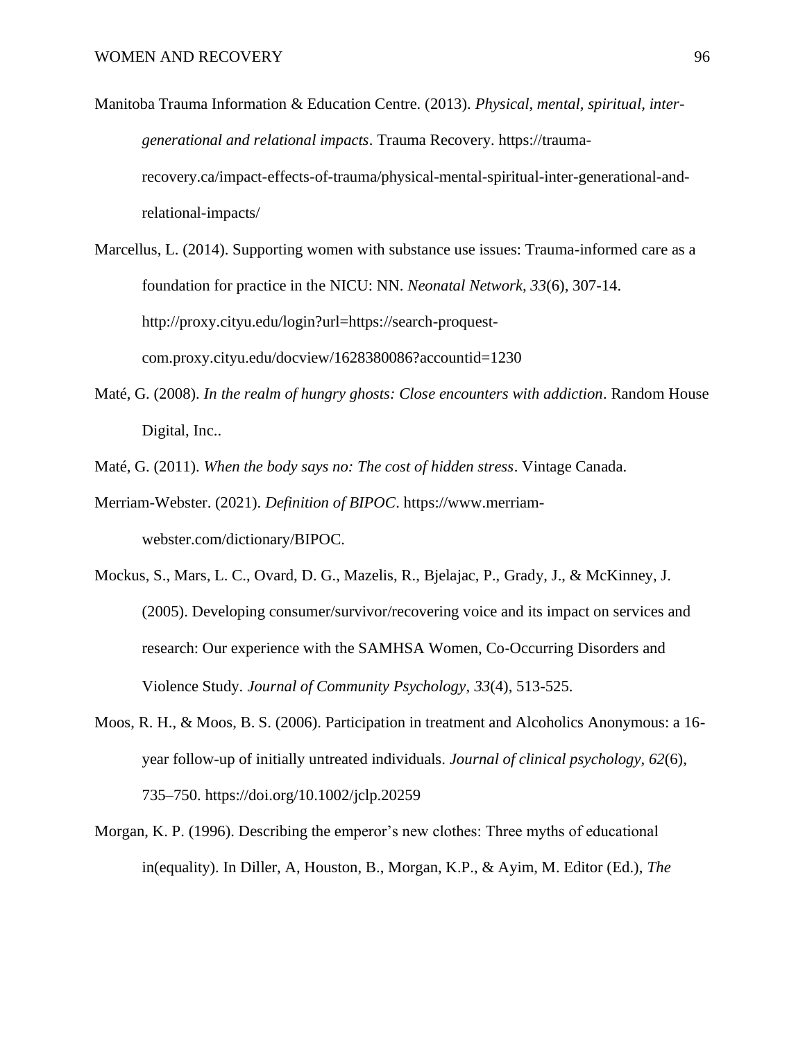Manitoba Trauma Information & Education Centre. (2013). *Physical, mental, spiritual, inter-generational and relational impacts*. Trauma Recovery. https://trauma-recovery.ca/impact-effects-of-trauma/physical-mental-spiritual-inter-generational-and-relational-impacts/

Marcellus, L. (2014). Supporting women with substance use issues: Trauma-informed care as a foundation for practice in the NICU: NN. *Neonatal Network*, *33*(6), 307-14. http://proxy.cityu.edu/login?url=https://search-proquest-com.proxy.cityu.edu/docview/1628380086?accountid=1230

Maté, G. (2008). *In the realm of hungry ghosts: Close encounters with addiction*. Random House Digital, Inc..

Maté, G. (2011). *When the body says no: The cost of hidden stress*. Vintage Canada.

Merriam-Webster. (2021). *Definition of BIPOC*. https://www.merriam-webster.com/dictionary/BIPOC.

Mockus, S., Mars, L. C., Ovard, D. G., Mazelis, R., Bjelajac, P., Grady, J., & McKinney, J. (2005). Developing consumer/survivor/recovering voice and its impact on services and research: Our experience with the SAMHSA Women, Co-Occurring Disorders and Violence Study. *Journal of Community Psychology*, *33*(4), 513-525.

Moos, R. H., & Moos, B. S. (2006). Participation in treatment and Alcoholics Anonymous: a 16-year follow-up of initially untreated individuals. *Journal of clinical psychology*, *62*(6), 735–750. https://doi.org/10.1002/jclp.20259

Morgan, K. P. (1996). Describing the emperor's new clothes: Three myths of educational in(equality). In Diller, A, Houston, B., Morgan, K.P., & Ayim, M. Editor (Ed.), *The*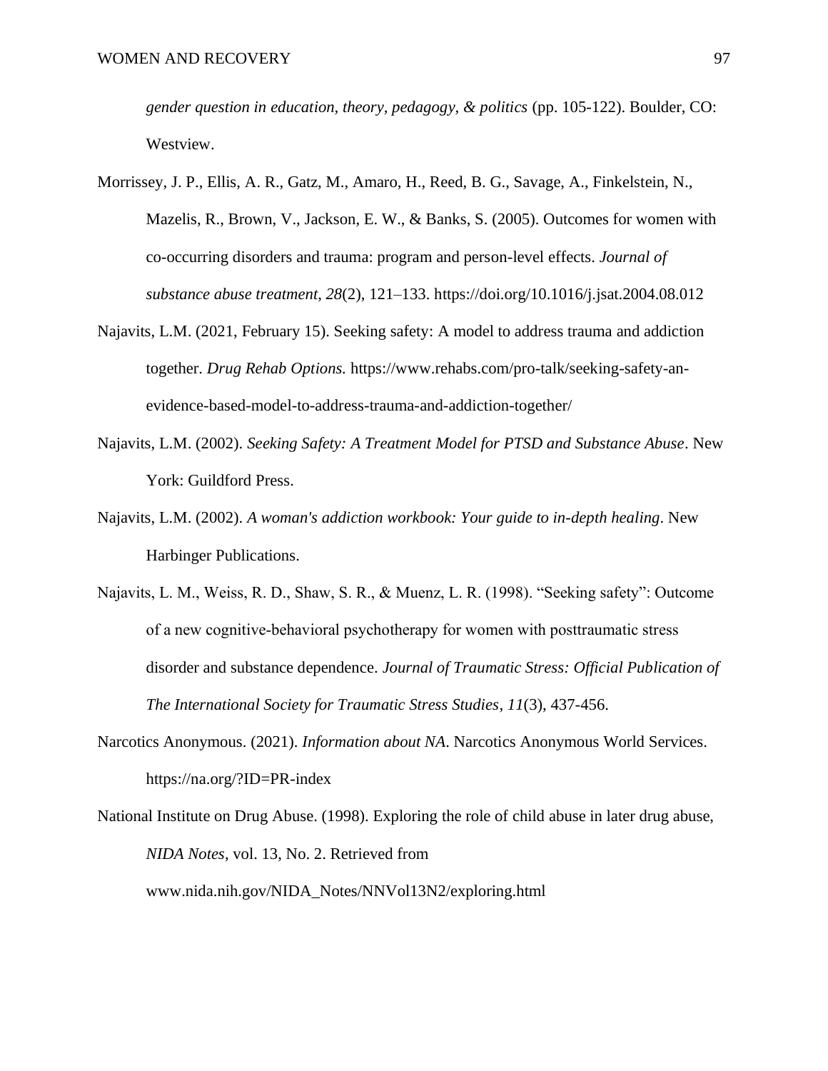*gender question in education, theory, pedagogy, & politics* (pp. 105-122). Boulder, CO: Westview.

Morrissey, J. P., Ellis, A. R., Gatz, M., Amaro, H., Reed, B. G., Savage, A., Finkelstein, N., Mazelis, R., Brown, V., Jackson, E. W., & Banks, S. (2005). Outcomes for women with co-occurring disorders and trauma: program and person-level effects. *Journal of substance abuse treatment*, *28*(2), 121–133. https://doi.org/10.1016/j.jsat.2004.08.012

Najavits, L.M. (2021, February 15). Seeking safety: A model to address trauma and addiction together. *Drug Rehab Options.* https://www.rehabs.com/pro-talk/seeking-safety-an-evidence-based-model-to-address-trauma-and-addiction-together/

Najavits, L.M. (2002). *Seeking Safety: A Treatment Model for PTSD and Substance Abuse*. New York: Guildford Press.

Najavits, L.M. (2002). *A woman's addiction workbook: Your guide to in-depth healing*. New Harbinger Publications.

Najavits, L. M., Weiss, R. D., Shaw, S. R., & Muenz, L. R. (1998). "Seeking safety": Outcome of a new cognitive-behavioral psychotherapy for women with posttraumatic stress disorder and substance dependence. *Journal of Traumatic Stress: Official Publication of The International Society for Traumatic Stress Studies*, *11*(3), 437-456.

Narcotics Anonymous. (2021). *Information about NA*. Narcotics Anonymous World Services. https://na.org/?ID=PR-index

National Institute on Drug Abuse. (1998). Exploring the role of child abuse in later drug abuse, *NIDA Notes*, vol. 13, No. 2. Retrieved from www.nida.nih.gov/NIDA_Notes/NNVol13N2/exploring.html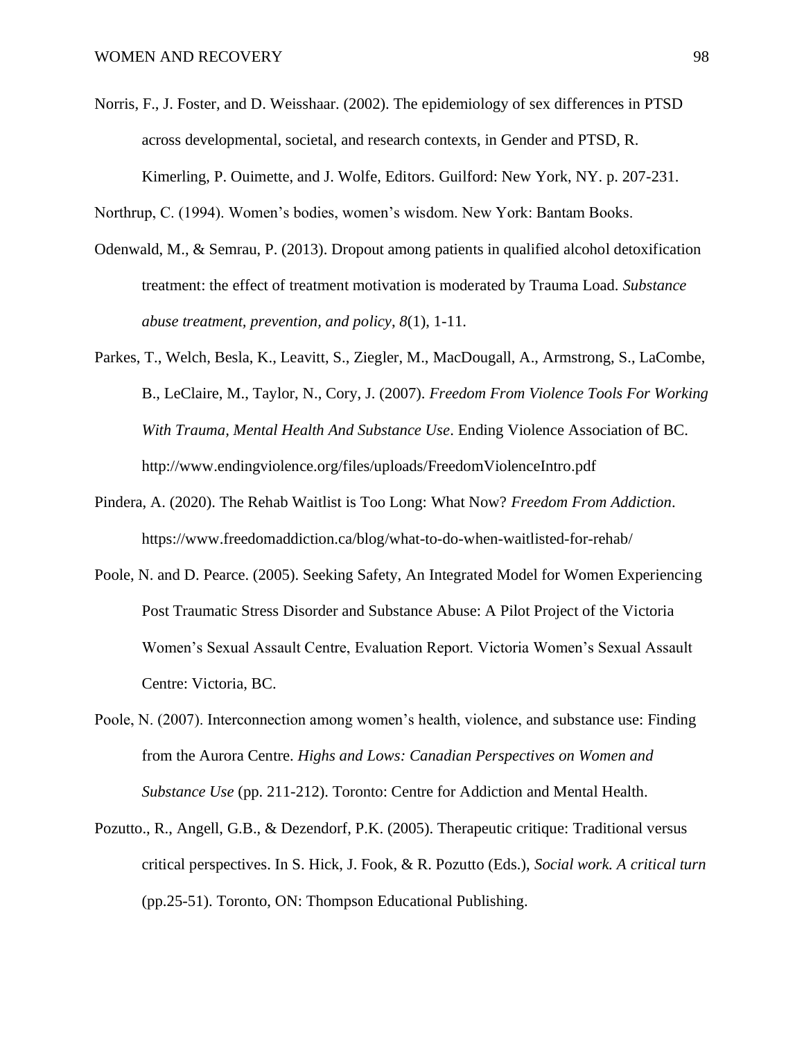Norris, F., J. Foster, and D. Weisshaar. (2002). The epidemiology of sex differences in PTSD across developmental, societal, and research contexts, in Gender and PTSD, R. Kimerling, P. Ouimette, and J. Wolfe, Editors. Guilford: New York, NY. p. 207-231.

Northrup, C. (1994). Women's bodies, women's wisdom. New York: Bantam Books.

Odenwald, M., & Semrau, P. (2013). Dropout among patients in qualified alcohol detoxification treatment: the effect of treatment motivation is moderated by Trauma Load. *Substance abuse treatment, prevention, and policy*, *8*(1), 1-11.

Parkes, T., Welch, Besla, K., Leavitt, S., Ziegler, M., MacDougall, A., Armstrong, S., LaCombe, B., LeClaire, M., Taylor, N., Cory, J. (2007). *Freedom From Violence Tools For Working With Trauma, Mental Health And Substance Use*. Ending Violence Association of BC. http://www.endingviolence.org/files/uploads/FreedomViolenceIntro.pdf

Pindera, A. (2020). The Rehab Waitlist is Too Long: What Now? *Freedom From Addiction*. https://www.freedomaddiction.ca/blog/what-to-do-when-waitlisted-for-rehab/

Poole, N. and D. Pearce. (2005). Seeking Safety, An Integrated Model for Women Experiencing Post Traumatic Stress Disorder and Substance Abuse: A Pilot Project of the Victoria Women's Sexual Assault Centre, Evaluation Report. Victoria Women's Sexual Assault Centre: Victoria, BC.

Poole, N. (2007). Interconnection among women's health, violence, and substance use: Finding from the Aurora Centre. *Highs and Lows: Canadian Perspectives on Women and Substance Use* (pp. 211-212). Toronto: Centre for Addiction and Mental Health.

Pozutto., R., Angell, G.B., & Dezendorf, P.K. (2005). Therapeutic critique: Traditional versus critical perspectives. In S. Hick, J. Fook, & R. Pozutto (Eds.), *Social work. A critical turn* (pp.25-51). Toronto, ON: Thompson Educational Publishing.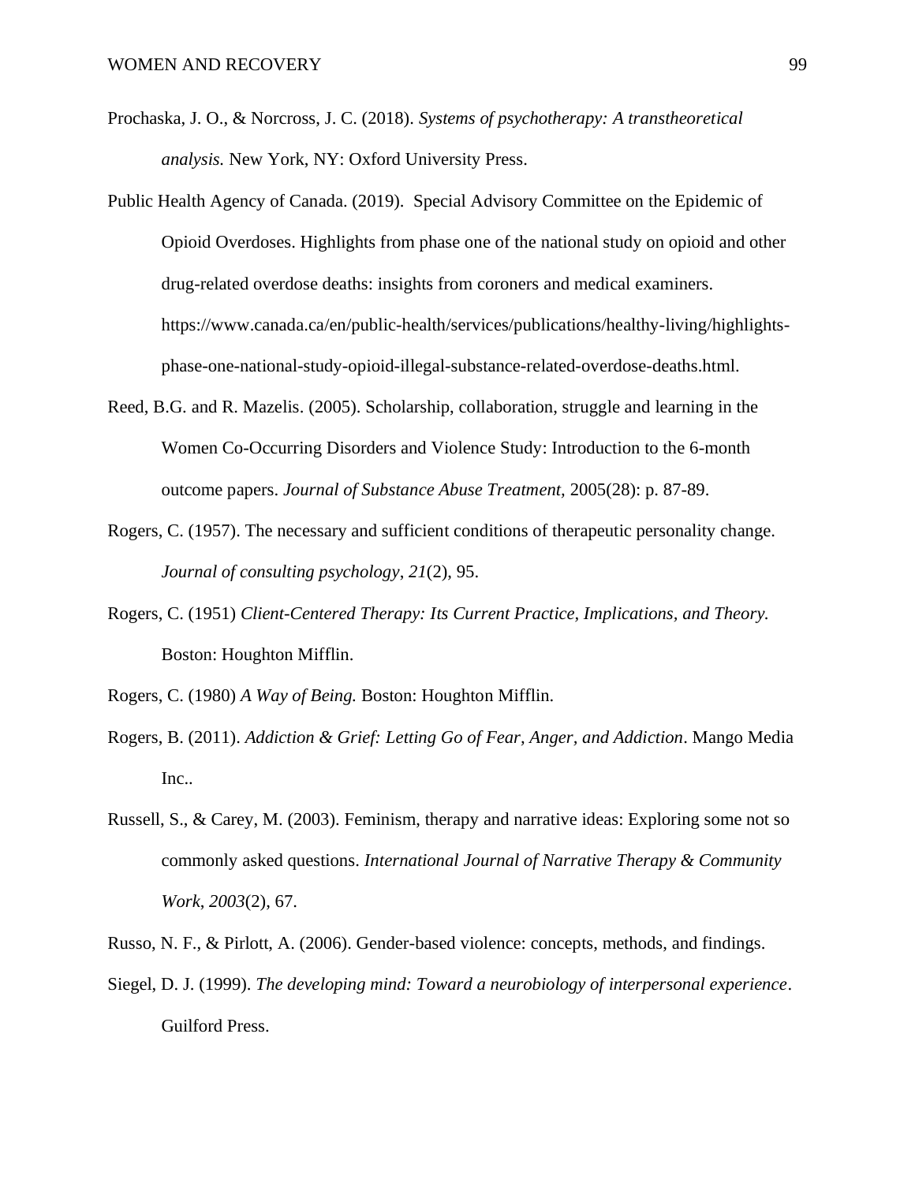Prochaska, J. O., & Norcross, J. C. (2018). *Systems of psychotherapy: A transtheoretical analysis.* New York, NY: Oxford University Press.

Public Health Agency of Canada. (2019). Special Advisory Committee on the Epidemic of Opioid Overdoses. Highlights from phase one of the national study on opioid and other drug-related overdose deaths: insights from coroners and medical examiners. https://www.canada.ca/en/public-health/services/publications/healthy-living/highlights-phase-one-national-study-opioid-illegal-substance-related-overdose-deaths.html.

Reed, B.G. and R. Mazelis. (2005). Scholarship, collaboration, struggle and learning in the Women Co-Occurring Disorders and Violence Study: Introduction to the 6-month outcome papers. *Journal of Substance Abuse Treatment,* 2005(28): p. 87-89.

Rogers, C. (1957). The necessary and sufficient conditions of therapeutic personality change. *Journal of consulting psychology*, *21*(2), 95.

Rogers, C. (1951) *Client-Centered Therapy: Its Current Practice, Implications, and Theory.* Boston: Houghton Mifflin.

Rogers, C. (1980) *A Way of Being.* Boston: Houghton Mifflin.

Rogers, B. (2011). *Addiction & Grief: Letting Go of Fear, Anger, and Addiction*. Mango Media Inc..

Russell, S., & Carey, M. (2003). Feminism, therapy and narrative ideas: Exploring some not so commonly asked questions. *International Journal of Narrative Therapy & Community Work*, *2003*(2), 67.

Russo, N. F., & Pirlott, A. (2006). Gender-based violence: concepts, methods, and findings.

Siegel, D. J. (1999). *The developing mind: Toward a neurobiology of interpersonal experience*. Guilford Press.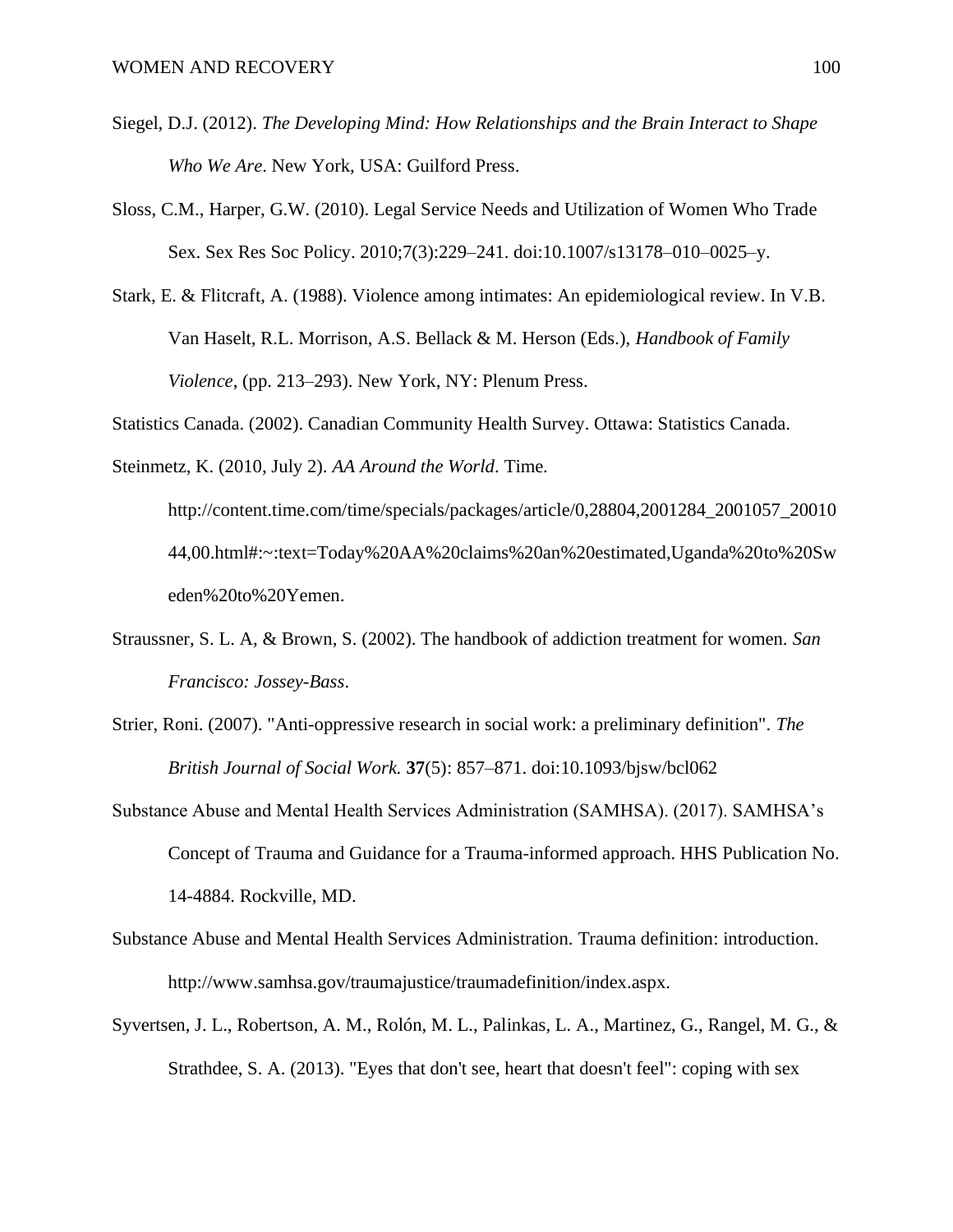Siegel, D.J. (2012). *The Developing Mind: How Relationships and the Brain Interact to Shape Who We Are*. New York, USA: Guilford Press.

Sloss, C.M., Harper, G.W. (2010). Legal Service Needs and Utilization of Women Who Trade Sex. Sex Res Soc Policy. 2010;7(3):229–241. doi:10.1007/s13178–010–0025–y.

Stark, E. & Flitcraft, A. (1988). Violence among intimates: An epidemiological review. In V.B. Van Haselt, R.L. Morrison, A.S. Bellack & M. Herson (Eds.), *Handbook of Family Violence*, (pp. 213–293). New York, NY: Plenum Press.

Statistics Canada. (2002). Canadian Community Health Survey. Ottawa: Statistics Canada.

Steinmetz, K. (2010, July 2). *AA Around the World*. Time. http://content.time.com/time/specials/packages/article/0,28804,2001284_2001057_2001044,00.html#:~:text=Today%20AA%20claims%20an%20estimated,Uganda%20to%20Sweden%20to%20Yemen.

Straussner, S. L. A, & Brown, S. (2002). The handbook of addiction treatment for women. *San Francisco: Jossey-Bass*.

Strier, Roni. (2007). "Anti-oppressive research in social work: a preliminary definition". *The British Journal of Social Work.* **37**(5): 857–871. doi:10.1093/bjsw/bcl062

Substance Abuse and Mental Health Services Administration (SAMHSA). (2017). SAMHSA's Concept of Trauma and Guidance for a Trauma-informed approach. HHS Publication No. 14-4884. Rockville, MD.

Substance Abuse and Mental Health Services Administration. Trauma definition: introduction. http://www.samhsa.gov/traumajustice/traumadefinition/index.aspx.

Syvertsen, J. L., Robertson, A. M., Rolón, M. L., Palinkas, L. A., Martinez, G., Rangel, M. G., & Strathdee, S. A. (2013). "Eyes that don't see, heart that doesn't feel": coping with sex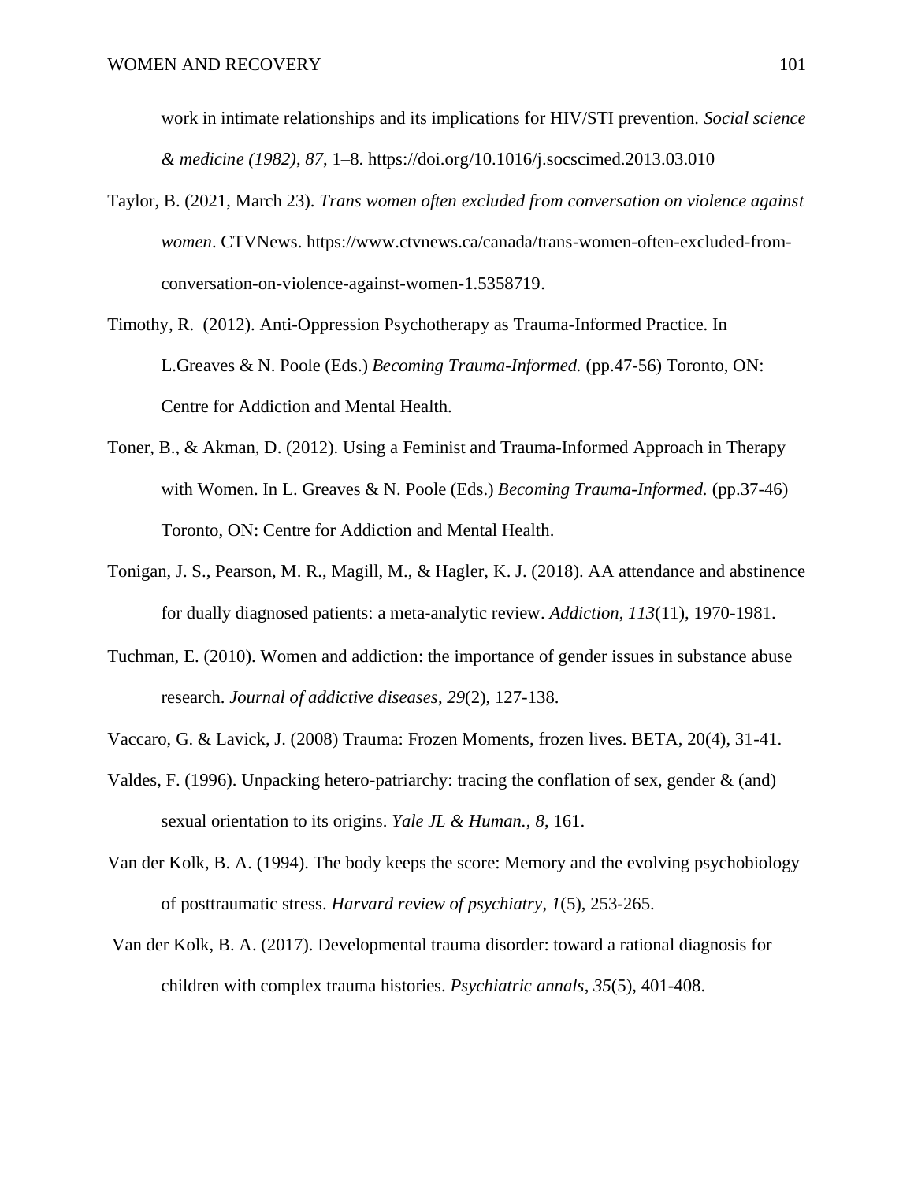work in intimate relationships and its implications for HIV/STI prevention. *Social science & medicine (1982)*, *87*, 1–8. https://doi.org/10.1016/j.socscimed.2013.03.010

Taylor, B. (2021, March 23). *Trans women often excluded from conversation on violence against women*. CTVNews. https://www.ctvnews.ca/canada/trans-women-often-excluded-from-conversation-on-violence-against-women-1.5358719.

Timothy, R. (2012). Anti-Oppression Psychotherapy as Trauma-Informed Practice. In L.Greaves & N. Poole (Eds.) *Becoming Trauma-Informed.* (pp.47-56) Toronto, ON: Centre for Addiction and Mental Health.

Toner, B., & Akman, D. (2012). Using a Feminist and Trauma-Informed Approach in Therapy with Women. In L. Greaves & N. Poole (Eds.) *Becoming Trauma-Informed.* (pp.37-46) Toronto, ON: Centre for Addiction and Mental Health.

Tonigan, J. S., Pearson, M. R., Magill, M., & Hagler, K. J. (2018). AA attendance and abstinence for dually diagnosed patients: a meta‐analytic review. *Addiction*, *113*(11), 1970-1981.

Tuchman, E. (2010). Women and addiction: the importance of gender issues in substance abuse research. *Journal of addictive diseases*, *29*(2), 127-138.

Vaccaro, G. & Lavick, J. (2008) Trauma: Frozen Moments, frozen lives. BETA, 20(4), 31-41.

Valdes, F. (1996). Unpacking hetero-patriarchy: tracing the conflation of sex, gender & (and) sexual orientation to its origins. *Yale JL & Human.*, *8*, 161.

Van der Kolk, B. A. (1994). The body keeps the score: Memory and the evolving psychobiology of posttraumatic stress. *Harvard review of psychiatry*, *1*(5), 253-265.

Van der Kolk, B. A. (2017). Developmental trauma disorder: toward a rational diagnosis for children with complex trauma histories. *Psychiatric annals*, *35*(5), 401-408.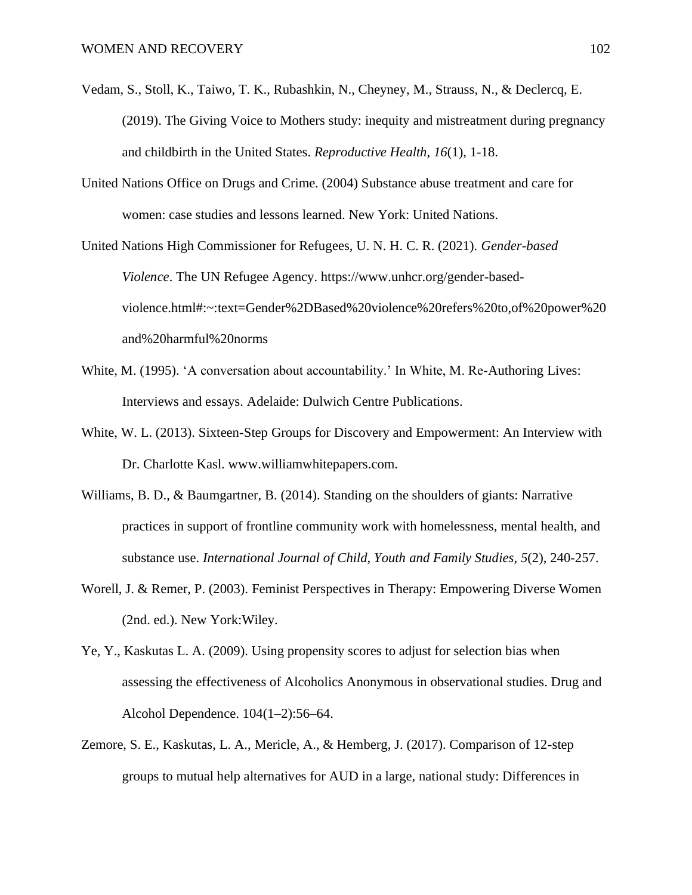Vedam, S., Stoll, K., Taiwo, T. K., Rubashkin, N., Cheyney, M., Strauss, N., & Declercq, E. (2019). The Giving Voice to Mothers study: inequity and mistreatment during pregnancy and childbirth in the United States. *Reproductive Health*, *16*(1), 1-18.

United Nations Office on Drugs and Crime. (2004) Substance abuse treatment and care for women: case studies and lessons learned. New York: United Nations.

United Nations High Commissioner for Refugees, U. N. H. C. R. (2021). *Gender-based Violence*. The UN Refugee Agency. https://www.unhcr.org/gender-based-violence.html#:~:text=Gender%2DBased%20violence%20refers%20to,of%20power%20and%20harmful%20norms

White, M. (1995). 'A conversation about accountability.' In White, M. Re-Authoring Lives: Interviews and essays. Adelaide: Dulwich Centre Publications.

White, W. L. (2013). Sixteen-Step Groups for Discovery and Empowerment: An Interview with Dr. Charlotte Kasl. www.williamwhitepapers.com.

Williams, B. D., & Baumgartner, B. (2014). Standing on the shoulders of giants: Narrative practices in support of frontline community work with homelessness, mental health, and substance use. *International Journal of Child, Youth and Family Studies*, *5*(2), 240-257.

Worell, J. & Remer, P. (2003). Feminist Perspectives in Therapy: Empowering Diverse Women (2nd. ed.). New York:Wiley.

Ye, Y., Kaskutas L. A. (2009). Using propensity scores to adjust for selection bias when assessing the effectiveness of Alcoholics Anonymous in observational studies. Drug and Alcohol Dependence. 104(1–2):56–64.

Zemore, S. E., Kaskutas, L. A., Mericle, A., & Hemberg, J. (2017). Comparison of 12-step groups to mutual help alternatives for AUD in a large, national study: Differences in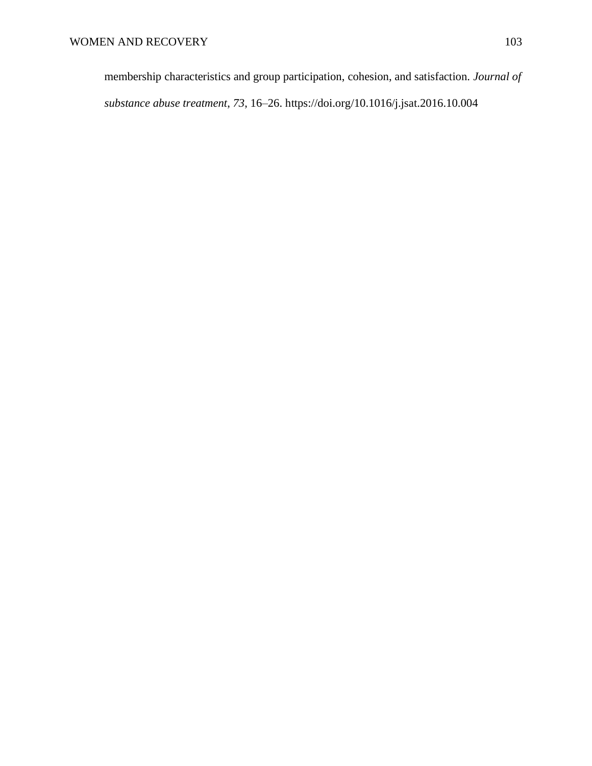membership characteristics and group participation, cohesion, and satisfaction. *Journal of substance abuse treatment*, *73*, 16–26. https://doi.org/10.1016/j.jsat.2016.10.004